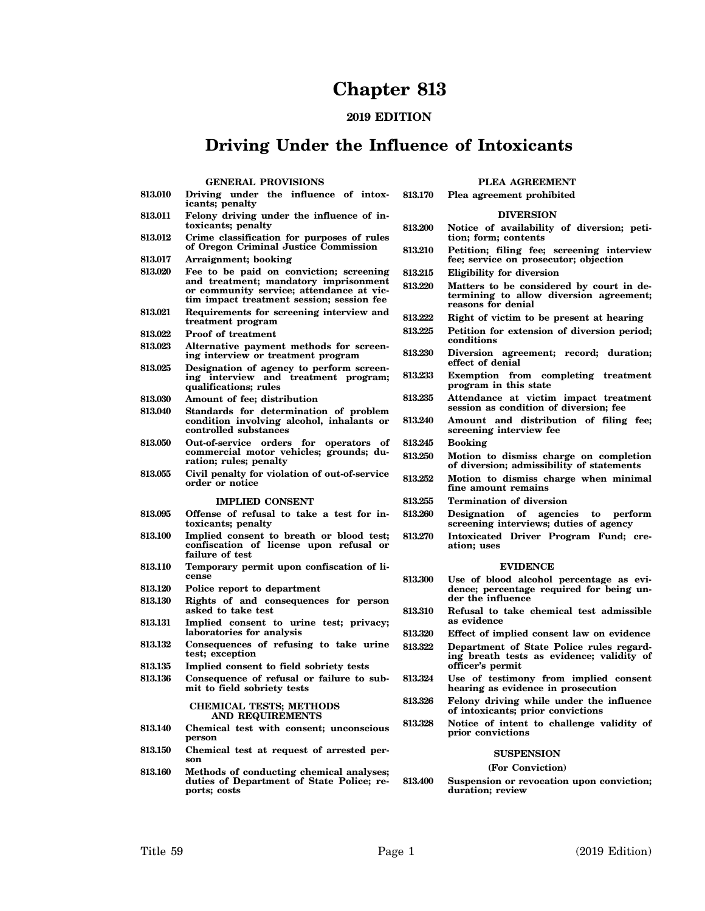# Chapter 813

**2019 EDITION**

# Driving Under the Influence of Intoxicants

**GENERAL PROVISIONS**

**813.010** Driving under the influence of intoxicants; penalty

**813.011** Felony driving under the influence of intoxicants; penalty

**813.012** Crime classification for purposes of rules of Oregon Criminal Justice Commission

**813.017** Arraignment; booking

**813.020** Fee to be paid on conviction; screening and treatment; mandatory imprisonment or community service; attendance at victim impact treatment session; session fee

**813.021** Requirements for screening interview and treatment program

**813.022** Proof of treatment

**813.023** Alternative payment methods for screening interview or treatment program

**813.025** Designation of agency to perform screening interview and treatment program; qualifications; rules

**813.030** Amount of fee; distribution

**813.040** Standards for determination of problem condition involving alcohol, inhalants or controlled substances

**813.050** Out-of-service orders for operators of commercial motor vehicles; grounds; duration; rules; penalty

**813.055** Civil penalty for violation of out-of-service order or notice

**IMPLIED CONSENT**

**813.095** Offense of refusal to take a test for intoxicants; penalty

**813.100** Implied consent to breath or blood test; confiscation of license upon refusal or failure of test

**813.110** Temporary permit upon confiscation of license

**813.120** Police report to department

**813.130** Rights of and consequences for person asked to take test

**813.131** Implied consent to urine test; privacy; laboratories for analysis

**813.132** Consequences of refusing to take urine test; exception

**813.135** Implied consent to field sobriety tests

**813.136** Consequence of refusal or failure to submit to field sobriety tests

**CHEMICAL TESTS; METHODS AND REQUIREMENTS**

**813.140** Chemical test with consent; unconscious person

**813.150** Chemical test at request of arrested person

**813.160** Methods of conducting chemical analyses; duties of Department of State Police; reports; costs

**PLEA AGREEMENT**

**813.170** Plea agreement prohibited

**DIVERSION**

**813.200** Notice of availability of diversion; petition; form; contents

**813.210** Petition; filing fee; screening interview fee; service on prosecutor; objection

**813.215** Eligibility for diversion

**813.220** Matters to be considered by court in determining to allow diversion agreement; reasons for denial

**813.222** Right of victim to be present at hearing

**813.225** Petition for extension of diversion period; conditions

**813.230** Diversion agreement; record; duration; effect of denial

**813.233** Exemption from completing treatment program in this state

**813.235** Attendance at victim impact treatment session as condition of diversion; fee

**813.240** Amount and distribution of filing fee; screening interview fee

**813.245** Booking

**813.250** Motion to dismiss charge on completion of diversion; admissibility of statements

**813.252** Motion to dismiss charge when minimal fine amount remains

**813.255** Termination of diversion

**813.260** Designation of agencies to perform screening interviews; duties of agency

**813.270** Intoxicated Driver Program Fund; creation; uses

**EVIDENCE**

**813.300** Use of blood alcohol percentage as evidence; percentage required for being under the influence

**813.310** Refusal to take chemical test admissible as evidence

**813.320** Effect of implied consent law on evidence

**813.322** Department of State Police rules regarding breath tests as evidence; validity of officer's permit

**813.324** Use of testimony from implied consent hearing as evidence in prosecution

**813.326** Felony driving while under the influence of intoxicants; prior convictions

**813.328** Notice of intent to challenge validity of prior convictions

**SUSPENSION**

**(For Conviction)**

**813.400** Suspension or revocation upon conviction; duration; review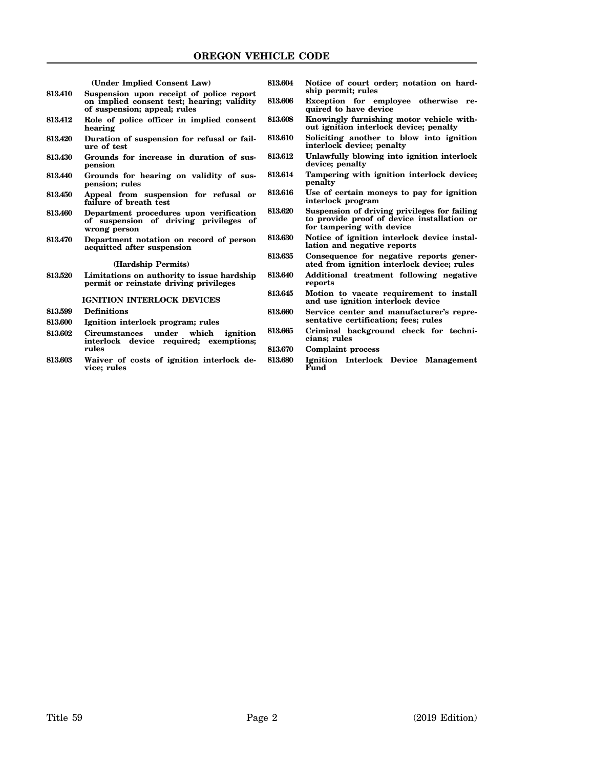(Under Implied Consent Law)

813.410 **Suspension upon receipt of police report on implied consent test; hearing; validity of suspension; appeal; rules**

813.412 **Role of police officer in implied consent hearing**

813.420 **Duration of suspension for refusal or failure of test**

813.430 **Grounds for increase in duration of suspension**

813.440 **Grounds for hearing on validity of suspension; rules**

813.450 **Appeal from suspension for refusal or failure of breath test**

813.460 **Department procedures upon verification of suspension of driving privileges of wrong person**

813.470 **Department notation on record of person acquitted after suspension**

(Hardship Permits)

813.520 **Limitations on authority to issue hardship permit or reinstate driving privileges**

IGNITION INTERLOCK DEVICES

813.599 **Definitions**

813.600 **Ignition interlock program; rules**

813.602 **Circumstances under which ignition interlock device required; exemptions; rules**

813.603 **Waiver of costs of ignition interlock device; rules**

813.604 **Notice of court order; notation on hardship permit; rules**

813.606 **Exception for employee otherwise required to have device**

813.608 **Knowingly furnishing motor vehicle without ignition interlock device; penalty**

813.610 **Soliciting another to blow into ignition interlock device; penalty**

813.612 **Unlawfully blowing into ignition interlock device; penalty**

813.614 **Tampering with ignition interlock device; penalty**

813.616 **Use of certain moneys to pay for ignition interlock program**

813.620 **Suspension of driving privileges for failing to provide proof of device installation or for tampering with device**

813.630 **Notice of ignition interlock device installation and negative reports**

813.635 **Consequence for negative reports generated from ignition interlock device; rules**

813.640 **Additional treatment following negative reports**

813.645 **Motion to vacate requirement to install and use ignition interlock device**

813.660 **Service center and manufacturer's representative certification; fees; rules**

813.665 **Criminal background check for technicians; rules**

813.670 **Complaint process**

813.680 **Ignition Interlock Device Management Fund**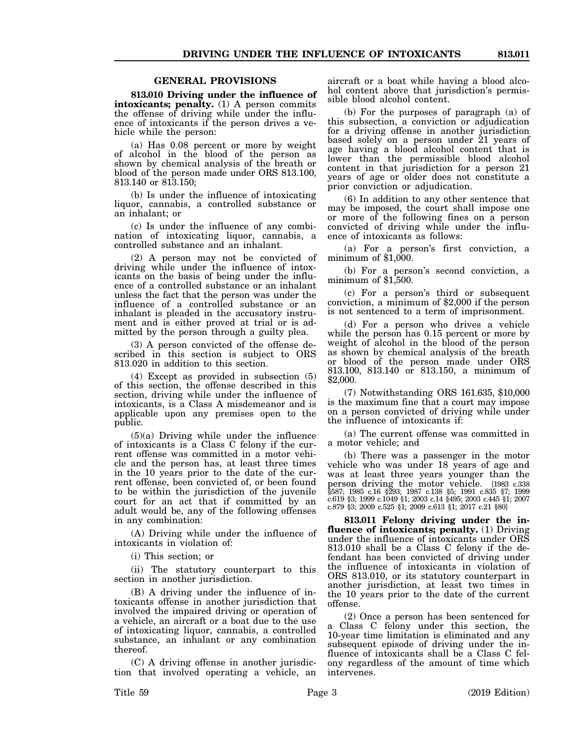## GENERAL PROVISIONS

**813.010 Driving under the influence of intoxicants; penalty.** (1) A person commits the offense of driving while under the influence of intoxicants if the person drives a vehicle while the person:

(a) Has 0.08 percent or more by weight of alcohol in the blood of the person as shown by chemical analysis of the breath or blood of the person made under ORS 813.100, 813.140 or 813.150;

(b) Is under the influence of intoxicating liquor, cannabis, a controlled substance or an inhalant; or

(c) Is under the influence of any combination of intoxicating liquor, cannabis, a controlled substance and an inhalant.

(2) A person may not be convicted of driving while under the influence of intoxicants on the basis of being under the influence of a controlled substance or an inhalant unless the fact that the person was under the influence of a controlled substance or an inhalant is pleaded in the accusatory instrument and is either proved at trial or is admitted by the person through a guilty plea.

(3) A person convicted of the offense described in this section is subject to ORS 813.020 in addition to this section.

(4) Except as provided in subsection (5) of this section, the offense described in this section, driving while under the influence of intoxicants, is a Class A misdemeanor and is applicable upon any premises open to the public.

(5)(a) Driving while under the influence of intoxicants is a Class C felony if the current offense was committed in a motor vehicle and the person has, at least three times in the 10 years prior to the date of the current offense, been convicted of, or been found to be within the jurisdiction of the juvenile court for an act that if committed by an adult would be, any of the following offenses in any combination:

(A) Driving while under the influence of intoxicants in violation of:

(i) This section; or

(ii) The statutory counterpart to this section in another jurisdiction.

(B) A driving under the influence of intoxicants offense in another jurisdiction that involved the impaired driving or operation of a vehicle, an aircraft or a boat due to the use of intoxicating liquor, cannabis, a controlled substance, an inhalant or any combination thereof.

(C) A driving offense in another jurisdiction that involved operating a vehicle, an aircraft or a boat while having a blood alcohol content above that jurisdiction's permissible blood alcohol content.

(b) For the purposes of paragraph (a) of this subsection, a conviction or adjudication for a driving offense in another jurisdiction based solely on a person under 21 years of age having a blood alcohol content that is lower than the permissible blood alcohol content in that jurisdiction for a person 21 years of age or older does not constitute a prior conviction or adjudication.

(6) In addition to any other sentence that may be imposed, the court shall impose one or more of the following fines on a person convicted of driving while under the influence of intoxicants as follows:

(a) For a person's first conviction, a minimum of $1,000.

(b) For a person's second conviction, a minimum of $1,500.

(c) For a person's third or subsequent conviction, a minimum of $2,000 if the person is not sentenced to a term of imprisonment.

(d) For a person who drives a vehicle while the person has 0.15 percent or more by weight of alcohol in the blood of the person as shown by chemical analysis of the breath or blood of the person made under ORS 813.100, 813.140 or 813.150, a minimum of $2,000.

(7) Notwithstanding ORS 161.635, $10,000 is the maximum fine that a court may impose on a person convicted of driving while under the influence of intoxicants if:

(a) The current offense was committed in a motor vehicle; and

(b) There was a passenger in the motor vehicle who was under 18 years of age and was at least three years younger than the person driving the motor vehicle. [1983 c.338 §587; 1985 c.16 §293; 1987 c.138 §5; 1991 c.835 §7; 1999 c.619 §3; 1999 c.1049 §1; 2003 c.14 §495; 2003 c.445 §1; 2007 c.879 §3; 2009 c.525 §1; 2009 c.613 §1; 2017 c.21 §80]

**813.011 Felony driving under the influence of intoxicants; penalty.** (1) Driving under the influence of intoxicants under ORS 813.010 shall be a Class C felony if the defendant has been convicted of driving under the influence of intoxicants in violation of ORS 813.010, or its statutory counterpart in another jurisdiction, at least two times in the 10 years prior to the date of the current offense.

(2) Once a person has been sentenced for a Class C felony under this section, the 10-year time limitation is eliminated and any subsequent episode of driving under the influence of intoxicants shall be a Class C felony regardless of the amount of time which intervenes.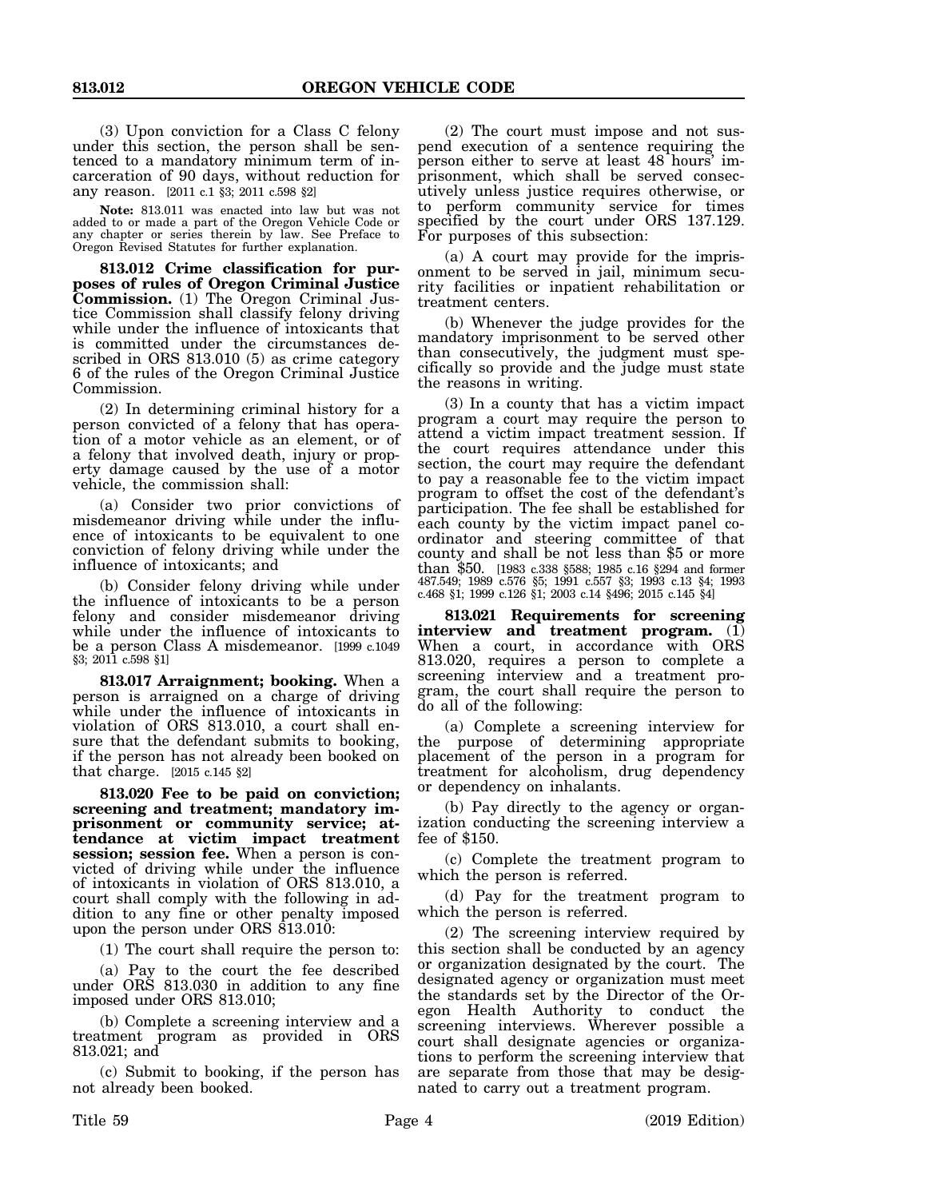(3) Upon conviction for a Class C felony under this section, the person shall be sentenced to a mandatory minimum term of incarceration of 90 days, without reduction for any reason. [2011 c.1 §3; 2011 c.598 §2]

**Note:** 813.011 was enacted into law but was not added to or made a part of the Oregon Vehicle Code or any chapter or series therein by law. See Preface to Oregon Revised Statutes for further explanation.

**813.012 Crime classification for purposes of rules of Oregon Criminal Justice Commission.** (1) The Oregon Criminal Justice Commission shall classify felony driving while under the influence of intoxicants that is committed under the circumstances described in ORS 813.010 (5) as crime category 6 of the rules of the Oregon Criminal Justice Commission.

(2) In determining criminal history for a person convicted of a felony that has operation of a motor vehicle as an element, or of a felony that involved death, injury or property damage caused by the use of a motor vehicle, the commission shall:

(a) Consider two prior convictions of misdemeanor driving while under the influence of intoxicants to be equivalent to one conviction of felony driving while under the influence of intoxicants; and

(b) Consider felony driving while under the influence of intoxicants to be a person felony and consider misdemeanor driving while under the influence of intoxicants to be a person Class A misdemeanor. [1999 c.1049 §3; 2011 c.598 §1]

**813.017 Arraignment; booking.** When a person is arraigned on a charge of driving while under the influence of intoxicants in violation of ORS 813.010, a court shall ensure that the defendant submits to booking, if the person has not already been booked on that charge. [2015 c.145 §2]

**813.020 Fee to be paid on conviction; screening and treatment; mandatory imprisonment or community service; attendance at victim impact treatment session; session fee.** When a person is convicted of driving while under the influence of intoxicants in violation of ORS 813.010, a court shall comply with the following in addition to any fine or other penalty imposed upon the person under ORS 813.010:

(1) The court shall require the person to:

(a) Pay to the court the fee described under ORS 813.030 in addition to any fine imposed under ORS 813.010;

(b) Complete a screening interview and a treatment program as provided in ORS 813.021; and

(c) Submit to booking, if the person has not already been booked.

(2) The court must impose and not suspend execution of a sentence requiring the person either to serve at least 48 hours' imprisonment, which shall be served consecutively unless justice requires otherwise, or to perform community service for times specified by the court under ORS 137.129. For purposes of this subsection:

(a) A court may provide for the imprisonment to be served in jail, minimum security facilities or inpatient rehabilitation or treatment centers.

(b) Whenever the judge provides for the mandatory imprisonment to be served other than consecutively, the judgment must specifically so provide and the judge must state the reasons in writing.

(3) In a county that has a victim impact program a court may require the person to attend a victim impact treatment session. If the court requires attendance under this section, the court may require the defendant to pay a reasonable fee to the victim impact program to offset the cost of the defendant's participation. The fee shall be established for each county by the victim impact panel coordinator and steering committee of that county and shall be not less than $5 or more than $50. [1983 c.338 §588; 1985 c.16 §294 and former 487.549; 1989 c.576 §5; 1991 c.557 §3; 1993 c.13 §4; 1993 c.468 §1; 1999 c.126 §1; 2003 c.14 §496; 2015 c.145 §4]

**813.021 Requirements for screening interview and treatment program.** (1) When a court, in accordance with ORS 813.020, requires a person to complete a screening interview and a treatment program, the court shall require the person to do all of the following:

(a) Complete a screening interview for the purpose of determining appropriate placement of the person in a program for treatment for alcoholism, drug dependency or dependency on inhalants.

(b) Pay directly to the agency or organization conducting the screening interview a fee of $150.

(c) Complete the treatment program to which the person is referred.

(d) Pay for the treatment program to which the person is referred.

(2) The screening interview required by this section shall be conducted by an agency or organization designated by the court. The designated agency or organization must meet the standards set by the Director of the Oregon Health Authority to conduct the screening interviews. Wherever possible a court shall designate agencies or organizations to perform the screening interview that are separate from those that may be designated to carry out a treatment program.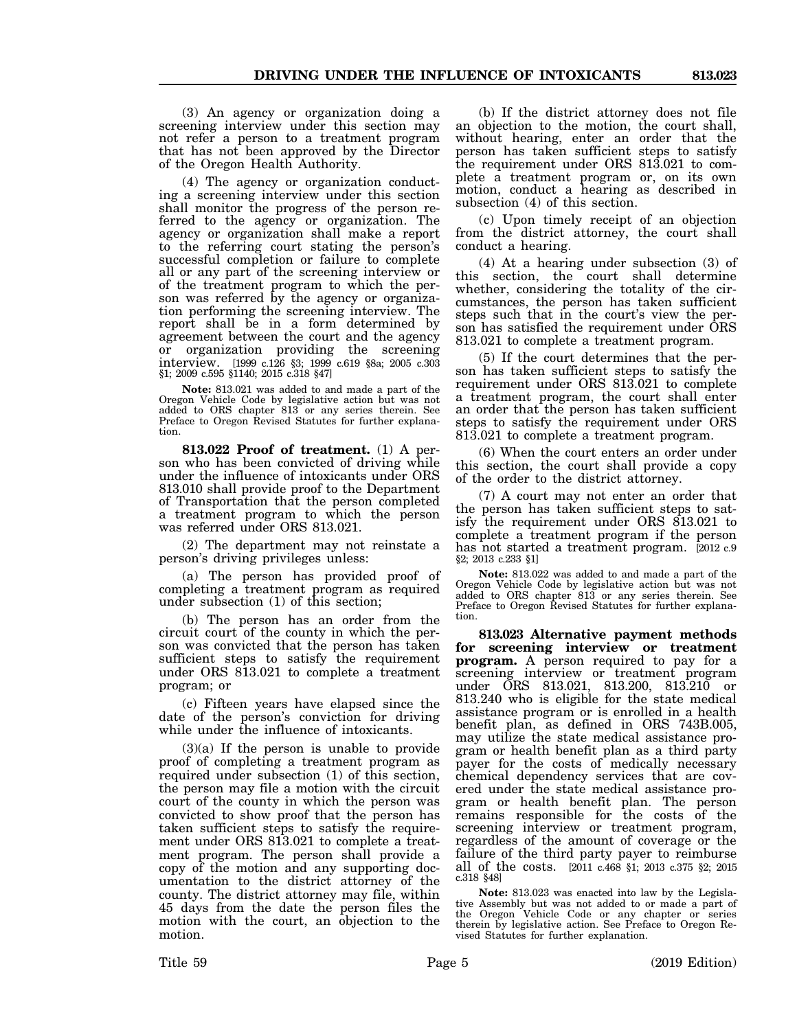(3) An agency or organization doing a screening interview under this section may not refer a person to a treatment program that has not been approved by the Director of the Oregon Health Authority.

(4) The agency or organization conducting a screening interview under this section shall monitor the progress of the person referred to the agency or organization. The agency or organization shall make a report to the referring court stating the person's successful completion or failure to complete all or any part of the screening interview or of the treatment program to which the person was referred by the agency or organization performing the screening interview. The report shall be in a form determined by agreement between the court and the agency or organization providing the screening interview. [1999 c.126 §3; 1999 c.619 §8a; 2005 c.303 §1; 2009 c.595 §1140; 2015 c.318 §47]

**Note:** 813.021 was added to and made a part of the Oregon Vehicle Code by legislative action but was not added to ORS chapter 813 or any series therein. See Preface to Oregon Revised Statutes for further explanation.

**813.022 Proof of treatment.** (1) A person who has been convicted of driving while under the influence of intoxicants under ORS 813.010 shall provide proof to the Department of Transportation that the person completed a treatment program to which the person was referred under ORS 813.021.

(2) The department may not reinstate a person's driving privileges unless:

(a) The person has provided proof of completing a treatment program as required under subsection (1) of this section;

(b) The person has an order from the circuit court of the county in which the person was convicted that the person has taken sufficient steps to satisfy the requirement under ORS 813.021 to complete a treatment program; or

(c) Fifteen years have elapsed since the date of the person's conviction for driving while under the influence of intoxicants.

(3)(a) If the person is unable to provide proof of completing a treatment program as required under subsection (1) of this section, the person may file a motion with the circuit court of the county in which the person was convicted to show proof that the person has taken sufficient steps to satisfy the requirement under ORS 813.021 to complete a treatment program. The person shall provide a copy of the motion and any supporting documentation to the district attorney of the county. The district attorney may file, within 45 days from the date the person files the motion with the court, an objection to the motion.

(b) If the district attorney does not file an objection to the motion, the court shall, without hearing, enter an order that the person has taken sufficient steps to satisfy the requirement under ORS 813.021 to complete a treatment program or, on its own motion, conduct a hearing as described in subsection (4) of this section.

(c) Upon timely receipt of an objection from the district attorney, the court shall conduct a hearing.

(4) At a hearing under subsection (3) of this section, the court shall determine whether, considering the totality of the circumstances, the person has taken sufficient steps such that in the court's view the person has satisfied the requirement under ORS 813.021 to complete a treatment program.

(5) If the court determines that the person has taken sufficient steps to satisfy the requirement under ORS 813.021 to complete a treatment program, the court shall enter an order that the person has taken sufficient steps to satisfy the requirement under ORS 813.021 to complete a treatment program.

(6) When the court enters an order under this section, the court shall provide a copy of the order to the district attorney.

(7) A court may not enter an order that the person has taken sufficient steps to satisfy the requirement under ORS 813.021 to complete a treatment program if the person has not started a treatment program. [2012 c.9 §2; 2013 c.233 §1]

**Note:** 813.022 was added to and made a part of the Oregon Vehicle Code by legislative action but was not added to ORS chapter 813 or any series therein. See Preface to Oregon Revised Statutes for further explanation.

**813.023 Alternative payment methods for screening interview or treatment program.** A person required to pay for a screening interview or treatment program under ORS 813.021, 813.200, 813.210 or 813.240 who is eligible for the state medical assistance program or is enrolled in a health benefit plan, as defined in ORS 743B.005, may utilize the state medical assistance program or health benefit plan as a third party payer for the costs of medically necessary chemical dependency services that are covered under the state medical assistance program or health benefit plan. The person remains responsible for the costs of the screening interview or treatment program, regardless of the amount of coverage or the failure of the third party payer to reimburse all of the costs. [2011 c.468 §1; 2013 c.375 §2; 2015 c.318 §48]

**Note:** 813.023 was enacted into law by the Legislative Assembly but was not added to or made a part of the Oregon Vehicle Code or any chapter or series therein by legislative action. See Preface to Oregon Revised Statutes for further explanation.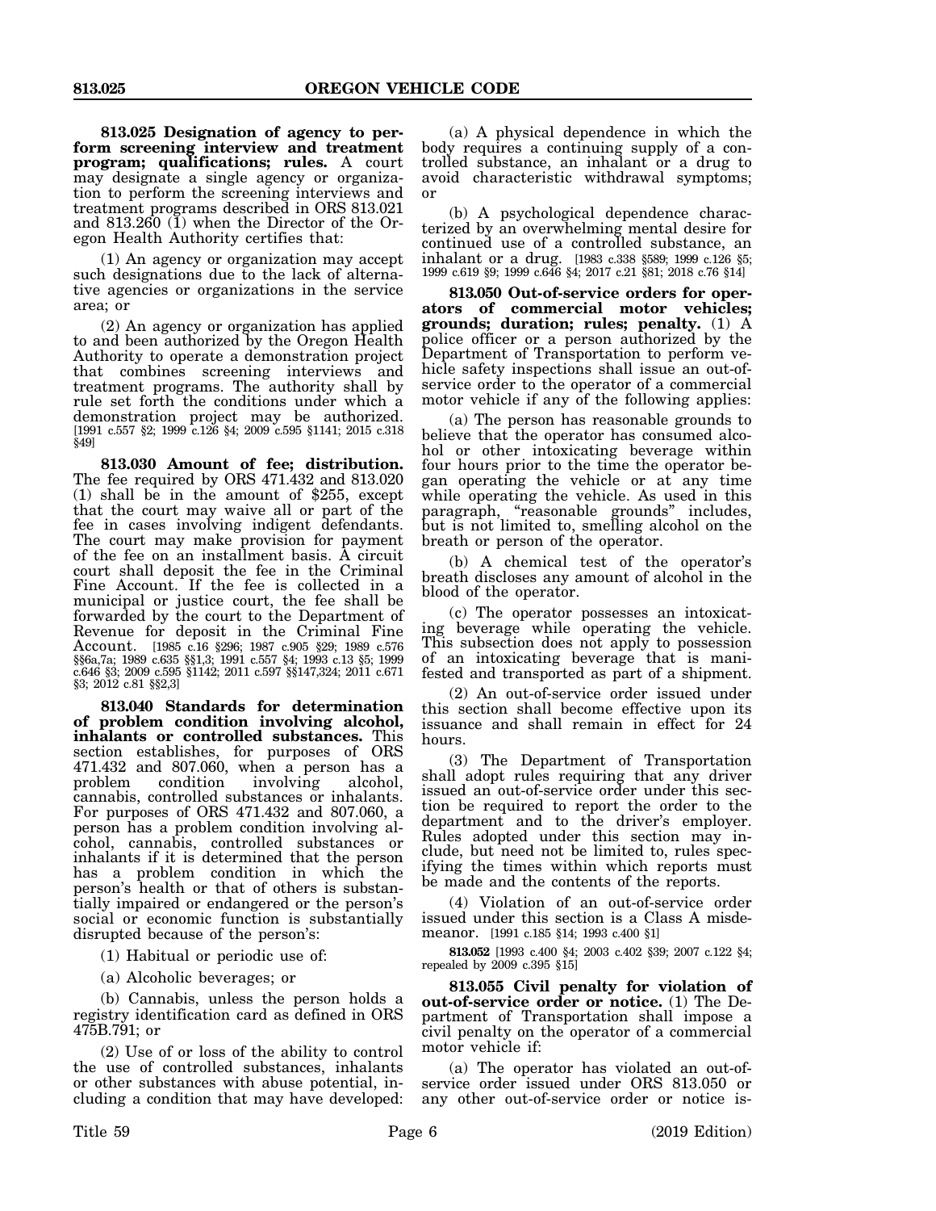**813.025 Designation of agency to perform screening interview and treatment program; qualifications; rules.** A court may designate a single agency or organization to perform the screening interviews and treatment programs described in ORS 813.021 and 813.260 (1) when the Director of the Oregon Health Authority certifies that:

(1) An agency or organization may accept such designations due to the lack of alternative agencies or organizations in the service area; or

(2) An agency or organization has applied to and been authorized by the Oregon Health Authority to operate a demonstration project that combines screening interviews and treatment programs. The authority shall by rule set forth the conditions under which a demonstration project may be authorized. [1991 c.557 §2; 1999 c.126 §4; 2009 c.595 §1141; 2015 c.318 §49]

**813.030 Amount of fee; distribution.** The fee required by ORS 471.432 and 813.020 (1) shall be in the amount of $255, except that the court may waive all or part of the fee in cases involving indigent defendants. The court may make provision for payment of the fee on an installment basis. A circuit court shall deposit the fee in the Criminal Fine Account. If the fee is collected in a municipal or justice court, the fee shall be forwarded by the court to the Department of Revenue for deposit in the Criminal Fine Account. [1985 c.16 §296; 1987 c.905 §29; 1989 c.576 §§6a,7a; 1989 c.635 §§1,3; 1991 c.557 §4; 1993 c.13 §5; 1999 c.646 §3; 2009 c.595 §1142; 2011 c.597 §§147,324; 2011 c.671 §3; 2012 c.81 §§2,3]

**813.040 Standards for determination of problem condition involving alcohol, inhalants or controlled substances.** This section establishes, for purposes of ORS 471.432 and 807.060, when a person has a problem condition involving alcohol, cannabis, controlled substances or inhalants. For purposes of ORS 471.432 and 807.060, a person has a problem condition involving alcohol, cannabis, controlled substances or inhalants if it is determined that the person has a problem condition in which the person's health or that of others is substantially impaired or endangered or the person's social or economic function is substantially disrupted because of the person's:

(1) Habitual or periodic use of:

(a) Alcoholic beverages; or

(b) Cannabis, unless the person holds a registry identification card as defined in ORS 475B.791; or

(2) Use of or loss of the ability to control the use of controlled substances, inhalants or other substances with abuse potential, including a condition that may have developed:

(a) A physical dependence in which the body requires a continuing supply of a controlled substance, an inhalant or a drug to avoid characteristic withdrawal symptoms; or

(b) A psychological dependence characterized by an overwhelming mental desire for continued use of a controlled substance, an inhalant or a drug. [1983 c.338 §589; 1999 c.126 §5; 1999 c.619 §9; 1999 c.646 §4; 2017 c.21 §81; 2018 c.76 §14]

**813.050 Out-of-service orders for operators of commercial motor vehicles; grounds; duration; rules; penalty.** (1) A police officer or a person authorized by the Department of Transportation to perform vehicle safety inspections shall issue an out-of-service order to the operator of a commercial motor vehicle if any of the following applies:

(a) The person has reasonable grounds to believe that the operator has consumed alcohol or other intoxicating beverage within four hours prior to the time the operator began operating the vehicle or at any time while operating the vehicle. As used in this paragraph, "reasonable grounds" includes, but is not limited to, smelling alcohol on the breath or person of the operator.

(b) A chemical test of the operator's breath discloses any amount of alcohol in the blood of the operator.

(c) The operator possesses an intoxicating beverage while operating the vehicle. This subsection does not apply to possession of an intoxicating beverage that is manifested and transported as part of a shipment.

(2) An out-of-service order issued under this section shall become effective upon its issuance and shall remain in effect for 24 hours.

(3) The Department of Transportation shall adopt rules requiring that any driver issued an out-of-service order under this section be required to report the order to the department and to the driver's employer. Rules adopted under this section may include, but need not be limited to, rules specifying the times within which reports must be made and the contents of the reports.

(4) Violation of an out-of-service order issued under this section is a Class A misdemeanor. [1991 c.185 §14; 1993 c.400 §1]

**813.052** [1993 c.400 §4; 2003 c.402 §39; 2007 c.122 §4; repealed by 2009 c.395 §15]

**813.055 Civil penalty for violation of out-of-service order or notice.** (1) The Department of Transportation shall impose a civil penalty on the operator of a commercial motor vehicle if:

(a) The operator has violated an out-of-service order issued under ORS 813.050 or any other out-of-service order or notice is-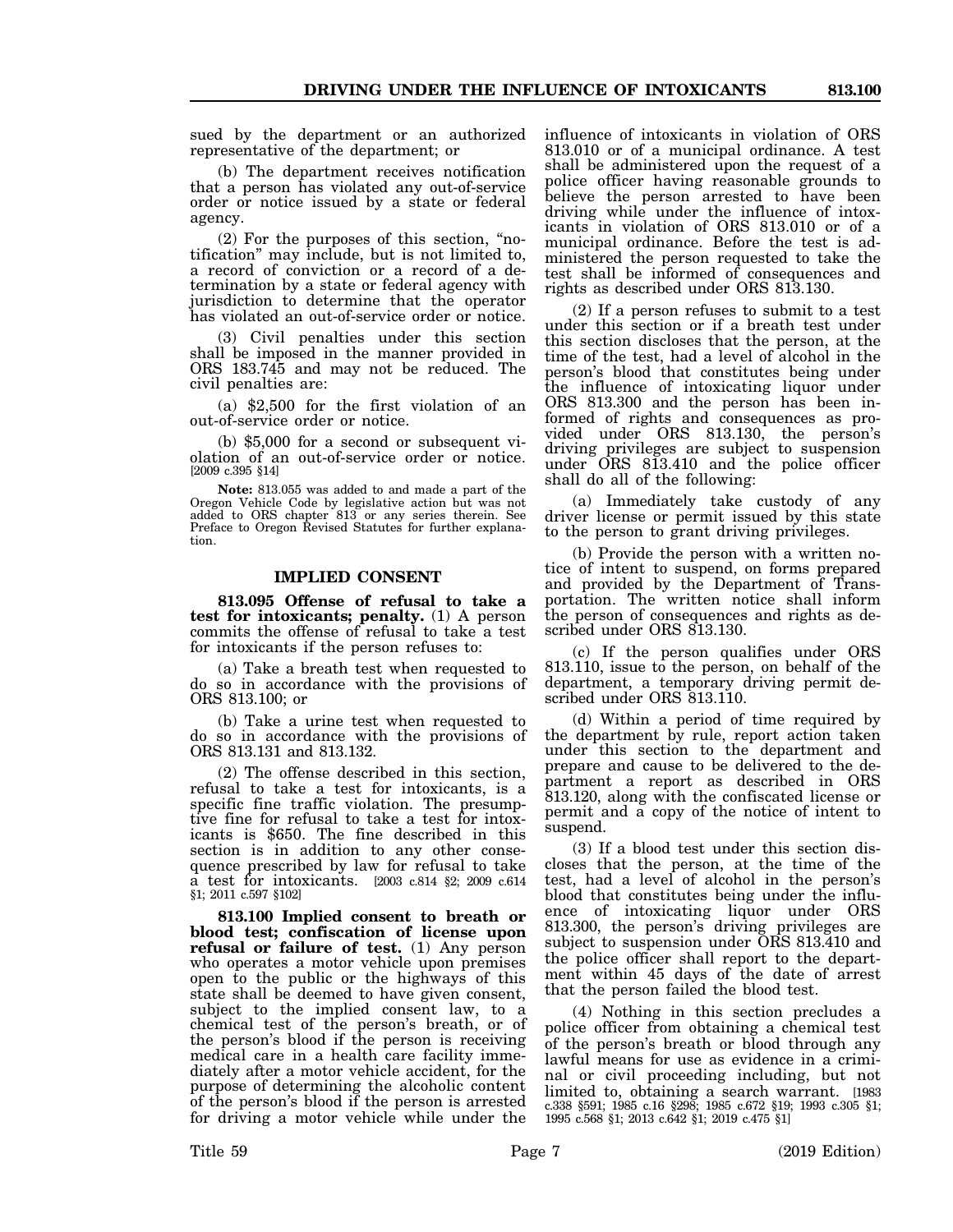sued by the department or an authorized representative of the department; or

(b) The department receives notification that a person has violated any out-of-service order or notice issued by a state or federal agency.

(2) For the purposes of this section, "notification" may include, but is not limited to, a record of conviction or a record of a determination by a state or federal agency with jurisdiction to determine that the operator has violated an out-of-service order or notice.

(3) Civil penalties under this section shall be imposed in the manner provided in ORS 183.745 and may not be reduced. The civil penalties are:

(a) $2,500 for the first violation of an out-of-service order or notice.

(b) $5,000 for a second or subsequent violation of an out-of-service order or notice. [2009 c.395 §14]

**Note:** 813.055 was added to and made a part of the Oregon Vehicle Code by legislative action but was not added to ORS chapter 813 or any series therein. See Preface to Oregon Revised Statutes for further explanation.

## IMPLIED CONSENT

**813.095 Offense of refusal to take a test for intoxicants; penalty.** (1) A person commits the offense of refusal to take a test for intoxicants if the person refuses to:

(a) Take a breath test when requested to do so in accordance with the provisions of ORS 813.100; or

(b) Take a urine test when requested to do so in accordance with the provisions of ORS 813.131 and 813.132.

(2) The offense described in this section, refusal to take a test for intoxicants, is a specific fine traffic violation. The presumptive fine for refusal to take a test for intoxicants is $650. The fine described in this section is in addition to any other consequence prescribed by law for refusal to take a test for intoxicants. [2003 c.814 §2; 2009 c.614 §1; 2011 c.597 §102]

**813.100 Implied consent to breath or blood test; confiscation of license upon refusal or failure of test.** (1) Any person who operates a motor vehicle upon premises open to the public or the highways of this state shall be deemed to have given consent, subject to the implied consent law, to a chemical test of the person's breath, or of the person's blood if the person is receiving medical care in a health care facility immediately after a motor vehicle accident, for the purpose of determining the alcoholic content of the person's blood if the person is arrested for driving a motor vehicle while under the influence of intoxicants in violation of ORS 813.010 or of a municipal ordinance. A test shall be administered upon the request of a police officer having reasonable grounds to believe the person arrested to have been driving while under the influence of intoxicants in violation of ORS 813.010 or of a municipal ordinance. Before the test is administered the person requested to take the test shall be informed of consequences and rights as described under ORS 813.130.

(2) If a person refuses to submit to a test under this section or if a breath test under this section discloses that the person, at the time of the test, had a level of alcohol in the person's blood that constitutes being under the influence of intoxicating liquor under ORS 813.300 and the person has been informed of rights and consequences as provided under ORS 813.130, the person's driving privileges are subject to suspension under ORS 813.410 and the police officer shall do all of the following:

(a) Immediately take custody of any driver license or permit issued by this state to the person to grant driving privileges.

(b) Provide the person with a written notice of intent to suspend, on forms prepared and provided by the Department of Transportation. The written notice shall inform the person of consequences and rights as described under ORS 813.130.

(c) If the person qualifies under ORS 813.110, issue to the person, on behalf of the department, a temporary driving permit described under ORS 813.110.

(d) Within a period of time required by the department by rule, report action taken under this section to the department and prepare and cause to be delivered to the department a report as described in ORS 813.120, along with the confiscated license or permit and a copy of the notice of intent to suspend.

(3) If a blood test under this section discloses that the person, at the time of the test, had a level of alcohol in the person's blood that constitutes being under the influence of intoxicating liquor under ORS 813.300, the person's driving privileges are subject to suspension under ORS 813.410 and the police officer shall report to the department within 45 days of the date of arrest that the person failed the blood test.

(4) Nothing in this section precludes a police officer from obtaining a chemical test of the person's breath or blood through any lawful means for use as evidence in a criminal or civil proceeding including, but not limited to, obtaining a search warrant. [1983 c.338 §591; 1985 c.16 §298; 1985 c.672 §19; 1993 c.305 §1; 1995 c.568 §1; 2013 c.642 §1; 2019 c.475 §1]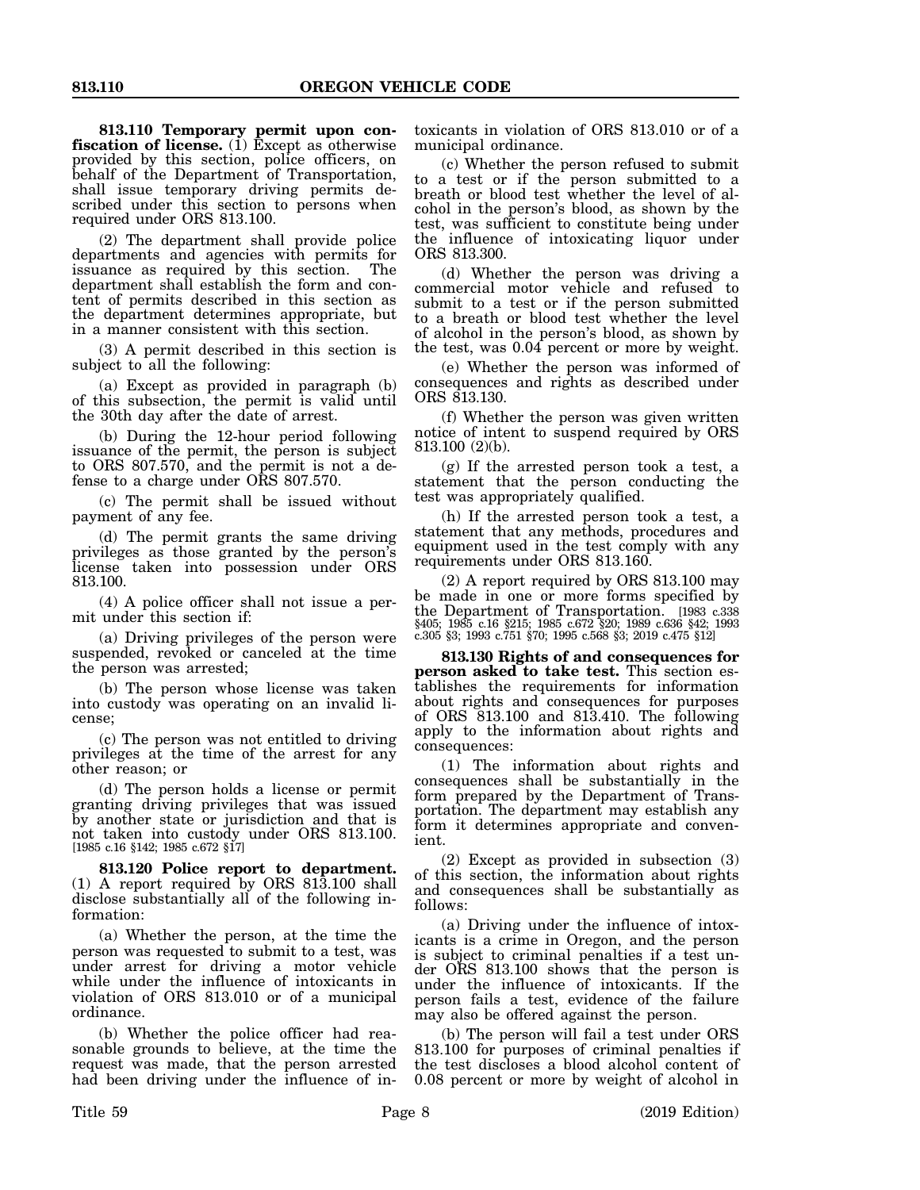**813.110 Temporary permit upon confiscation of license.** (1) Except as otherwise provided by this section, police officers, on behalf of the Department of Transportation, shall issue temporary driving permits described under this section to persons when required under ORS 813.100.

(2) The department shall provide police departments and agencies with permits for issuance as required by this section. The department shall establish the form and content of permits described in this section as the department determines appropriate, but in a manner consistent with this section.

(3) A permit described in this section is subject to all the following:

(a) Except as provided in paragraph (b) of this subsection, the permit is valid until the 30th day after the date of arrest.

(b) During the 12-hour period following issuance of the permit, the person is subject to ORS 807.570, and the permit is not a defense to a charge under ORS 807.570.

(c) The permit shall be issued without payment of any fee.

(d) The permit grants the same driving privileges as those granted by the person's license taken into possession under ORS 813.100.

(4) A police officer shall not issue a permit under this section if:

(a) Driving privileges of the person were suspended, revoked or canceled at the time the person was arrested;

(b) The person whose license was taken into custody was operating on an invalid license;

(c) The person was not entitled to driving privileges at the time of the arrest for any other reason; or

(d) The person holds a license or permit granting driving privileges that was issued by another state or jurisdiction and that is not taken into custody under ORS 813.100. [1985 c.16 §142; 1985 c.672 §17]

**813.120 Police report to department.** (1) A report required by ORS 813.100 shall disclose substantially all of the following information:

(a) Whether the person, at the time the person was requested to submit to a test, was under arrest for driving a motor vehicle while under the influence of intoxicants in violation of ORS 813.010 or of a municipal ordinance.

(b) Whether the police officer had reasonable grounds to believe, at the time the request was made, that the person arrested had been driving under the influence of intoxicants in violation of ORS 813.010 or of a municipal ordinance.

(c) Whether the person refused to submit to a test or if the person submitted to a breath or blood test whether the level of alcohol in the person's blood, as shown by the test, was sufficient to constitute being under the influence of intoxicating liquor under ORS 813.300.

(d) Whether the person was driving a commercial motor vehicle and refused to submit to a test or if the person submitted to a breath or blood test whether the level of alcohol in the person's blood, as shown by the test, was 0.04 percent or more by weight.

(e) Whether the person was informed of consequences and rights as described under ORS 813.130.

(f) Whether the person was given written notice of intent to suspend required by ORS 813.100 (2)(b).

(g) If the arrested person took a test, a statement that the person conducting the test was appropriately qualified.

(h) If the arrested person took a test, a statement that any methods, procedures and equipment used in the test comply with any requirements under ORS 813.160.

(2) A report required by ORS 813.100 may be made in one or more forms specified by the Department of Transportation. [1983 c.338 §405; 1985 c.16 §215; 1985 c.672 §20; 1989 c.636 §42; 1993 c.305 §3; 1993 c.751 §70; 1995 c.568 §3; 2019 c.475 §12]

**813.130 Rights of and consequences for person asked to take test.** This section establishes the requirements for information about rights and consequences for purposes of ORS 813.100 and 813.410. The following apply to the information about rights and consequences:

(1) The information about rights and consequences shall be substantially in the form prepared by the Department of Transportation. The department may establish any form it determines appropriate and convenient.

(2) Except as provided in subsection (3) of this section, the information about rights and consequences shall be substantially as follows:

(a) Driving under the influence of intoxicants is a crime in Oregon, and the person is subject to criminal penalties if a test under ORS 813.100 shows that the person is under the influence of intoxicants. If the person fails a test, evidence of the failure may also be offered against the person.

(b) The person will fail a test under ORS 813.100 for purposes of criminal penalties if the test discloses a blood alcohol content of 0.08 percent or more by weight of alcohol in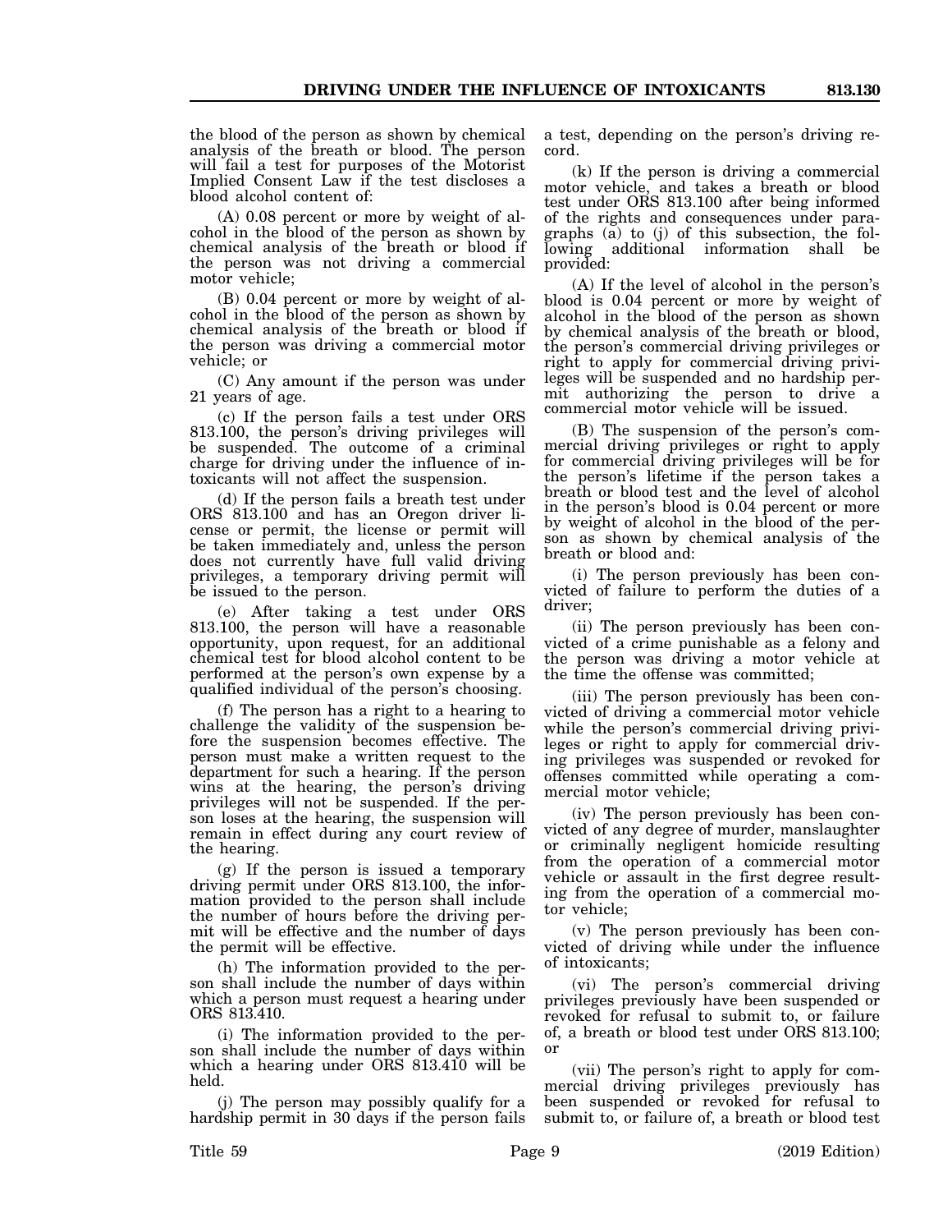the blood of the person as shown by chemical analysis of the breath or blood. The person will fail a test for purposes of the Motorist Implied Consent Law if the test discloses a blood alcohol content of:

(A) 0.08 percent or more by weight of alcohol in the blood of the person as shown by chemical analysis of the breath or blood if the person was not driving a commercial motor vehicle;

(B) 0.04 percent or more by weight of alcohol in the blood of the person as shown by chemical analysis of the breath or blood if the person was driving a commercial motor vehicle; or

(C) Any amount if the person was under 21 years of age.

(c) If the person fails a test under ORS 813.100, the person's driving privileges will be suspended. The outcome of a criminal charge for driving under the influence of intoxicants will not affect the suspension.

(d) If the person fails a breath test under ORS 813.100 and has an Oregon driver license or permit, the license or permit will be taken immediately and, unless the person does not currently have full valid driving privileges, a temporary driving permit will be issued to the person.

(e) After taking a test under ORS 813.100, the person will have a reasonable opportunity, upon request, for an additional chemical test for blood alcohol content to be performed at the person's own expense by a qualified individual of the person's choosing.

(f) The person has a right to a hearing to challenge the validity of the suspension before the suspension becomes effective. The person must make a written request to the department for such a hearing. If the person wins at the hearing, the person's driving privileges will not be suspended. If the person loses at the hearing, the suspension will remain in effect during any court review of the hearing.

(g) If the person is issued a temporary driving permit under ORS 813.100, the information provided to the person shall include the number of hours before the driving permit will be effective and the number of days the permit will be effective.

(h) The information provided to the person shall include the number of days within which a person must request a hearing under ORS 813.410.

(i) The information provided to the person shall include the number of days within which a hearing under ORS 813.410 will be held.

(j) The person may possibly qualify for a hardship permit in 30 days if the person fails a test, depending on the person's driving record.

(k) If the person is driving a commercial motor vehicle, and takes a breath or blood test under ORS 813.100 after being informed of the rights and consequences under paragraphs (a) to (j) of this subsection, the following additional information shall be provided:

(A) If the level of alcohol in the person's blood is 0.04 percent or more by weight of alcohol in the blood of the person as shown by chemical analysis of the breath or blood, the person's commercial driving privileges or right to apply for commercial driving privileges will be suspended and no hardship permit authorizing the person to drive a commercial motor vehicle will be issued.

(B) The suspension of the person's commercial driving privileges or right to apply for commercial driving privileges will be for the person's lifetime if the person takes a breath or blood test and the level of alcohol in the person's blood is 0.04 percent or more by weight of alcohol in the blood of the person as shown by chemical analysis of the breath or blood and:

(i) The person previously has been convicted of failure to perform the duties of a driver;

(ii) The person previously has been convicted of a crime punishable as a felony and the person was driving a motor vehicle at the time the offense was committed;

(iii) The person previously has been convicted of driving a commercial motor vehicle while the person's commercial driving privileges or right to apply for commercial driving privileges was suspended or revoked for offenses committed while operating a commercial motor vehicle;

(iv) The person previously has been convicted of any degree of murder, manslaughter or criminally negligent homicide resulting from the operation of a commercial motor vehicle or assault in the first degree resulting from the operation of a commercial motor vehicle;

(v) The person previously has been convicted of driving while under the influence of intoxicants;

(vi) The person's commercial driving privileges previously have been suspended or revoked for refusal to submit to, or failure of, a breath or blood test under ORS 813.100; or

(vii) The person's right to apply for commercial driving privileges previously has been suspended or revoked for refusal to submit to, or failure of, a breath or blood test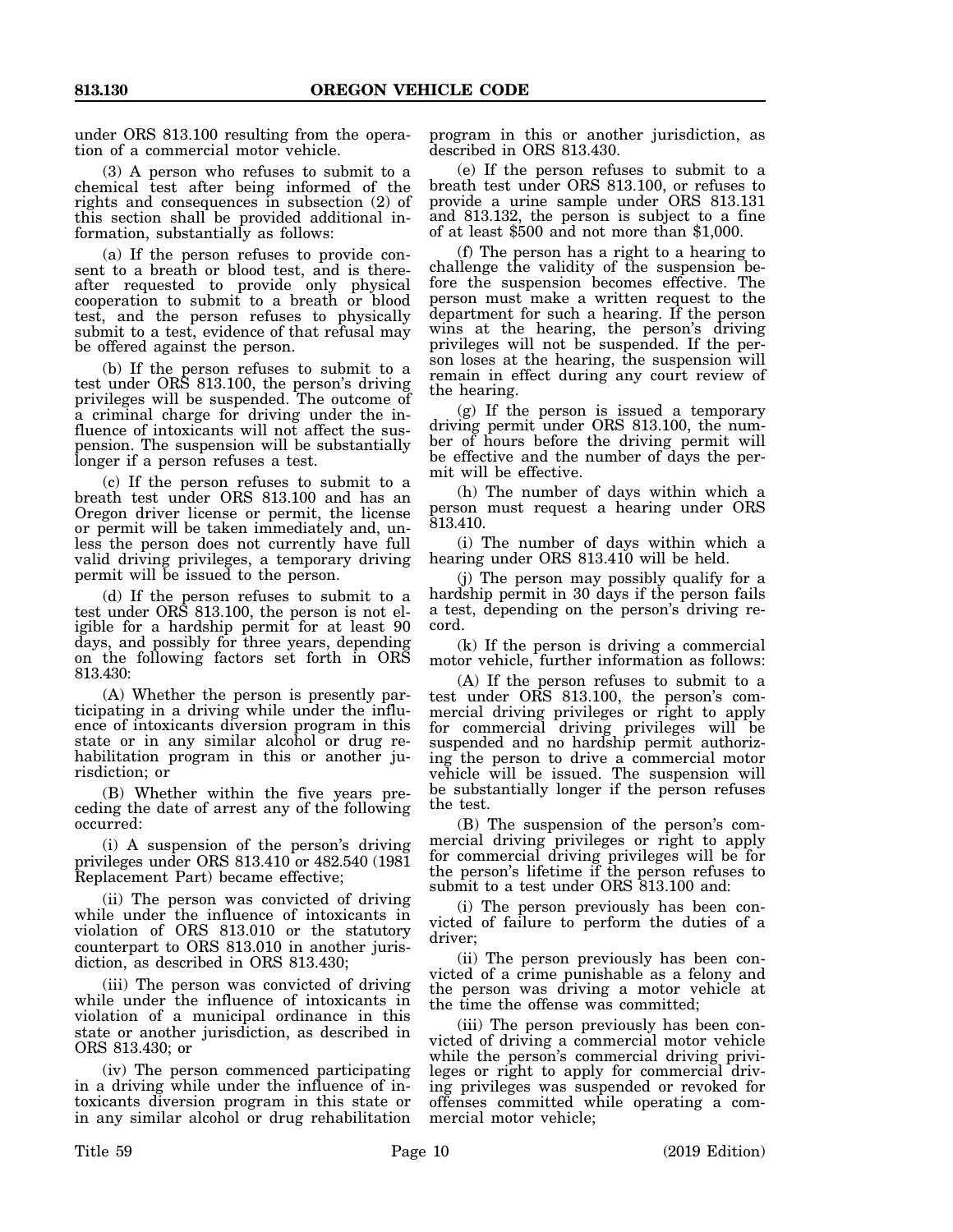under ORS 813.100 resulting from the operation of a commercial motor vehicle.

(3) A person who refuses to submit to a chemical test after being informed of the rights and consequences in subsection (2) of this section shall be provided additional information, substantially as follows:

(a) If the person refuses to provide consent to a breath or blood test, and is thereafter requested to provide only physical cooperation to submit to a breath or blood test, and the person refuses to physically submit to a test, evidence of that refusal may be offered against the person.

(b) If the person refuses to submit to a test under ORS 813.100, the person's driving privileges will be suspended. The outcome of a criminal charge for driving under the influence of intoxicants will not affect the suspension. The suspension will be substantially longer if a person refuses a test.

(c) If the person refuses to submit to a breath test under ORS 813.100 and has an Oregon driver license or permit, the license or permit will be taken immediately and, unless the person does not currently have full valid driving privileges, a temporary driving permit will be issued to the person.

(d) If the person refuses to submit to a test under ORS 813.100, the person is not eligible for a hardship permit for at least 90 days, and possibly for three years, depending on the following factors set forth in ORS 813.430:

(A) Whether the person is presently participating in a driving while under the influence of intoxicants diversion program in this state or in any similar alcohol or drug rehabilitation program in this or another jurisdiction; or

(B) Whether within the five years preceding the date of arrest any of the following occurred:

(i) A suspension of the person's driving privileges under ORS 813.410 or 482.540 (1981 Replacement Part) became effective;

(ii) The person was convicted of driving while under the influence of intoxicants in violation of ORS 813.010 or the statutory counterpart to ORS 813.010 in another jurisdiction, as described in ORS 813.430;

(iii) The person was convicted of driving while under the influence of intoxicants in violation of a municipal ordinance in this state or another jurisdiction, as described in ORS 813.430; or

(iv) The person commenced participating in a driving while under the influence of intoxicants diversion program in this state or in any similar alcohol or drug rehabilitation program in this or another jurisdiction, as described in ORS 813.430.

(e) If the person refuses to submit to a breath test under ORS 813.100, or refuses to provide a urine sample under ORS 813.131 and 813.132, the person is subject to a fine of at least $500 and not more than $1,000.

(f) The person has a right to a hearing to challenge the validity of the suspension before the suspension becomes effective. The person must make a written request to the department for such a hearing. If the person wins at the hearing, the person's driving privileges will not be suspended. If the person loses at the hearing, the suspension will remain in effect during any court review of the hearing.

(g) If the person is issued a temporary driving permit under ORS 813.100, the number of hours before the driving permit will be effective and the number of days the permit will be effective.

(h) The number of days within which a person must request a hearing under ORS 813.410.

(i) The number of days within which a hearing under ORS 813.410 will be held.

(j) The person may possibly qualify for a hardship permit in 30 days if the person fails a test, depending on the person's driving record.

(k) If the person is driving a commercial motor vehicle, further information as follows:

(A) If the person refuses to submit to a test under ORS 813.100, the person's commercial driving privileges or right to apply for commercial driving privileges will be suspended and no hardship permit authorizing the person to drive a commercial motor vehicle will be issued. The suspension will be substantially longer if the person refuses the test.

(B) The suspension of the person's commercial driving privileges or right to apply for commercial driving privileges will be for the person's lifetime if the person refuses to submit to a test under ORS 813.100 and:

(i) The person previously has been convicted of failure to perform the duties of a driver;

(ii) The person previously has been convicted of a crime punishable as a felony and the person was driving a motor vehicle at the time the offense was committed;

(iii) The person previously has been convicted of driving a commercial motor vehicle while the person's commercial driving privileges or right to apply for commercial driving privileges was suspended or revoked for offenses committed while operating a commercial motor vehicle;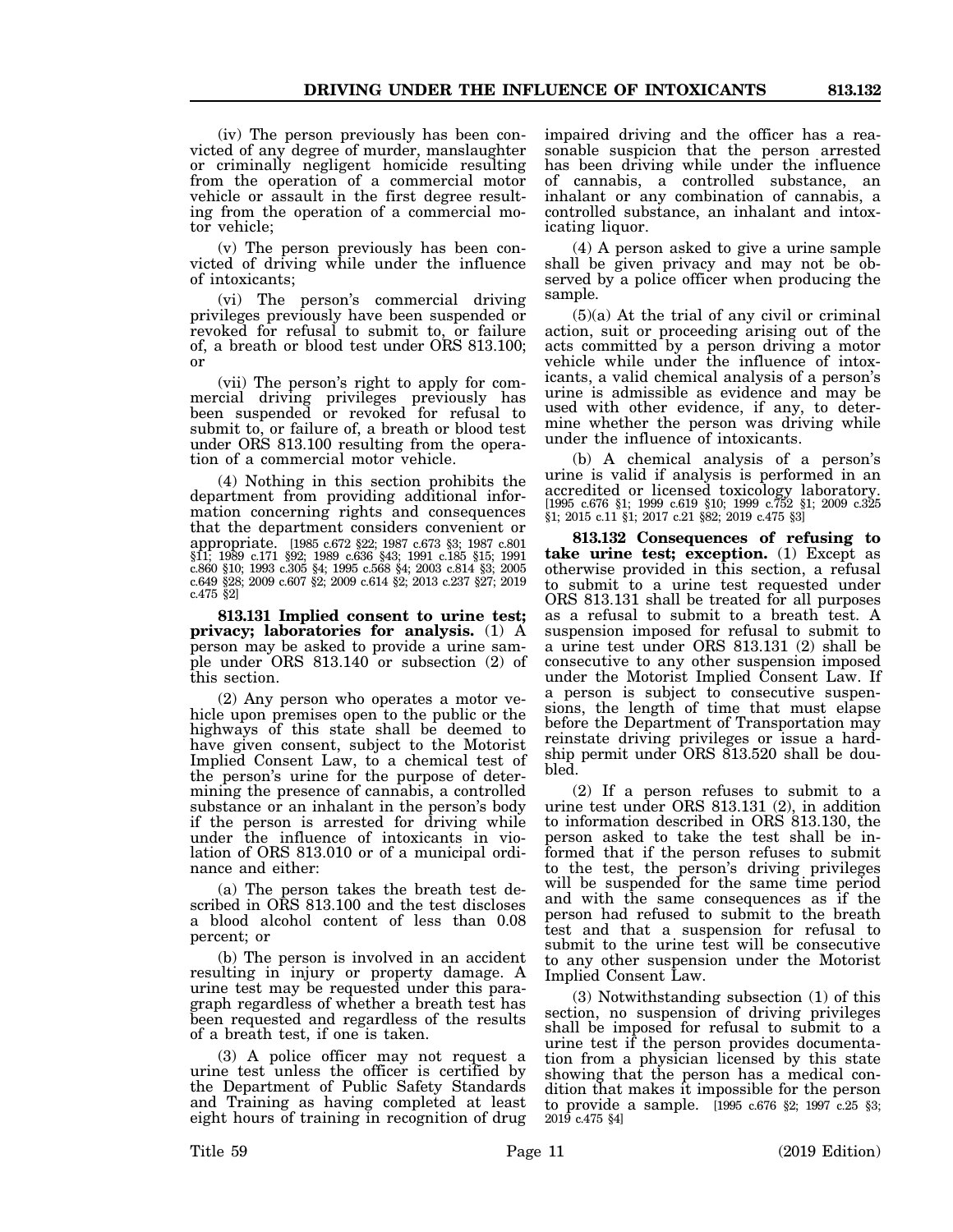(iv) The person previously has been convicted of any degree of murder, manslaughter or criminally negligent homicide resulting from the operation of a commercial motor vehicle or assault in the first degree resulting from the operation of a commercial motor vehicle;

(v) The person previously has been convicted of driving while under the influence of intoxicants;

(vi) The person's commercial driving privileges previously have been suspended or revoked for refusal to submit to, or failure of, a breath or blood test under ORS 813.100; or

(vii) The person's right to apply for commercial driving privileges previously has been suspended or revoked for refusal to submit to, or failure of, a breath or blood test under ORS 813.100 resulting from the operation of a commercial motor vehicle.

(4) Nothing in this section prohibits the department from providing additional information concerning rights and consequences that the department considers convenient or appropriate. [1985 c.672 §22; 1987 c.673 §3; 1987 c.801 §11; 1989 c.171 §92; 1989 c.636 §43; 1991 c.185 §15; 1991 c.860 §10; 1993 c.305 §4; 1995 c.568 §4; 2003 c.814 §3; 2005 c.649 §28; 2009 c.607 §2; 2009 c.614 §2; 2013 c.237 §27; 2019 c.475 §2]

**813.131 Implied consent to urine test; privacy; laboratories for analysis.** (1) A person may be asked to provide a urine sample under ORS 813.140 or subsection (2) of this section.

(2) Any person who operates a motor vehicle upon premises open to the public or the highways of this state shall be deemed to have given consent, subject to the Motorist Implied Consent Law, to a chemical test of the person's urine for the purpose of determining the presence of cannabis, a controlled substance or an inhalant in the person's body if the person is arrested for driving while under the influence of intoxicants in violation of ORS 813.010 or of a municipal ordinance and either:

(a) The person takes the breath test described in ORS 813.100 and the test discloses a blood alcohol content of less than 0.08 percent; or

(b) The person is involved in an accident resulting in injury or property damage. A urine test may be requested under this paragraph regardless of whether a breath test has been requested and regardless of the results of a breath test, if one is taken.

(3) A police officer may not request a urine test unless the officer is certified by the Department of Public Safety Standards and Training as having completed at least eight hours of training in recognition of drug impaired driving and the officer has a reasonable suspicion that the person arrested has been driving while under the influence of cannabis, a controlled substance, an inhalant or any combination of cannabis, a controlled substance, an inhalant and intoxicating liquor.

(4) A person asked to give a urine sample shall be given privacy and may not be observed by a police officer when producing the sample.

(5)(a) At the trial of any civil or criminal action, suit or proceeding arising out of the acts committed by a person driving a motor vehicle while under the influence of intoxicants, a valid chemical analysis of a person's urine is admissible as evidence and may be used with other evidence, if any, to determine whether the person was driving while under the influence of intoxicants.

(b) A chemical analysis of a person's urine is valid if analysis is performed in an accredited or licensed toxicology laboratory. [1995 c.676 §1; 1999 c.619 §10; 1999 c.752 §1; 2009 c.325 §1; 2015 c.11 §1; 2017 c.21 §82; 2019 c.475 §3]

**813.132 Consequences of refusing to take urine test; exception.** (1) Except as otherwise provided in this section, a refusal to submit to a urine test requested under ORS 813.131 shall be treated for all purposes as a refusal to submit to a breath test. A suspension imposed for refusal to submit to a urine test under ORS 813.131 (2) shall be consecutive to any other suspension imposed under the Motorist Implied Consent Law. If a person is subject to consecutive suspensions, the length of time that must elapse before the Department of Transportation may reinstate driving privileges or issue a hardship permit under ORS 813.520 shall be doubled.

(2) If a person refuses to submit to a urine test under ORS 813.131 (2), in addition to information described in ORS 813.130, the person asked to take the test shall be informed that if the person refuses to submit to the test, the person's driving privileges will be suspended for the same time period and with the same consequences as if the person had refused to submit to the breath test and that a suspension for refusal to submit to the urine test will be consecutive to any other suspension under the Motorist Implied Consent Law.

(3) Notwithstanding subsection (1) of this section, no suspension of driving privileges shall be imposed for refusal to submit to a urine test if the person provides documentation from a physician licensed by this state showing that the person has a medical condition that makes it impossible for the person to provide a sample. [1995 c.676 §2; 1997 c.25 §3; 2019 c.475 §4]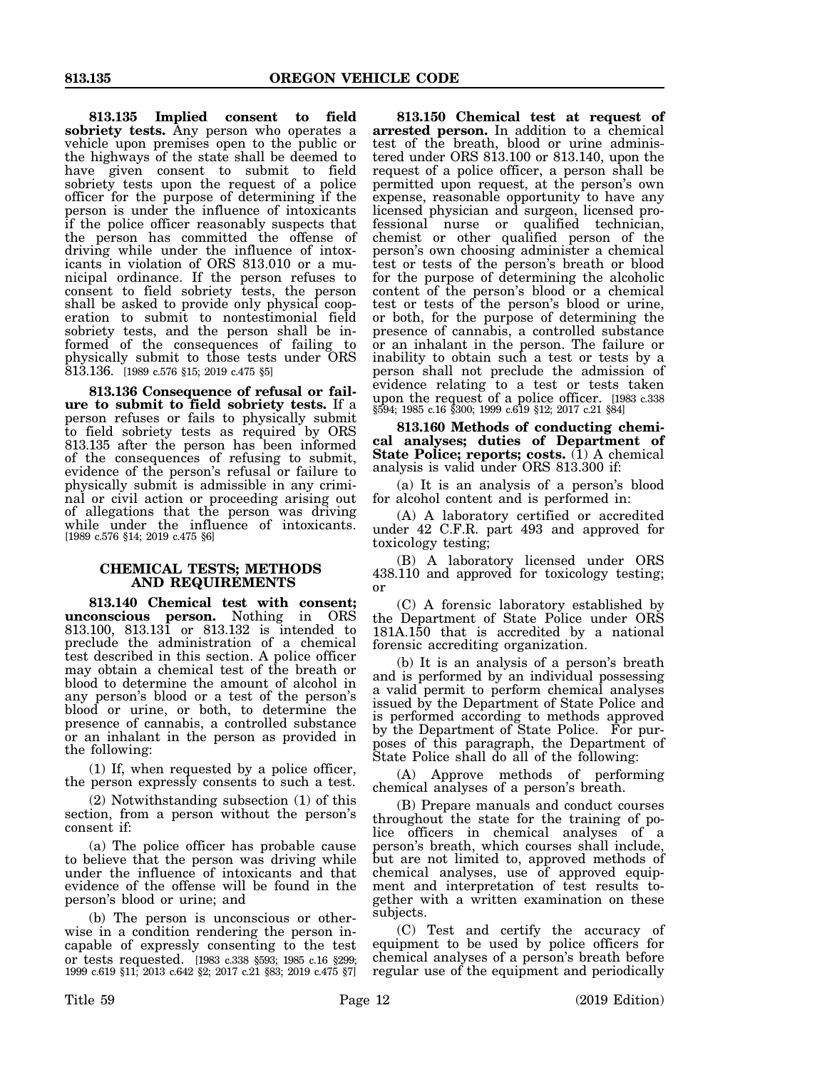**813.135 Implied consent to field sobriety tests.** Any person who operates a vehicle upon premises open to the public or the highways of the state shall be deemed to have given consent to submit to field sobriety tests upon the request of a police officer for the purpose of determining if the person is under the influence of intoxicants if the police officer reasonably suspects that the person has committed the offense of driving while under the influence of intoxicants in violation of ORS 813.010 or a municipal ordinance. If the person refuses to consent to field sobriety tests, the person shall be asked to provide only physical cooperation to submit to nontestimonial field sobriety tests, and the person shall be informed of the consequences of failing to physically submit to those tests under ORS 813.136. [1989 c.576 §15; 2019 c.475 §5]

**813.136 Consequence of refusal or failure to submit to field sobriety tests.** If a person refuses or fails to physically submit to field sobriety tests as required by ORS 813.135 after the person has been informed of the consequences of refusing to submit, evidence of the person's refusal or failure to physically submit is admissible in any criminal or civil action or proceeding arising out of allegations that the person was driving while under the influence of intoxicants. [1989 c.576 §14; 2019 c.475 §6]

## CHEMICAL TESTS; METHODS AND REQUIREMENTS

**813.140 Chemical test with consent; unconscious person.** Nothing in ORS 813.100, 813.131 or 813.132 is intended to preclude the administration of a chemical test described in this section. A police officer may obtain a chemical test of the breath or blood to determine the amount of alcohol in any person's blood or a test of the person's blood or urine, or both, to determine the presence of cannabis, a controlled substance or an inhalant in the person as provided in the following:

(1) If, when requested by a police officer, the person expressly consents to such a test.

(2) Notwithstanding subsection (1) of this section, from a person without the person's consent if:

(a) The police officer has probable cause to believe that the person was driving while under the influence of intoxicants and that evidence of the offense will be found in the person's blood or urine; and

(b) The person is unconscious or otherwise in a condition rendering the person incapable of expressly consenting to the test or tests requested. [1983 c.338 §593; 1985 c.16 §299; 1999 c.619 §11; 2013 c.642 §2; 2017 c.21 §83; 2019 c.475 §7]

**813.150 Chemical test at request of arrested person.** In addition to a chemical test of the breath, blood or urine administered under ORS 813.100 or 813.140, upon the request of a police officer, a person shall be permitted upon request, at the person's own expense, reasonable opportunity to have any licensed physician and surgeon, licensed professional nurse or qualified technician, chemist or other qualified person of the person's own choosing administer a chemical test or tests of the person's breath or blood for the purpose of determining the alcoholic content of the person's blood or a chemical test or tests of the person's blood or urine, or both, for the purpose of determining the presence of cannabis, a controlled substance or an inhalant in the person. The failure or inability to obtain such a test or tests by a person shall not preclude the admission of evidence relating to a test or tests taken upon the request of a police officer. [1983 c.338 §594; 1985 c.16 §300; 1999 c.619 §12; 2017 c.21 §84]

**813.160 Methods of conducting chemical analyses; duties of Department of State Police; reports; costs.** (1) A chemical analysis is valid under ORS 813.300 if:

(a) It is an analysis of a person's blood for alcohol content and is performed in:

(A) A laboratory certified or accredited under 42 C.F.R. part 493 and approved for toxicology testing;

(B) A laboratory licensed under ORS 438.110 and approved for toxicology testing; or

(C) A forensic laboratory established by the Department of State Police under ORS 181A.150 that is accredited by a national forensic accrediting organization.

(b) It is an analysis of a person's breath and is performed by an individual possessing a valid permit to perform chemical analyses issued by the Department of State Police and is performed according to methods approved by the Department of State Police. For purposes of this paragraph, the Department of State Police shall do all of the following:

(A) Approve methods of performing chemical analyses of a person's breath.

(B) Prepare manuals and conduct courses throughout the state for the training of police officers in chemical analyses of a person's breath, which courses shall include, but are not limited to, approved methods of chemical analyses, use of approved equipment and interpretation of test results together with a written examination on these subjects.

(C) Test and certify the accuracy of equipment to be used by police officers for chemical analyses of a person's breath before regular use of the equipment and periodically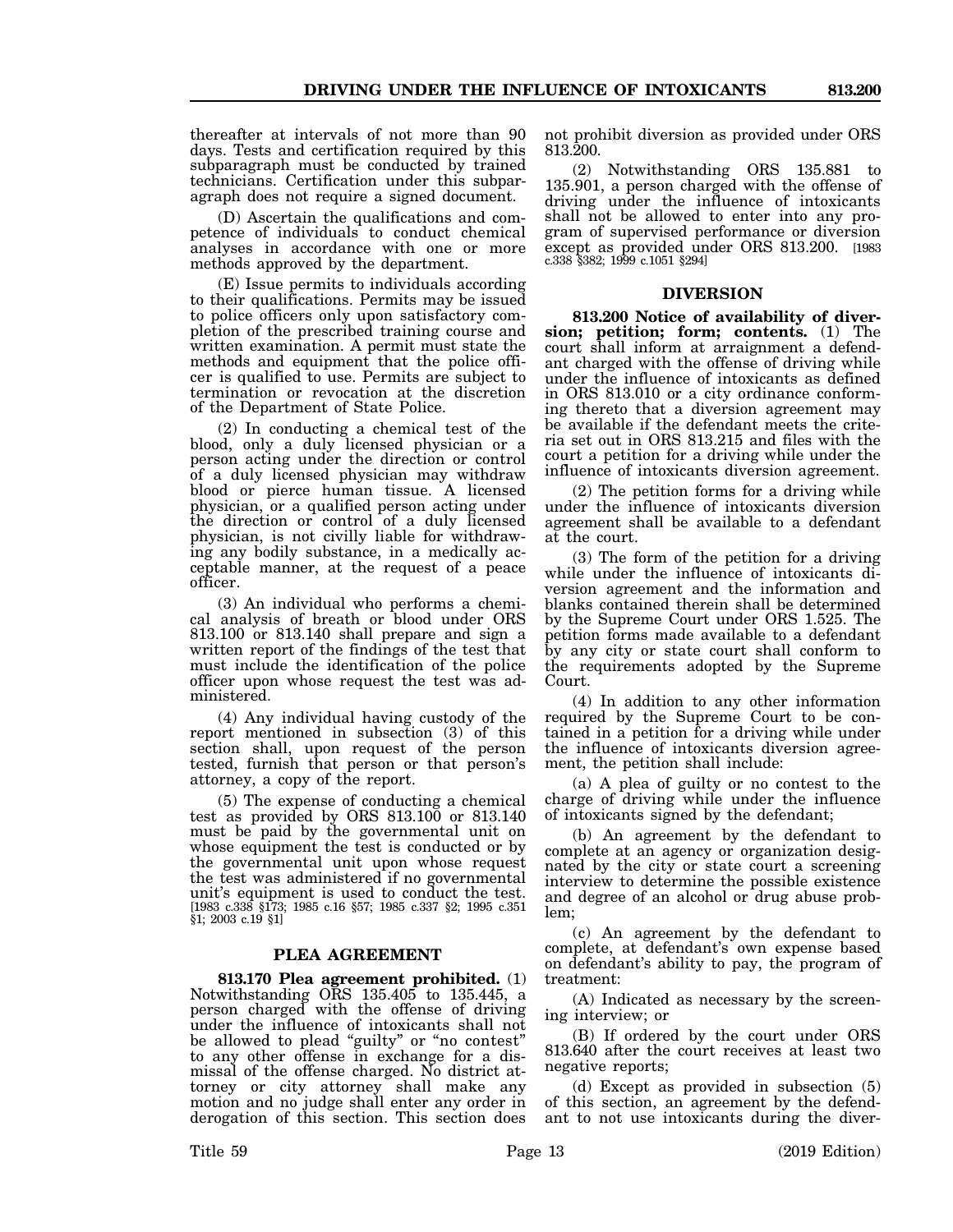thereafter at intervals of not more than 90 days. Tests and certification required by this subparagraph must be conducted by trained technicians. Certification under this subparagraph does not require a signed document.

(D) Ascertain the qualifications and competence of individuals to conduct chemical analyses in accordance with one or more methods approved by the department.

(E) Issue permits to individuals according to their qualifications. Permits may be issued to police officers only upon satisfactory completion of the prescribed training course and written examination. A permit must state the methods and equipment that the police officer is qualified to use. Permits are subject to termination or revocation at the discretion of the Department of State Police.

(2) In conducting a chemical test of the blood, only a duly licensed physician or a person acting under the direction or control of a duly licensed physician may withdraw blood or pierce human tissue. A licensed physician, or a qualified person acting under the direction or control of a duly licensed physician, is not civilly liable for withdrawing any bodily substance, in a medically acceptable manner, at the request of a peace officer.

(3) An individual who performs a chemical analysis of breath or blood under ORS 813.100 or 813.140 shall prepare and sign a written report of the findings of the test that must include the identification of the police officer upon whose request the test was administered.

(4) Any individual having custody of the report mentioned in subsection (3) of this section shall, upon request of the person tested, furnish that person or that person's attorney, a copy of the report.

(5) The expense of conducting a chemical test as provided by ORS 813.100 or 813.140 must be paid by the governmental unit on whose equipment the test is conducted or by the governmental unit upon whose request the test was administered if no governmental unit's equipment is used to conduct the test. [1983 c.338 §173; 1985 c.16 §57; 1985 c.337 §2; 1995 c.351 §1; 2003 c.19 §1]

## PLEA AGREEMENT

**813.170 Plea agreement prohibited.** (1) Notwithstanding ORS 135.405 to 135.445, a person charged with the offense of driving under the influence of intoxicants shall not be allowed to plead "guilty" or "no contest" to any other offense in exchange for a dismissal of the offense charged. No district attorney or city attorney shall make any motion and no judge shall enter any order in derogation of this section. This section does not prohibit diversion as provided under ORS 813.200.

(2) Notwithstanding ORS 135.881 to 135.901, a person charged with the offense of driving under the influence of intoxicants shall not be allowed to enter into any program of supervised performance or diversion except as provided under ORS 813.200. [1983 c.338 §382; 1999 c.1051 §294]

## DIVERSION

**813.200 Notice of availability of diversion; petition; form; contents.** (1) The court shall inform at arraignment a defendant charged with the offense of driving while under the influence of intoxicants as defined in ORS 813.010 or a city ordinance conforming thereto that a diversion agreement may be available if the defendant meets the criteria set out in ORS 813.215 and files with the court a petition for a driving while under the influence of intoxicants diversion agreement.

(2) The petition forms for a driving while under the influence of intoxicants diversion agreement shall be available to a defendant at the court.

(3) The form of the petition for a driving while under the influence of intoxicants diversion agreement and the information and blanks contained therein shall be determined by the Supreme Court under ORS 1.525. The petition forms made available to a defendant by any city or state court shall conform to the requirements adopted by the Supreme Court.

(4) In addition to any other information required by the Supreme Court to be contained in a petition for a driving while under the influence of intoxicants diversion agreement, the petition shall include:

(a) A plea of guilty or no contest to the charge of driving while under the influence of intoxicants signed by the defendant;

(b) An agreement by the defendant to complete at an agency or organization designated by the city or state court a screening interview to determine the possible existence and degree of an alcohol or drug abuse problem;

(c) An agreement by the defendant to complete, at defendant's own expense based on defendant's ability to pay, the program of treatment:

(A) Indicated as necessary by the screening interview; or

(B) If ordered by the court under ORS 813.640 after the court receives at least two negative reports;

(d) Except as provided in subsection (5) of this section, an agreement by the defendant to not use intoxicants during the diver-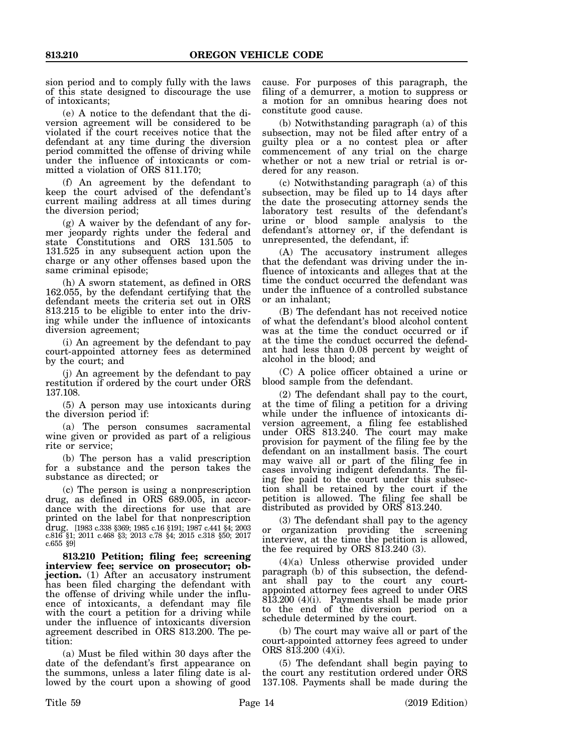sion period and to comply fully with the laws of this state designed to discourage the use of intoxicants;

(e) A notice to the defendant that the diversion agreement will be considered to be violated if the court receives notice that the defendant at any time during the diversion period committed the offense of driving while under the influence of intoxicants or committed a violation of ORS 811.170;

(f) An agreement by the defendant to keep the court advised of the defendant's current mailing address at all times during the diversion period;

(g) A waiver by the defendant of any former jeopardy rights under the federal and state Constitutions and ORS 131.505 to 131.525 in any subsequent action upon the charge or any other offenses based upon the same criminal episode;

(h) A sworn statement, as defined in ORS 162.055, by the defendant certifying that the defendant meets the criteria set out in ORS 813.215 to be eligible to enter into the driving while under the influence of intoxicants diversion agreement;

(i) An agreement by the defendant to pay court-appointed attorney fees as determined by the court; and

(j) An agreement by the defendant to pay restitution if ordered by the court under ORS 137.108.

(5) A person may use intoxicants during the diversion period if:

(a) The person consumes sacramental wine given or provided as part of a religious rite or service;

(b) The person has a valid prescription for a substance and the person takes the substance as directed; or

(c) The person is using a nonprescription drug, as defined in ORS 689.005, in accordance with the directions for use that are printed on the label for that nonprescription drug. [1983 c.338 §369; 1985 c.16 §191; 1987 c.441 §4; 2003 c.816 §1; 2011 c.468 §3; 2013 c.78 §4; 2015 c.318 §50; 2017 c.655 §9]

**813.210 Petition; filing fee; screening interview fee; service on prosecutor; objection.** (1) After an accusatory instrument has been filed charging the defendant with the offense of driving while under the influence of intoxicants, a defendant may file with the court a petition for a driving while under the influence of intoxicants diversion agreement described in ORS 813.200. The petition:

(a) Must be filed within 30 days after the date of the defendant's first appearance on the summons, unless a later filing date is allowed by the court upon a showing of good cause. For purposes of this paragraph, the filing of a demurrer, a motion to suppress or a motion for an omnibus hearing does not constitute good cause.

(b) Notwithstanding paragraph (a) of this subsection, may not be filed after entry of a guilty plea or a no contest plea or after commencement of any trial on the charge whether or not a new trial or retrial is ordered for any reason.

(c) Notwithstanding paragraph (a) of this subsection, may be filed up to 14 days after the date the prosecuting attorney sends the laboratory test results of the defendant's urine or blood sample analysis to the defendant's attorney or, if the defendant is unrepresented, the defendant, if:

(A) The accusatory instrument alleges that the defendant was driving under the influence of intoxicants and alleges that at the time the conduct occurred the defendant was under the influence of a controlled substance or an inhalant;

(B) The defendant has not received notice of what the defendant's blood alcohol content was at the time the conduct occurred or if at the time the conduct occurred the defendant had less than 0.08 percent by weight of alcohol in the blood; and

(C) A police officer obtained a urine or blood sample from the defendant.

(2) The defendant shall pay to the court, at the time of filing a petition for a driving while under the influence of intoxicants diversion agreement, a filing fee established under ORS 813.240. The court may make provision for payment of the filing fee by the defendant on an installment basis. The court may waive all or part of the filing fee in cases involving indigent defendants. The filing fee paid to the court under this subsection shall be retained by the court if the petition is allowed. The filing fee shall be distributed as provided by ORS 813.240.

(3) The defendant shall pay to the agency or organization providing the screening interview, at the time the petition is allowed, the fee required by ORS 813.240 (3).

(4)(a) Unless otherwise provided under paragraph (b) of this subsection, the defendant shall pay to the court any court-appointed attorney fees agreed to under ORS 813.200 (4)(i). Payments shall be made prior to the end of the diversion period on a schedule determined by the court.

(b) The court may waive all or part of the court-appointed attorney fees agreed to under ORS 813.200 (4)(i).

(5) The defendant shall begin paying to the court any restitution ordered under ORS 137.108. Payments shall be made during the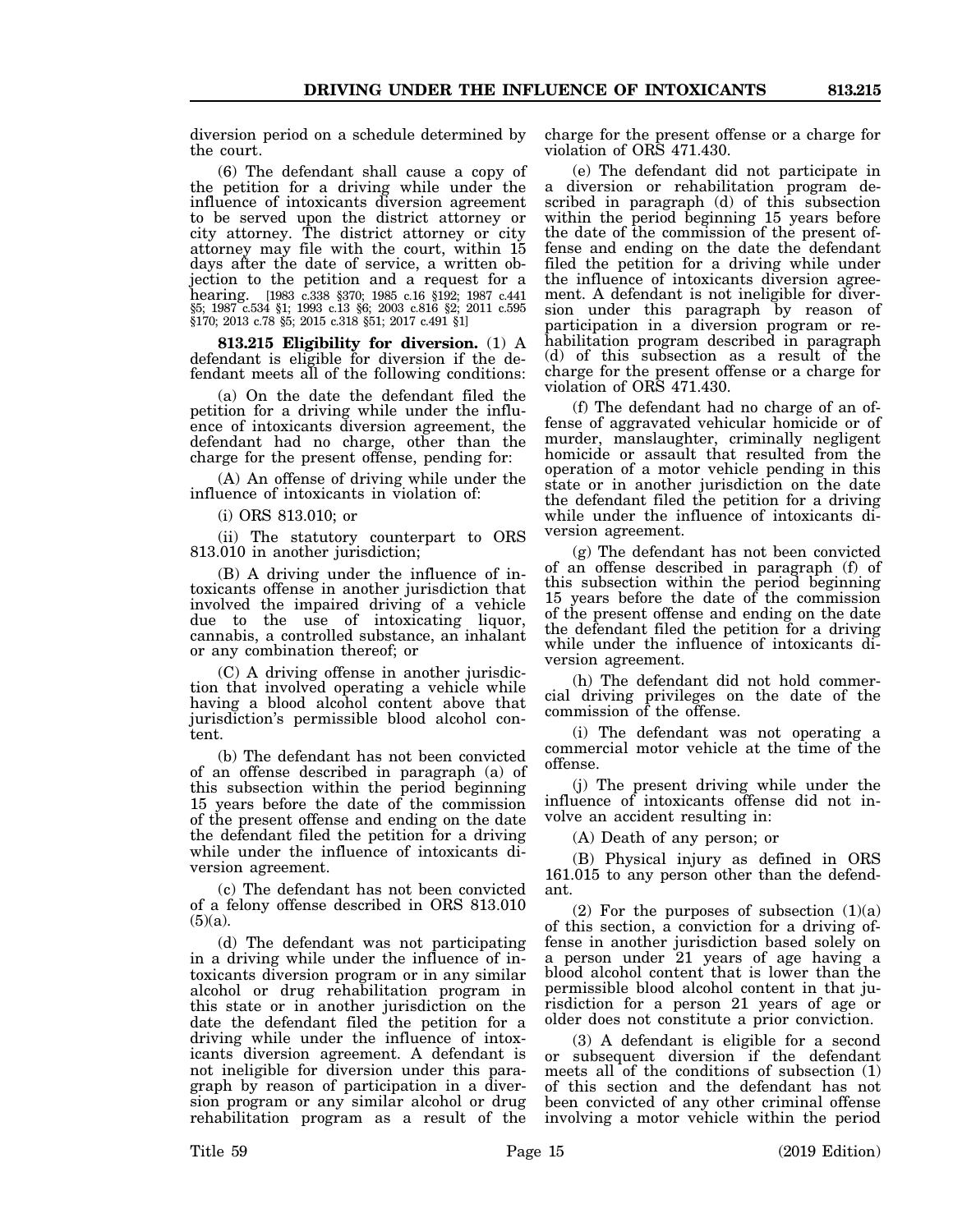diversion period on a schedule determined by the court.

(6) The defendant shall cause a copy of the petition for a driving while under the influence of intoxicants diversion agreement to be served upon the district attorney or city attorney. The district attorney or city attorney may file with the court, within 15 days after the date of service, a written objection to the petition and a request for a hearing. [1983 c.338 §370; 1985 c.16 §192; 1987 c.441 §5; 1987 c.534 §1; 1993 c.13 §6; 2003 c.816 §2; 2011 c.595 §170; 2013 c.78 §5; 2015 c.318 §51; 2017 c.491 §1]

**813.215 Eligibility for diversion.** (1) A defendant is eligible for diversion if the defendant meets all of the following conditions:

(a) On the date the defendant filed the petition for a driving while under the influence of intoxicants diversion agreement, the defendant had no charge, other than the charge for the present offense, pending for:

(A) An offense of driving while under the influence of intoxicants in violation of:

(i) ORS 813.010; or

(ii) The statutory counterpart to ORS 813.010 in another jurisdiction;

(B) A driving under the influence of intoxicants offense in another jurisdiction that involved the impaired driving of a vehicle due to the use of intoxicating liquor, cannabis, a controlled substance, an inhalant or any combination thereof; or

(C) A driving offense in another jurisdiction that involved operating a vehicle while having a blood alcohol content above that jurisdiction's permissible blood alcohol content.

(b) The defendant has not been convicted of an offense described in paragraph (a) of this subsection within the period beginning 15 years before the date of the commission of the present offense and ending on the date the defendant filed the petition for a driving while under the influence of intoxicants diversion agreement.

(c) The defendant has not been convicted of a felony offense described in ORS 813.010 (5)(a).

(d) The defendant was not participating in a driving while under the influence of intoxicants diversion program or in any similar alcohol or drug rehabilitation program in this state or in another jurisdiction on the date the defendant filed the petition for a driving while under the influence of intoxicants diversion agreement. A defendant is not ineligible for diversion under this paragraph by reason of participation in a diversion program or any similar alcohol or drug rehabilitation program as a result of the charge for the present offense or a charge for violation of ORS 471.430.

(e) The defendant did not participate in a diversion or rehabilitation program described in paragraph (d) of this subsection within the period beginning 15 years before the date of the commission of the present offense and ending on the date the defendant filed the petition for a driving while under the influence of intoxicants diversion agreement. A defendant is not ineligible for diversion under this paragraph by reason of participation in a diversion program or rehabilitation program described in paragraph (d) of this subsection as a result of the charge for the present offense or a charge for violation of ORS 471.430.

(f) The defendant had no charge of an offense of aggravated vehicular homicide or of murder, manslaughter, criminally negligent homicide or assault that resulted from the operation of a motor vehicle pending in this state or in another jurisdiction on the date the defendant filed the petition for a driving while under the influence of intoxicants diversion agreement.

(g) The defendant has not been convicted of an offense described in paragraph (f) of this subsection within the period beginning 15 years before the date of the commission of the present offense and ending on the date the defendant filed the petition for a driving while under the influence of intoxicants diversion agreement.

(h) The defendant did not hold commercial driving privileges on the date of the commission of the offense.

(i) The defendant was not operating a commercial motor vehicle at the time of the offense.

(j) The present driving while under the influence of intoxicants offense did not involve an accident resulting in:

(A) Death of any person; or

(B) Physical injury as defined in ORS 161.015 to any person other than the defendant.

(2) For the purposes of subsection (1)(a) of this section, a conviction for a driving offense in another jurisdiction based solely on a person under 21 years of age having a blood alcohol content that is lower than the permissible blood alcohol content in that jurisdiction for a person 21 years of age or older does not constitute a prior conviction.

(3) A defendant is eligible for a second or subsequent diversion if the defendant meets all of the conditions of subsection (1) of this section and the defendant has not been convicted of any other criminal offense involving a motor vehicle within the period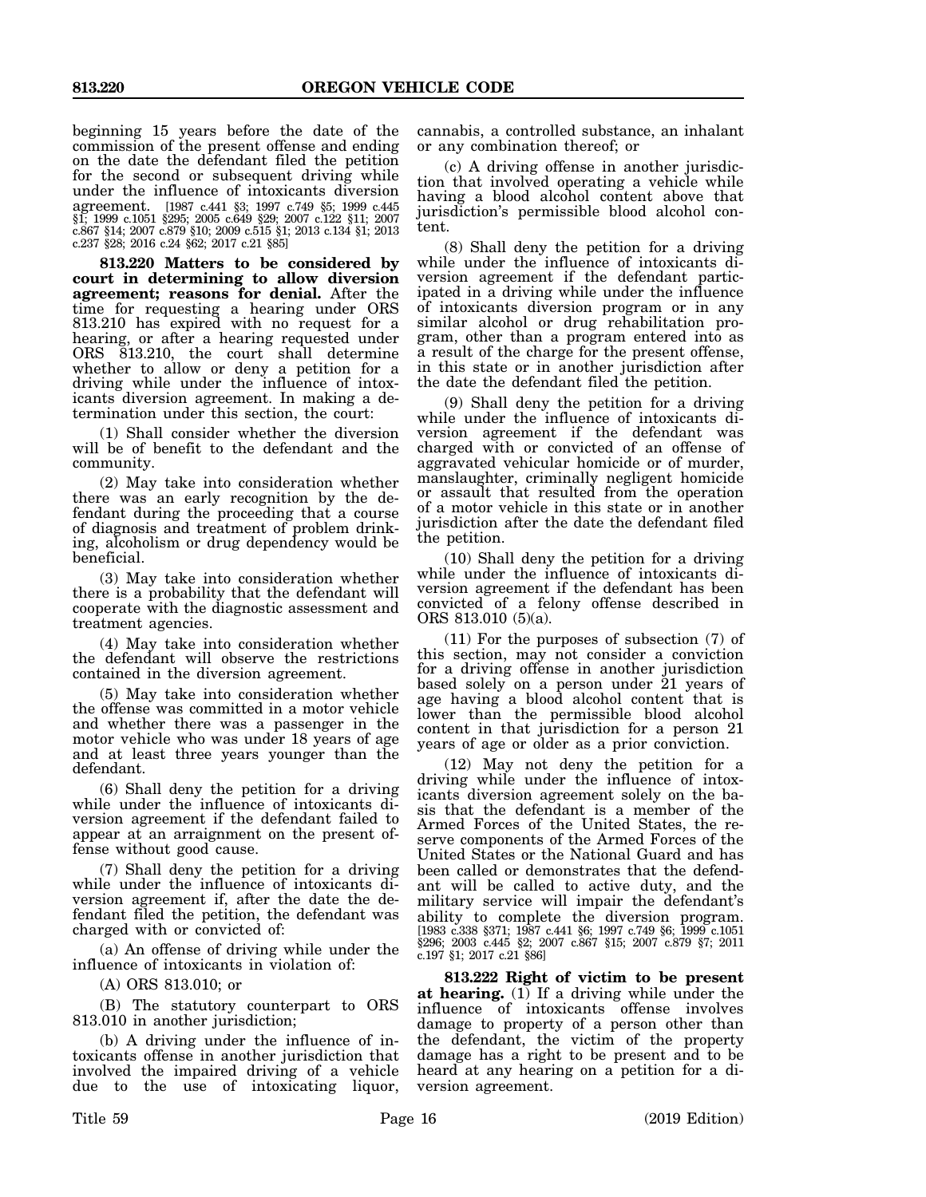beginning 15 years before the date of the commission of the present offense and ending on the date the defendant filed the petition for the second or subsequent driving while under the influence of intoxicants diversion agreement. [1987 c.441 §3; 1997 c.749 §5; 1999 c.445 §1; 1999 c.1051 §295; 2005 c.649 §29; 2007 c.122 §11; 2007 c.867 §14; 2007 c.879 §10; 2009 c.515 §1; 2013 c.134 §1; 2013 c.237 §28; 2016 c.24 §62; 2017 c.21 §85]

**813.220 Matters to be considered by court in determining to allow diversion agreement; reasons for denial.** After the time for requesting a hearing under ORS 813.210 has expired with no request for a hearing, or after a hearing requested under ORS 813.210, the court shall determine whether to allow or deny a petition for a driving while under the influence of intoxicants diversion agreement. In making a determination under this section, the court:

(1) Shall consider whether the diversion will be of benefit to the defendant and the community.

(2) May take into consideration whether there was an early recognition by the defendant during the proceeding that a course of diagnosis and treatment of problem drinking, alcoholism or drug dependency would be beneficial.

(3) May take into consideration whether there is a probability that the defendant will cooperate with the diagnostic assessment and treatment agencies.

(4) May take into consideration whether the defendant will observe the restrictions contained in the diversion agreement.

(5) May take into consideration whether the offense was committed in a motor vehicle and whether there was a passenger in the motor vehicle who was under 18 years of age and at least three years younger than the defendant.

(6) Shall deny the petition for a driving while under the influence of intoxicants diversion agreement if the defendant failed to appear at an arraignment on the present offense without good cause.

(7) Shall deny the petition for a driving while under the influence of intoxicants diversion agreement if, after the date the defendant filed the petition, the defendant was charged with or convicted of:

(a) An offense of driving while under the influence of intoxicants in violation of:

(A) ORS 813.010; or

(B) The statutory counterpart to ORS 813.010 in another jurisdiction;

(b) A driving under the influence of intoxicants offense in another jurisdiction that involved the impaired driving of a vehicle due to the use of intoxicating liquor, cannabis, a controlled substance, an inhalant or any combination thereof; or

(c) A driving offense in another jurisdiction that involved operating a vehicle while having a blood alcohol content above that jurisdiction's permissible blood alcohol content.

(8) Shall deny the petition for a driving while under the influence of intoxicants diversion agreement if the defendant participated in a driving while under the influence of intoxicants diversion program or in any similar alcohol or drug rehabilitation program, other than a program entered into as a result of the charge for the present offense, in this state or in another jurisdiction after the date the defendant filed the petition.

(9) Shall deny the petition for a driving while under the influence of intoxicants diversion agreement if the defendant was charged with or convicted of an offense of aggravated vehicular homicide or of murder, manslaughter, criminally negligent homicide or assault that resulted from the operation of a motor vehicle in this state or in another jurisdiction after the date the defendant filed the petition.

(10) Shall deny the petition for a driving while under the influence of intoxicants diversion agreement if the defendant has been convicted of a felony offense described in ORS 813.010 (5)(a).

(11) For the purposes of subsection (7) of this section, may not consider a conviction for a driving offense in another jurisdiction based solely on a person under 21 years of age having a blood alcohol content that is lower than the permissible blood alcohol content in that jurisdiction for a person 21 years of age or older as a prior conviction.

(12) May not deny the petition for a driving while under the influence of intoxicants diversion agreement solely on the basis that the defendant is a member of the Armed Forces of the United States, the reserve components of the Armed Forces of the United States or the National Guard and has been called or demonstrates that the defendant will be called to active duty, and the military service will impair the defendant's ability to complete the diversion program. [1983 c.338 §371; 1987 c.441 §6; 1997 c.749 §6; 1999 c.1051 §296; 2003 c.445 §2; 2007 c.867 §15; 2007 c.879 §7; 2011 c.197 §1; 2017 c.21 §86]

**813.222 Right of victim to be present at hearing.** (1) If a driving while under the influence of intoxicants offense involves damage to property of a person other than the defendant, the victim of the property damage has a right to be present and to be heard at any hearing on a petition for a diversion agreement.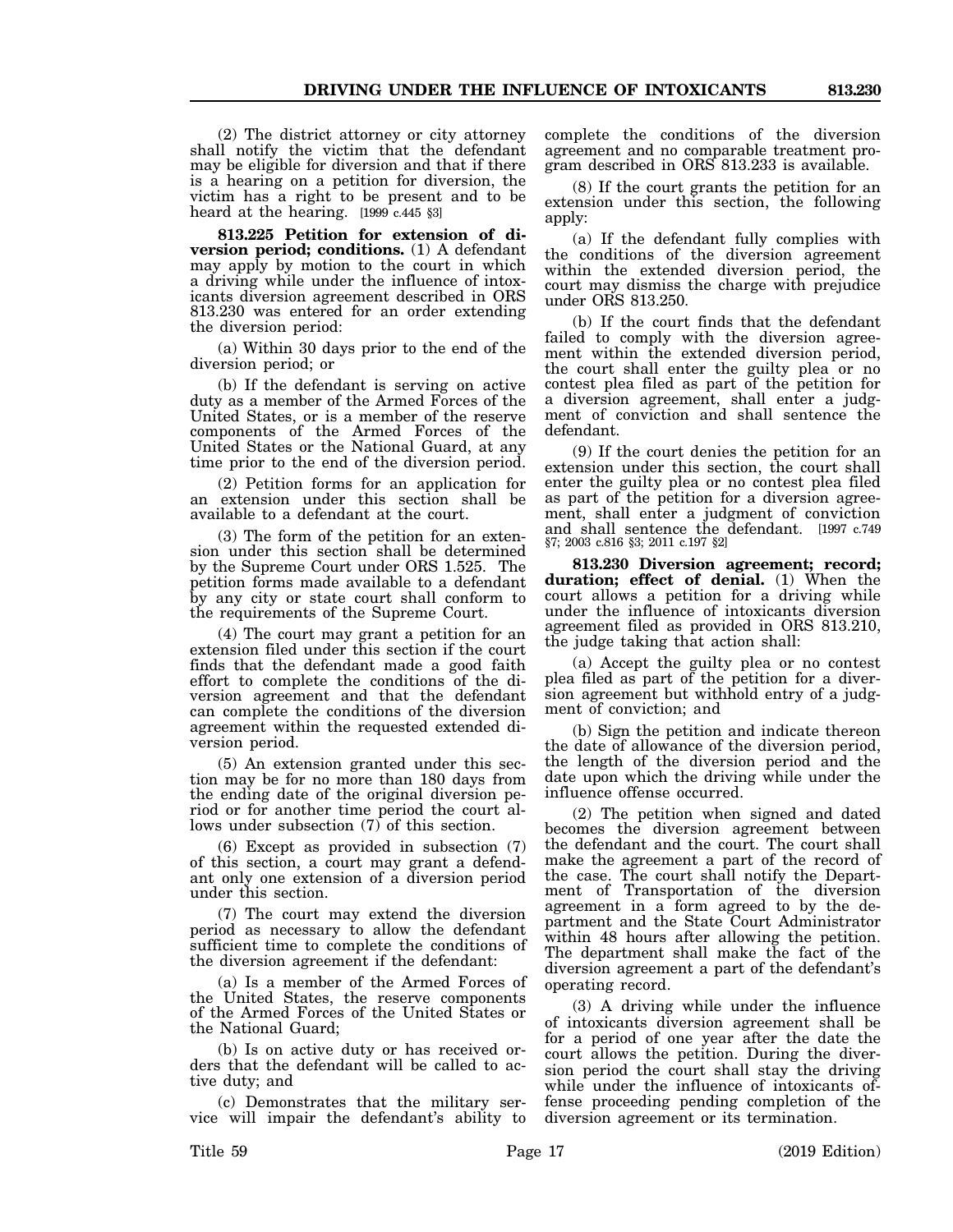(2) The district attorney or city attorney shall notify the victim that the defendant may be eligible for diversion and that if there is a hearing on a petition for diversion, the victim has a right to be present and to be heard at the hearing. [1999 c.445 §3]

**813.225 Petition for extension of diversion period; conditions.** (1) A defendant may apply by motion to the court in which a driving while under the influence of intoxicants diversion agreement described in ORS 813.230 was entered for an order extending the diversion period:

(a) Within 30 days prior to the end of the diversion period; or

(b) If the defendant is serving on active duty as a member of the Armed Forces of the United States, or is a member of the reserve components of the Armed Forces of the United States or the National Guard, at any time prior to the end of the diversion period.

(2) Petition forms for an application for an extension under this section shall be available to a defendant at the court.

(3) The form of the petition for an extension under this section shall be determined by the Supreme Court under ORS 1.525. The petition forms made available to a defendant by any city or state court shall conform to the requirements of the Supreme Court.

(4) The court may grant a petition for an extension filed under this section if the court finds that the defendant made a good faith effort to complete the conditions of the diversion agreement and that the defendant can complete the conditions of the diversion agreement within the requested extended diversion period.

(5) An extension granted under this section may be for no more than 180 days from the ending date of the original diversion period or for another time period the court allows under subsection (7) of this section.

(6) Except as provided in subsection (7) of this section, a court may grant a defendant only one extension of a diversion period under this section.

(7) The court may extend the diversion period as necessary to allow the defendant sufficient time to complete the conditions of the diversion agreement if the defendant:

(a) Is a member of the Armed Forces of the United States, the reserve components of the Armed Forces of the United States or the National Guard;

(b) Is on active duty or has received orders that the defendant will be called to active duty; and

(c) Demonstrates that the military service will impair the defendant's ability to complete the conditions of the diversion agreement and no comparable treatment program described in ORS 813.233 is available.

(8) If the court grants the petition for an extension under this section, the following apply:

(a) If the defendant fully complies with the conditions of the diversion agreement within the extended diversion period, the court may dismiss the charge with prejudice under ORS 813.250.

(b) If the court finds that the defendant failed to comply with the diversion agreement within the extended diversion period, the court shall enter the guilty plea or no contest plea filed as part of the petition for a diversion agreement, shall enter a judgment of conviction and shall sentence the defendant.

(9) If the court denies the petition for an extension under this section, the court shall enter the guilty plea or no contest plea filed as part of the petition for a diversion agreement, shall enter a judgment of conviction and shall sentence the defendant. [1997 c.749 §7; 2003 c.816 §3; 2011 c.197 §2]

**813.230 Diversion agreement; record; duration; effect of denial.** (1) When the court allows a petition for a driving while under the influence of intoxicants diversion agreement filed as provided in ORS 813.210, the judge taking that action shall:

(a) Accept the guilty plea or no contest plea filed as part of the petition for a diversion agreement but withhold entry of a judgment of conviction; and

(b) Sign the petition and indicate thereon the date of allowance of the diversion period, the length of the diversion period and the date upon which the driving while under the influence offense occurred.

(2) The petition when signed and dated becomes the diversion agreement between the defendant and the court. The court shall make the agreement a part of the record of the case. The court shall notify the Department of Transportation of the diversion agreement in a form agreed to by the department and the State Court Administrator within 48 hours after allowing the petition. The department shall make the fact of the diversion agreement a part of the defendant's operating record.

(3) A driving while under the influence of intoxicants diversion agreement shall be for a period of one year after the date the court allows the petition. During the diversion period the court shall stay the driving while under the influence of intoxicants offense proceeding pending completion of the diversion agreement or its termination.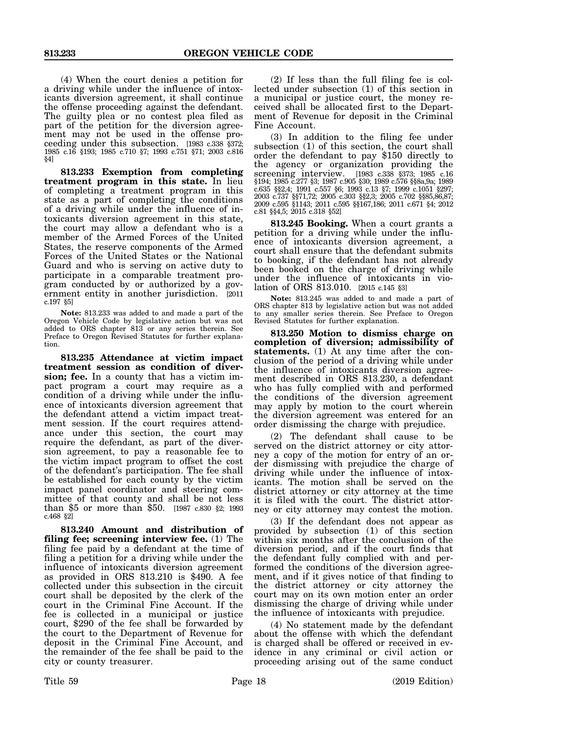(4) When the court denies a petition for a driving while under the influence of intoxicants diversion agreement, it shall continue the offense proceeding against the defendant. The guilty plea or no contest plea filed as part of the petition for the diversion agreement may not be used in the offense proceeding under this subsection. [1983 c.338 §372; 1985 c.16 §193; 1985 c.710 §7; 1993 c.751 §71; 2003 c.816 §4]

**813.233 Exemption from completing treatment program in this state.** In lieu of completing a treatment program in this state as a part of completing the conditions of a driving while under the influence of intoxicants diversion agreement in this state, the court may allow a defendant who is a member of the Armed Forces of the United States, the reserve components of the Armed Forces of the United States or the National Guard and who is serving on active duty to participate in a comparable treatment program conducted by or authorized by a government entity in another jurisdiction. [2011 c.197 §5]

**Note:** 813.233 was added to and made a part of the Oregon Vehicle Code by legislative action but was not added to ORS chapter 813 or any series therein. See Preface to Oregon Revised Statutes for further explanation.

**813.235 Attendance at victim impact treatment session as condition of diversion; fee.** In a county that has a victim impact program a court may require as a condition of a driving while under the influence of intoxicants diversion agreement that the defendant attend a victim impact treatment session. If the court requires attendance under this section, the court may require the defendant, as part of the diversion agreement, to pay a reasonable fee to the victim impact program to offset the cost of the defendant's participation. The fee shall be established for each county by the victim impact panel coordinator and steering committee of that county and shall be not less than $5 or more than $50. [1987 c.830 §2; 1993 c.468 §2]

**813.240 Amount and distribution of filing fee; screening interview fee.** (1) The filing fee paid by a defendant at the time of filing a petition for a driving while under the influence of intoxicants diversion agreement as provided in ORS 813.210 is $490. A fee collected under this subsection in the circuit court shall be deposited by the clerk of the court in the Criminal Fine Account. If the fee is collected in a municipal or justice court, $290 of the fee shall be forwarded by the court to the Department of Revenue for deposit in the Criminal Fine Account, and the remainder of the fee shall be paid to the city or county treasurer.

(2) If less than the full filing fee is collected under subsection (1) of this section in a municipal or justice court, the money received shall be allocated first to the Department of Revenue for deposit in the Criminal Fine Account.

(3) In addition to the filing fee under subsection (1) of this section, the court shall order the defendant to pay $150 directly to the agency or organization providing the screening interview. [1983 c.338 §373; 1985 c.16 §194; 1985 c.277 §3; 1987 c.905 §30; 1989 c.576 §§8a,9a; 1989 c.635 §§2,4; 1991 c.557 §6; 1993 c.13 §7; 1999 c.1051 §297; 2003 c.737 §§71,72; 2005 c.303 §§2,3; 2005 c.702 §§85,86,87; 2009 c.595 §1143; 2011 c.595 §§167,186; 2011 c.671 §4; 2012 c.81 §§4,5; 2015 c.318 §52]

**813.245 Booking.** When a court grants a petition for a driving while under the influence of intoxicants diversion agreement, a court shall ensure that the defendant submits to booking, if the defendant has not already been booked on the charge of driving while under the influence of intoxicants in violation of ORS 813.010. [2015 c.145 §3]

**Note:** 813.245 was added to and made a part of ORS chapter 813 by legislative action but was not added to any smaller series therein. See Preface to Oregon Revised Statutes for further explanation.

**813.250 Motion to dismiss charge on completion of diversion; admissibility of statements.** (1) At any time after the conclusion of the period of a driving while under the influence of intoxicants diversion agreement described in ORS 813.230, a defendant who has fully complied with and performed the conditions of the diversion agreement may apply by motion to the court wherein the diversion agreement was entered for an order dismissing the charge with prejudice.

(2) The defendant shall cause to be served on the district attorney or city attorney a copy of the motion for entry of an order dismissing with prejudice the charge of driving while under the influence of intoxicants. The motion shall be served on the district attorney or city attorney at the time it is filed with the court. The district attorney or city attorney may contest the motion.

(3) If the defendant does not appear as provided by subsection (1) of this section within six months after the conclusion of the diversion period, and if the court finds that the defendant fully complied with and performed the conditions of the diversion agreement, and if it gives notice of that finding to the district attorney or city attorney the court may on its own motion enter an order dismissing the charge of driving while under the influence of intoxicants with prejudice.

(4) No statement made by the defendant about the offense with which the defendant is charged shall be offered or received in evidence in any criminal or civil action or proceeding arising out of the same conduct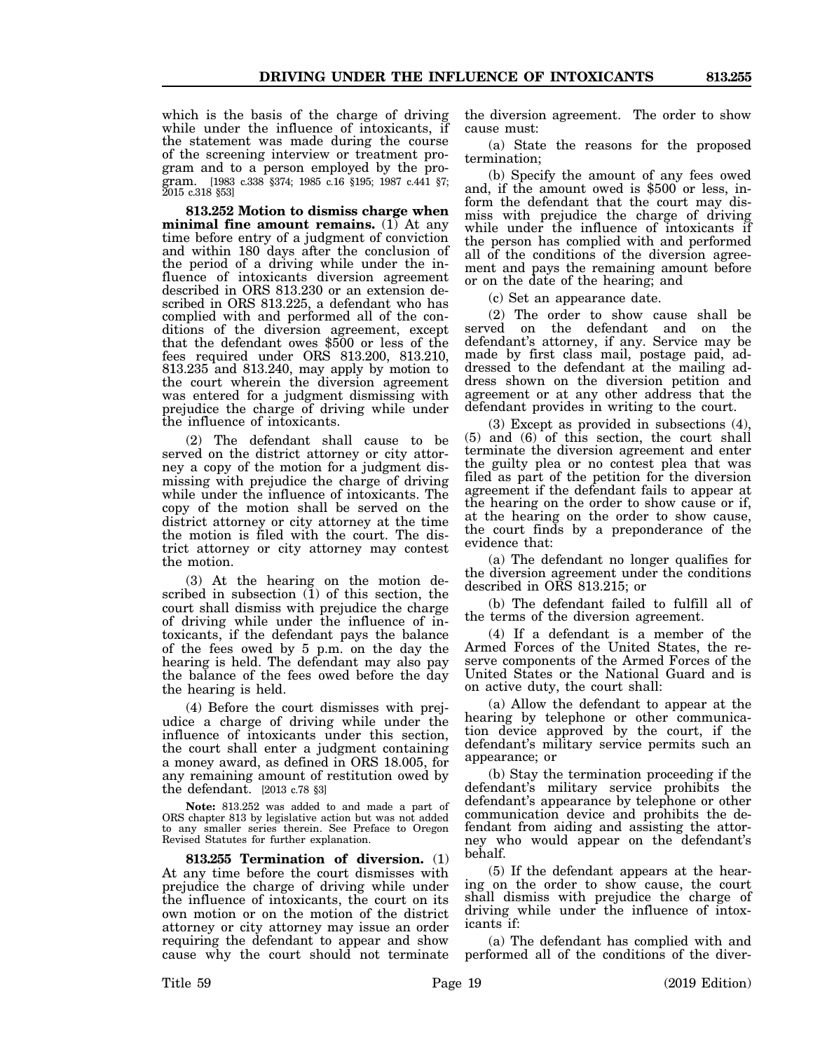which is the basis of the charge of driving while under the influence of intoxicants, if the statement was made during the course of the screening interview or treatment program and to a person employed by the program. [1983 c.338 §374; 1985 c.16 §195; 1987 c.441 §7; 2015 c.318 §53]

**813.252 Motion to dismiss charge when minimal fine amount remains.** (1) At any time before entry of a judgment of conviction and within 180 days after the conclusion of the period of a driving while under the influence of intoxicants diversion agreement described in ORS 813.230 or an extension described in ORS 813.225, a defendant who has complied with and performed all of the conditions of the diversion agreement, except that the defendant owes $500 or less of the fees required under ORS 813.200, 813.210, 813.235 and 813.240, may apply by motion to the court wherein the diversion agreement was entered for a judgment dismissing with prejudice the charge of driving while under the influence of intoxicants.

(2) The defendant shall cause to be served on the district attorney or city attorney a copy of the motion for a judgment dismissing with prejudice the charge of driving while under the influence of intoxicants. The copy of the motion shall be served on the district attorney or city attorney at the time the motion is filed with the court. The district attorney or city attorney may contest the motion.

(3) At the hearing on the motion described in subsection (1) of this section, the court shall dismiss with prejudice the charge of driving while under the influence of intoxicants, if the defendant pays the balance of the fees owed by 5 p.m. on the day the hearing is held. The defendant may also pay the balance of the fees owed before the day the hearing is held.

(4) Before the court dismisses with prejudice a charge of driving while under the influence of intoxicants under this section, the court shall enter a judgment containing a money award, as defined in ORS 18.005, for any remaining amount of restitution owed by the defendant. [2013 c.78 §3]

**Note:** 813.252 was added to and made a part of ORS chapter 813 by legislative action but was not added to any smaller series therein. See Preface to Oregon Revised Statutes for further explanation.

**813.255 Termination of diversion.** (1) At any time before the court dismisses with prejudice the charge of driving while under the influence of intoxicants, the court on its own motion or on the motion of the district attorney or city attorney may issue an order requiring the defendant to appear and show cause why the court should not terminate the diversion agreement. The order to show cause must:

(a) State the reasons for the proposed termination;

(b) Specify the amount of any fees owed and, if the amount owed is $500 or less, inform the defendant that the court may dismiss with prejudice the charge of driving while under the influence of intoxicants if the person has complied with and performed all of the conditions of the diversion agreement and pays the remaining amount before or on the date of the hearing; and

(c) Set an appearance date.

(2) The order to show cause shall be served on the defendant and on the defendant's attorney, if any. Service may be made by first class mail, postage paid, addressed to the defendant at the mailing address shown on the diversion petition and agreement or at any other address that the defendant provides in writing to the court.

(3) Except as provided in subsections (4), (5) and (6) of this section, the court shall terminate the diversion agreement and enter the guilty plea or no contest plea that was filed as part of the petition for the diversion agreement if the defendant fails to appear at the hearing on the order to show cause or if, at the hearing on the order to show cause, the court finds by a preponderance of the evidence that:

(a) The defendant no longer qualifies for the diversion agreement under the conditions described in ORS 813.215; or

(b) The defendant failed to fulfill all of the terms of the diversion agreement.

(4) If a defendant is a member of the Armed Forces of the United States, the reserve components of the Armed Forces of the United States or the National Guard and is on active duty, the court shall:

(a) Allow the defendant to appear at the hearing by telephone or other communication device approved by the court, if the defendant's military service permits such an appearance; or

(b) Stay the termination proceeding if the defendant's military service prohibits the defendant's appearance by telephone or other communication device and prohibits the defendant from aiding and assisting the attorney who would appear on the defendant's behalf.

(5) If the defendant appears at the hearing on the order to show cause, the court shall dismiss with prejudice the charge of driving while under the influence of intoxicants if:

(a) The defendant has complied with and performed all of the conditions of the diver-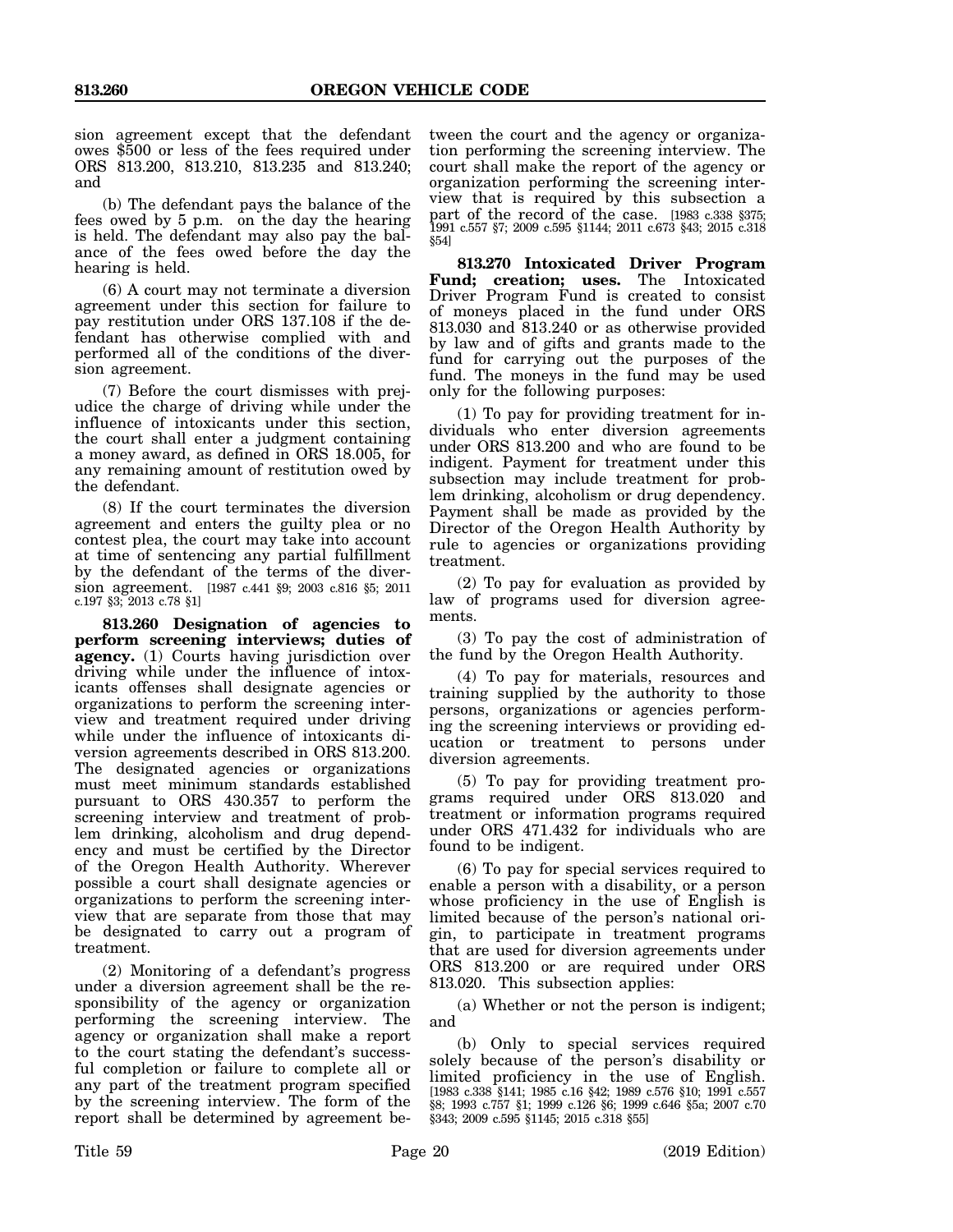sion agreement except that the defendant owes $500 or less of the fees required under ORS 813.200, 813.210, 813.235 and 813.240; and

(b) The defendant pays the balance of the fees owed by 5 p.m. on the day the hearing is held. The defendant may also pay the balance of the fees owed before the day the hearing is held.

(6) A court may not terminate a diversion agreement under this section for failure to pay restitution under ORS 137.108 if the defendant has otherwise complied with and performed all of the conditions of the diversion agreement.

(7) Before the court dismisses with prejudice the charge of driving while under the influence of intoxicants under this section, the court shall enter a judgment containing a money award, as defined in ORS 18.005, for any remaining amount of restitution owed by the defendant.

(8) If the court terminates the diversion agreement and enters the guilty plea or no contest plea, the court may take into account at time of sentencing any partial fulfillment by the defendant of the terms of the diversion agreement. [1987 c.441 §9; 2003 c.816 §5; 2011 c.197 §3; 2013 c.78 §1]

**813.260 Designation of agencies to perform screening interviews; duties of agency.** (1) Courts having jurisdiction over driving while under the influence of intoxicants offenses shall designate agencies or organizations to perform the screening interview and treatment required under driving while under the influence of intoxicants diversion agreements described in ORS 813.200. The designated agencies or organizations must meet minimum standards established pursuant to ORS 430.357 to perform the screening interview and treatment of problem drinking, alcoholism and drug dependency and must be certified by the Director of the Oregon Health Authority. Wherever possible a court shall designate agencies or organizations to perform the screening interview that are separate from those that may be designated to carry out a program of treatment.

(2) Monitoring of a defendant's progress under a diversion agreement shall be the responsibility of the agency or organization performing the screening interview. The agency or organization shall make a report to the court stating the defendant's successful completion or failure to complete all or any part of the treatment program specified by the screening interview. The form of the report shall be determined by agreement between the court and the agency or organization performing the screening interview. The court shall make the report of the agency or organization performing the screening interview that is required by this subsection a part of the record of the case. [1983 c.338 §375; 1991 c.557 §7; 2009 c.595 §1144; 2011 c.673 §43; 2015 c.318 §54]

**813.270 Intoxicated Driver Program Fund; creation; uses.** The Intoxicated Driver Program Fund is created to consist of moneys placed in the fund under ORS 813.030 and 813.240 or as otherwise provided by law and of gifts and grants made to the fund for carrying out the purposes of the fund. The moneys in the fund may be used only for the following purposes:

(1) To pay for providing treatment for individuals who enter diversion agreements under ORS 813.200 and who are found to be indigent. Payment for treatment under this subsection may include treatment for problem drinking, alcoholism or drug dependency. Payment shall be made as provided by the Director of the Oregon Health Authority by rule to agencies or organizations providing treatment.

(2) To pay for evaluation as provided by law of programs used for diversion agreements.

(3) To pay the cost of administration of the fund by the Oregon Health Authority.

(4) To pay for materials, resources and training supplied by the authority to those persons, organizations or agencies performing the screening interviews or providing education or treatment to persons under diversion agreements.

(5) To pay for providing treatment programs required under ORS 813.020 and treatment or information programs required under ORS 471.432 for individuals who are found to be indigent.

(6) To pay for special services required to enable a person with a disability, or a person whose proficiency in the use of English is limited because of the person's national origin, to participate in treatment programs that are used for diversion agreements under ORS 813.200 or are required under ORS 813.020. This subsection applies:

(a) Whether or not the person is indigent; and

(b) Only to special services required solely because of the person's disability or limited proficiency in the use of English. [1983 c.338 §141; 1985 c.16 §42; 1989 c.576 §10; 1991 c.557 §8; 1993 c.757 §1; 1999 c.126 §6; 1999 c.646 §5a; 2007 c.70 §343; 2009 c.595 §1145; 2015 c.318 §55]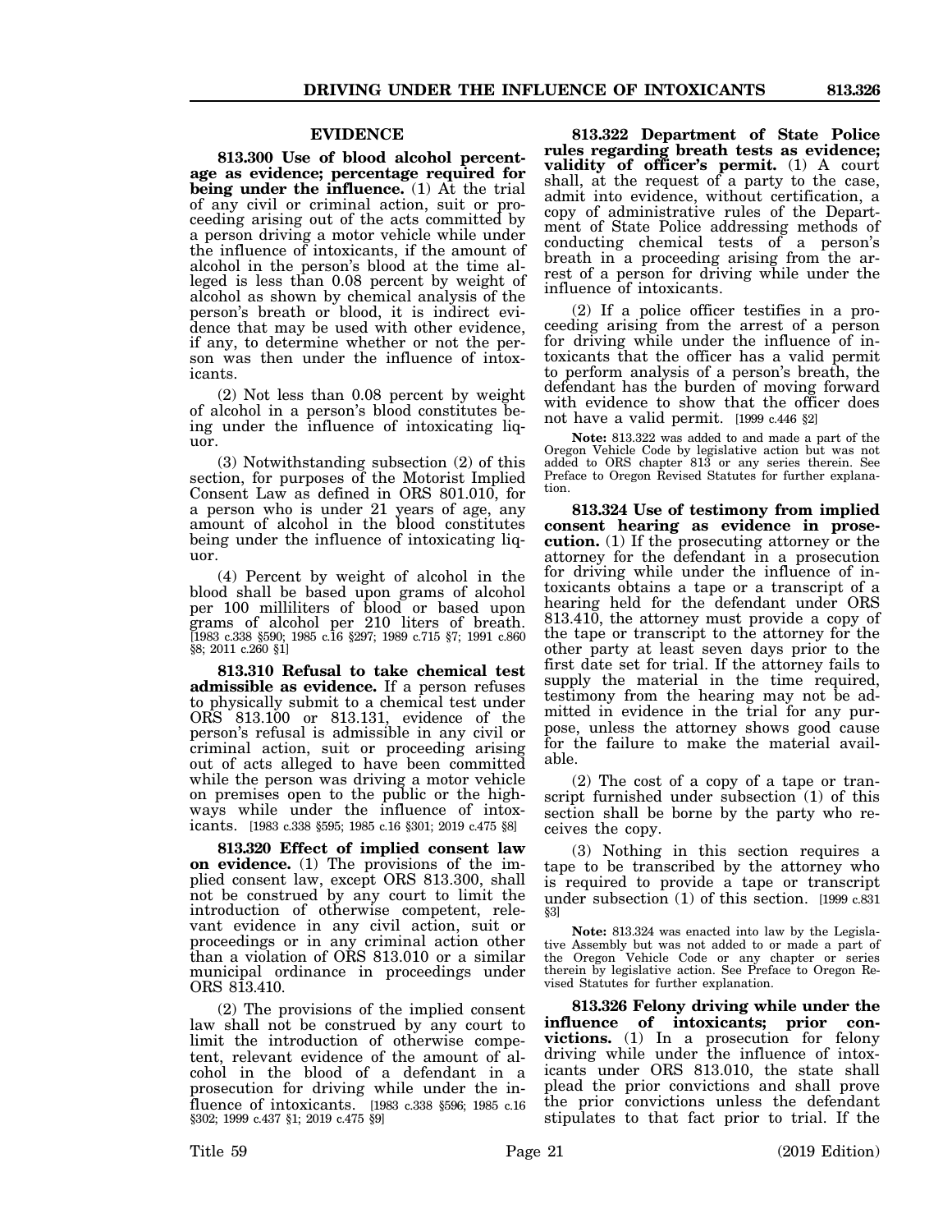## EVIDENCE

**813.300 Use of blood alcohol percentage as evidence; percentage required for being under the influence.** (1) At the trial of any civil or criminal action, suit or proceeding arising out of the acts committed by a person driving a motor vehicle while under the influence of intoxicants, if the amount of alcohol in the person's blood at the time alleged is less than 0.08 percent by weight of alcohol as shown by chemical analysis of the person's breath or blood, it is indirect evidence that may be used with other evidence, if any, to determine whether or not the person was then under the influence of intoxicants.

(2) Not less than 0.08 percent by weight of alcohol in a person's blood constitutes being under the influence of intoxicating liquor.

(3) Notwithstanding subsection (2) of this section, for purposes of the Motorist Implied Consent Law as defined in ORS 801.010, for a person who is under 21 years of age, any amount of alcohol in the blood constitutes being under the influence of intoxicating liquor.

(4) Percent by weight of alcohol in the blood shall be based upon grams of alcohol per 100 milliliters of blood or based upon grams of alcohol per 210 liters of breath. [1983 c.338 §590; 1985 c.16 §297; 1989 c.715 §7; 1991 c.860 §8; 2011 c.260 §1]

**813.310 Refusal to take chemical test admissible as evidence.** If a person refuses to physically submit to a chemical test under ORS 813.100 or 813.131, evidence of the person's refusal is admissible in any civil or criminal action, suit or proceeding arising out of acts alleged to have been committed while the person was driving a motor vehicle on premises open to the public or the highways while under the influence of intoxicants. [1983 c.338 §595; 1985 c.16 §301; 2019 c.475 §8]

**813.320 Effect of implied consent law on evidence.** (1) The provisions of the implied consent law, except ORS 813.300, shall not be construed by any court to limit the introduction of otherwise competent, relevant evidence in any civil action, suit or proceedings or in any criminal action other than a violation of ORS 813.010 or a similar municipal ordinance in proceedings under ORS 813.410.

(2) The provisions of the implied consent law shall not be construed by any court to limit the introduction of otherwise competent, relevant evidence of the amount of alcohol in the blood of a defendant in a prosecution for driving while under the influence of intoxicants. [1983 c.338 §596; 1985 c.16 §302; 1999 c.437 §1; 2019 c.475 §9]

**813.322 Department of State Police rules regarding breath tests as evidence; validity of officer's permit.** (1) A court shall, at the request of a party to the case, admit into evidence, without certification, a copy of administrative rules of the Department of State Police addressing methods of conducting chemical tests of a person's breath in a proceeding arising from the arrest of a person for driving while under the influence of intoxicants.

(2) If a police officer testifies in a proceeding arising from the arrest of a person for driving while under the influence of intoxicants that the officer has a valid permit to perform analysis of a person's breath, the defendant has the burden of moving forward with evidence to show that the officer does not have a valid permit. [1999 c.446 §2]

**Note:** 813.322 was added to and made a part of the Oregon Vehicle Code by legislative action but was not added to ORS chapter 813 or any series therein. See Preface to Oregon Revised Statutes for further explanation.

**813.324 Use of testimony from implied consent hearing as evidence in prosecution.** (1) If the prosecuting attorney or the attorney for the defendant in a prosecution for driving while under the influence of intoxicants obtains a tape or a transcript of a hearing held for the defendant under ORS 813.410, the attorney must provide a copy of the tape or transcript to the attorney for the other party at least seven days prior to the first date set for trial. If the attorney fails to supply the material in the time required, testimony from the hearing may not be admitted in evidence in the trial for any purpose, unless the attorney shows good cause for the failure to make the material available.

(2) The cost of a copy of a tape or transcript furnished under subsection (1) of this section shall be borne by the party who receives the copy.

(3) Nothing in this section requires a tape to be transcribed by the attorney who is required to provide a tape or transcript under subsection (1) of this section. [1999 c.831 §3]

**Note:** 813.324 was enacted into law by the Legislative Assembly but was not added to or made a part of the Oregon Vehicle Code or any chapter or series therein by legislative action. See Preface to Oregon Revised Statutes for further explanation.

**813.326 Felony driving while under the influence of intoxicants; prior convictions.** (1) In a prosecution for felony driving while under the influence of intoxicants under ORS 813.010, the state shall plead the prior convictions and shall prove the prior convictions unless the defendant stipulates to that fact prior to trial. If the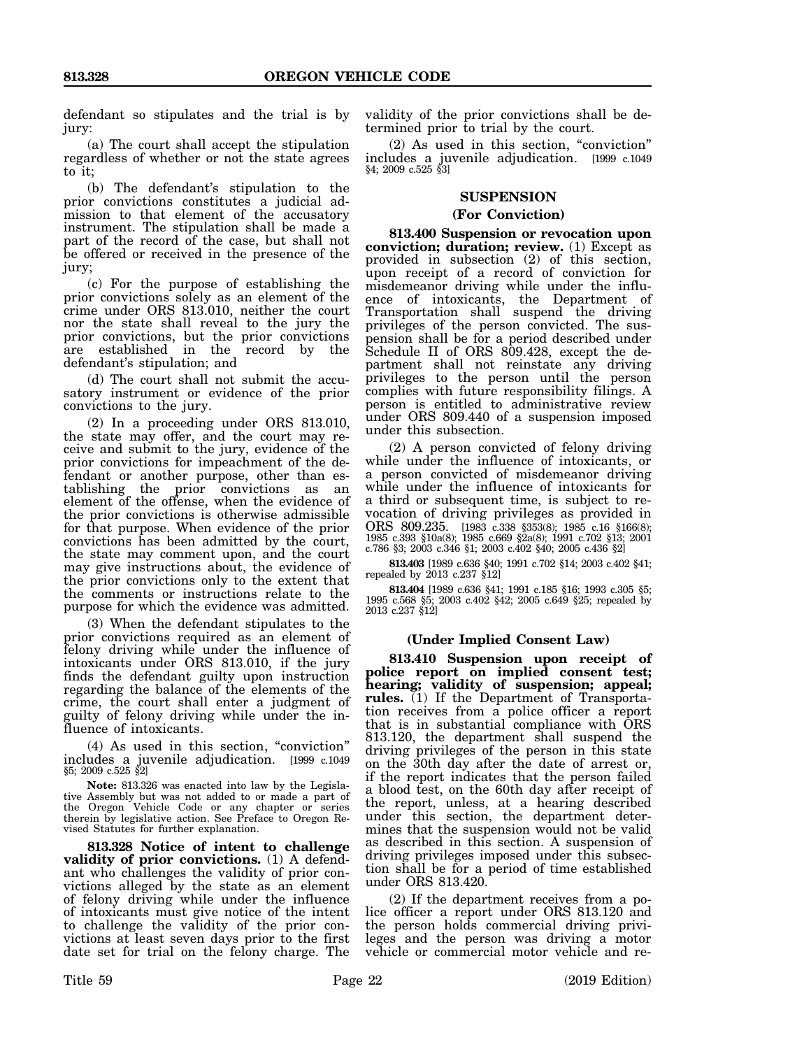defendant so stipulates and the trial is by jury:

(a) The court shall accept the stipulation regardless of whether or not the state agrees to it;

(b) The defendant's stipulation to the prior convictions constitutes a judicial admission to that element of the accusatory instrument. The stipulation shall be made a part of the record of the case, but shall not be offered or received in the presence of the jury;

(c) For the purpose of establishing the prior convictions solely as an element of the crime under ORS 813.010, neither the court nor the state shall reveal to the jury the prior convictions, but the prior convictions are established in the record by the defendant's stipulation; and

(d) The court shall not submit the accusatory instrument or evidence of the prior convictions to the jury.

(2) In a proceeding under ORS 813.010, the state may offer, and the court may receive and submit to the jury, evidence of the prior convictions for impeachment of the defendant or another purpose, other than establishing the prior convictions as an element of the offense, when the evidence of the prior convictions is otherwise admissible for that purpose. When evidence of the prior convictions has been admitted by the court, the state may comment upon, and the court may give instructions about, the evidence of the prior convictions only to the extent that the comments or instructions relate to the purpose for which the evidence was admitted.

(3) When the defendant stipulates to the prior convictions required as an element of felony driving while under the influence of intoxicants under ORS 813.010, if the jury finds the defendant guilty upon instruction regarding the balance of the elements of the crime, the court shall enter a judgment of guilty of felony driving while under the influence of intoxicants.

(4) As used in this section, "conviction" includes a juvenile adjudication. [1999 c.1049 §5; 2009 c.525 §2]

**Note:** 813.326 was enacted into law by the Legislative Assembly but was not added to or made a part of the Oregon Vehicle Code or any chapter or series therein by legislative action. See Preface to Oregon Revised Statutes for further explanation.

**813.328 Notice of intent to challenge validity of prior convictions.** (1) A defendant who challenges the validity of prior convictions alleged by the state as an element of felony driving while under the influence of intoxicants must give notice of the intent to challenge the validity of the prior convictions at least seven days prior to the first date set for trial on the felony charge. The validity of the prior convictions shall be determined prior to trial by the court.

(2) As used in this section, "conviction" includes a juvenile adjudication. [1999 c.1049 §4; 2009 c.525 §3]

## SUSPENSION

### (For Conviction)

**813.400 Suspension or revocation upon conviction; duration; review.** (1) Except as provided in subsection (2) of this section, upon receipt of a record of conviction for misdemeanor driving while under the influence of intoxicants, the Department of Transportation shall suspend the driving privileges of the person convicted. The suspension shall be for a period described under Schedule II of ORS 809.428, except the department shall not reinstate any driving privileges to the person until the person complies with future responsibility filings. A person is entitled to administrative review under ORS 809.440 of a suspension imposed under this subsection.

(2) A person convicted of felony driving while under the influence of intoxicants, or a person convicted of misdemeanor driving while under the influence of intoxicants for a third or subsequent time, is subject to revocation of driving privileges as provided in ORS 809.235. [1983 c.338 §353(8); 1985 c.16 §166(8); 1985 c.393 §10a(8); 1985 c.669 §2a(8); 1991 c.702 §13; 2001 c.786 §3; 2003 c.346 §1; 2003 c.402 §40; 2005 c.436 §2]

**813.403** [1989 c.636 §40; 1991 c.702 §14; 2003 c.402 §41; repealed by 2013 c.237 §12]

**813.404** [1989 c.636 §41; 1991 c.185 §16; 1993 c.305 §5; 1995 c.568 §5; 2003 c.402 §42; 2005 c.649 §25; repealed by 2013 c.237 §12]

### (Under Implied Consent Law)

**813.410 Suspension upon receipt of police report on implied consent test; hearing; validity of suspension; appeal; rules.** (1) If the Department of Transportation receives from a police officer a report that is in substantial compliance with ORS 813.120, the department shall suspend the driving privileges of the person in this state on the 30th day after the date of arrest or, if the report indicates that the person failed a blood test, on the 60th day after receipt of the report, unless, at a hearing described under this section, the department determines that the suspension would not be valid as described in this section. A suspension of driving privileges imposed under this subsection shall be for a period of time established under ORS 813.420.

(2) If the department receives from a police officer a report under ORS 813.120 and the person holds commercial driving privileges and the person was driving a motor vehicle or commercial motor vehicle and re-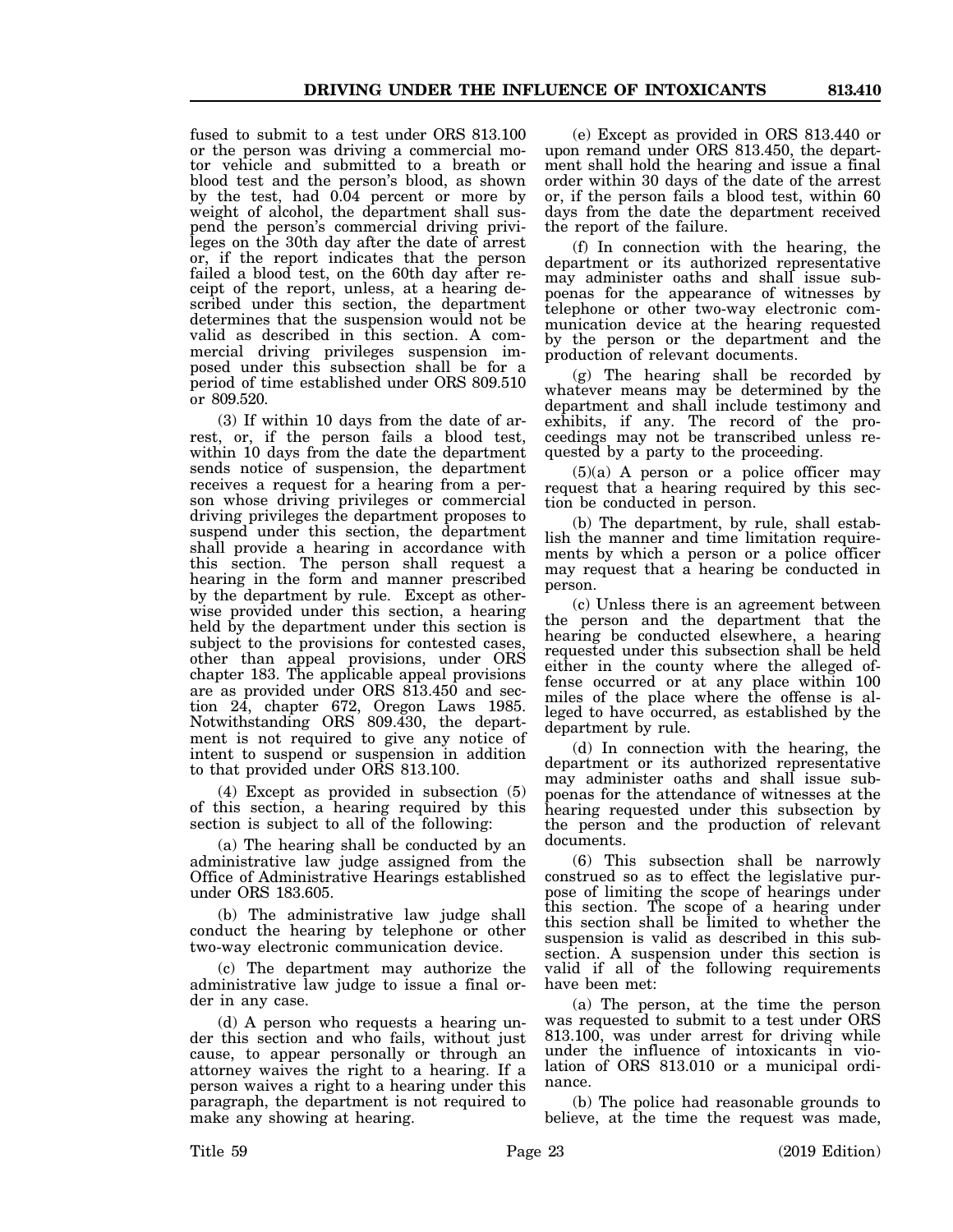fused to submit to a test under ORS 813.100 or the person was driving a commercial motor vehicle and submitted to a breath or blood test and the person's blood, as shown by the test, had 0.04 percent or more by weight of alcohol, the department shall suspend the person's commercial driving privileges on the 30th day after the date of arrest or, if the report indicates that the person failed a blood test, on the 60th day after receipt of the report, unless, at a hearing described under this section, the department determines that the suspension would not be valid as described in this section. A commercial driving privileges suspension imposed under this subsection shall be for a period of time established under ORS 809.510 or 809.520.

(3) If within 10 days from the date of arrest, or, if the person fails a blood test, within 10 days from the date the department sends notice of suspension, the department receives a request for a hearing from a person whose driving privileges or commercial driving privileges the department proposes to suspend under this section, the department shall provide a hearing in accordance with this section. The person shall request a hearing in the form and manner prescribed by the department by rule. Except as otherwise provided under this section, a hearing held by the department under this section is subject to the provisions for contested cases, other than appeal provisions, under ORS chapter 183. The applicable appeal provisions are as provided under ORS 813.450 and section 24, chapter 672, Oregon Laws 1985. Notwithstanding ORS 809.430, the department is not required to give any notice of intent to suspend or suspension in addition to that provided under ORS 813.100.

(4) Except as provided in subsection (5) of this section, a hearing required by this section is subject to all of the following:

(a) The hearing shall be conducted by an administrative law judge assigned from the Office of Administrative Hearings established under ORS 183.605.

(b) The administrative law judge shall conduct the hearing by telephone or other two-way electronic communication device.

(c) The department may authorize the administrative law judge to issue a final order in any case.

(d) A person who requests a hearing under this section and who fails, without just cause, to appear personally or through an attorney waives the right to a hearing. If a person waives a right to a hearing under this paragraph, the department is not required to make any showing at hearing.

(e) Except as provided in ORS 813.440 or upon remand under ORS 813.450, the department shall hold the hearing and issue a final order within 30 days of the date of the arrest or, if the person fails a blood test, within 60 days from the date the department received the report of the failure.

(f) In connection with the hearing, the department or its authorized representative may administer oaths and shall issue subpoenas for the appearance of witnesses by telephone or other two-way electronic communication device at the hearing requested by the person or the department and the production of relevant documents.

(g) The hearing shall be recorded by whatever means may be determined by the department and shall include testimony and exhibits, if any. The record of the proceedings may not be transcribed unless requested by a party to the proceeding.

(5)(a) A person or a police officer may request that a hearing required by this section be conducted in person.

(b) The department, by rule, shall establish the manner and time limitation requirements by which a person or a police officer may request that a hearing be conducted in person.

(c) Unless there is an agreement between the person and the department that the hearing be conducted elsewhere, a hearing requested under this subsection shall be held either in the county where the alleged offense occurred or at any place within 100 miles of the place where the offense is alleged to have occurred, as established by the department by rule.

(d) In connection with the hearing, the department or its authorized representative may administer oaths and shall issue subpoenas for the attendance of witnesses at the hearing requested under this subsection by the person and the production of relevant documents.

(6) This subsection shall be narrowly construed so as to effect the legislative purpose of limiting the scope of hearings under this section. The scope of a hearing under this section shall be limited to whether the suspension is valid as described in this subsection. A suspension under this section is valid if all of the following requirements have been met:

(a) The person, at the time the person was requested to submit to a test under ORS 813.100, was under arrest for driving while under the influence of intoxicants in violation of ORS 813.010 or a municipal ordinance.

(b) The police had reasonable grounds to believe, at the time the request was made,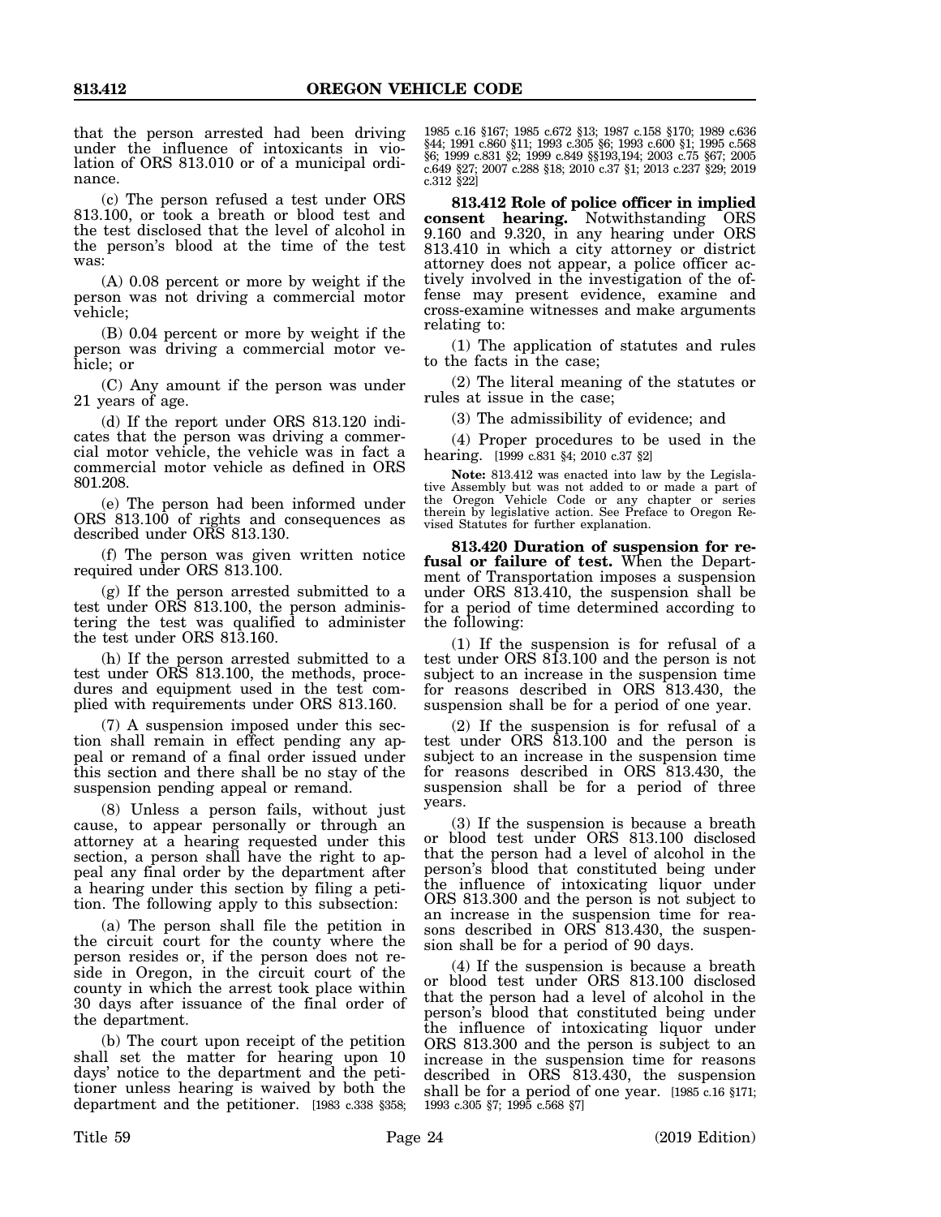that the person arrested had been driving under the influence of intoxicants in violation of ORS 813.010 or of a municipal ordinance.

(c) The person refused a test under ORS 813.100, or took a breath or blood test and the test disclosed that the level of alcohol in the person's blood at the time of the test was:

(A) 0.08 percent or more by weight if the person was not driving a commercial motor vehicle;

(B) 0.04 percent or more by weight if the person was driving a commercial motor vehicle; or

(C) Any amount if the person was under 21 years of age.

(d) If the report under ORS 813.120 indicates that the person was driving a commercial motor vehicle, the vehicle was in fact a commercial motor vehicle as defined in ORS 801.208.

(e) The person had been informed under ORS 813.100 of rights and consequences as described under ORS 813.130.

(f) The person was given written notice required under ORS 813.100.

(g) If the person arrested submitted to a test under ORS 813.100, the person administering the test was qualified to administer the test under ORS 813.160.

(h) If the person arrested submitted to a test under ORS 813.100, the methods, procedures and equipment used in the test complied with requirements under ORS 813.160.

(7) A suspension imposed under this section shall remain in effect pending any appeal or remand of a final order issued under this section and there shall be no stay of the suspension pending appeal or remand.

(8) Unless a person fails, without just cause, to appear personally or through an attorney at a hearing requested under this section, a person shall have the right to appeal any final order by the department after a hearing under this section by filing a petition. The following apply to this subsection:

(a) The person shall file the petition in the circuit court for the county where the person resides or, if the person does not reside in Oregon, in the circuit court of the county in which the arrest took place within 30 days after issuance of the final order of the department.

(b) The court upon receipt of the petition shall set the matter for hearing upon 10 days' notice to the department and the petitioner unless hearing is waived by both the department and the petitioner. [1983 c.338 §358; 1985 c.16 §167; 1985 c.672 §13; 1987 c.158 §170; 1989 c.636 §44; 1991 c.860 §11; 1993 c.305 §6; 1993 c.600 §1; 1995 c.568 §6; 1999 c.831 §2; 1999 c.849 §§193,194; 2003 c.75 §67; 2005 c.649 §27; 2007 c.288 §18; 2010 c.37 §1; 2013 c.237 §29; 2019 c.312 §22]

**813.412 Role of police officer in implied consent hearing.** Notwithstanding ORS 9.160 and 9.320, in any hearing under ORS 813.410 in which a city attorney or district attorney does not appear, a police officer actively involved in the investigation of the offense may present evidence, examine and cross-examine witnesses and make arguments relating to:

(1) The application of statutes and rules to the facts in the case;

(2) The literal meaning of the statutes or rules at issue in the case;

(3) The admissibility of evidence; and

(4) Proper procedures to be used in the hearing. [1999 c.831 §4; 2010 c.37 §2]

**Note:** 813.412 was enacted into law by the Legislative Assembly but was not added to or made a part of the Oregon Vehicle Code or any chapter or series therein by legislative action. See Preface to Oregon Revised Statutes for further explanation.

**813.420 Duration of suspension for refusal or failure of test.** When the Department of Transportation imposes a suspension under ORS 813.410, the suspension shall be for a period of time determined according to the following:

(1) If the suspension is for refusal of a test under ORS 813.100 and the person is not subject to an increase in the suspension time for reasons described in ORS 813.430, the suspension shall be for a period of one year.

(2) If the suspension is for refusal of a test under ORS 813.100 and the person is subject to an increase in the suspension time for reasons described in ORS 813.430, the suspension shall be for a period of three years.

(3) If the suspension is because a breath or blood test under ORS 813.100 disclosed that the person had a level of alcohol in the person's blood that constituted being under the influence of intoxicating liquor under ORS 813.300 and the person is not subject to an increase in the suspension time for reasons described in ORS 813.430, the suspension shall be for a period of 90 days.

(4) If the suspension is because a breath or blood test under ORS 813.100 disclosed that the person had a level of alcohol in the person's blood that constituted being under the influence of intoxicating liquor under ORS 813.300 and the person is subject to an increase in the suspension time for reasons described in ORS 813.430, the suspension shall be for a period of one year. [1985 c.16 §171; 1993 c.305 §7; 1995 c.568 §7]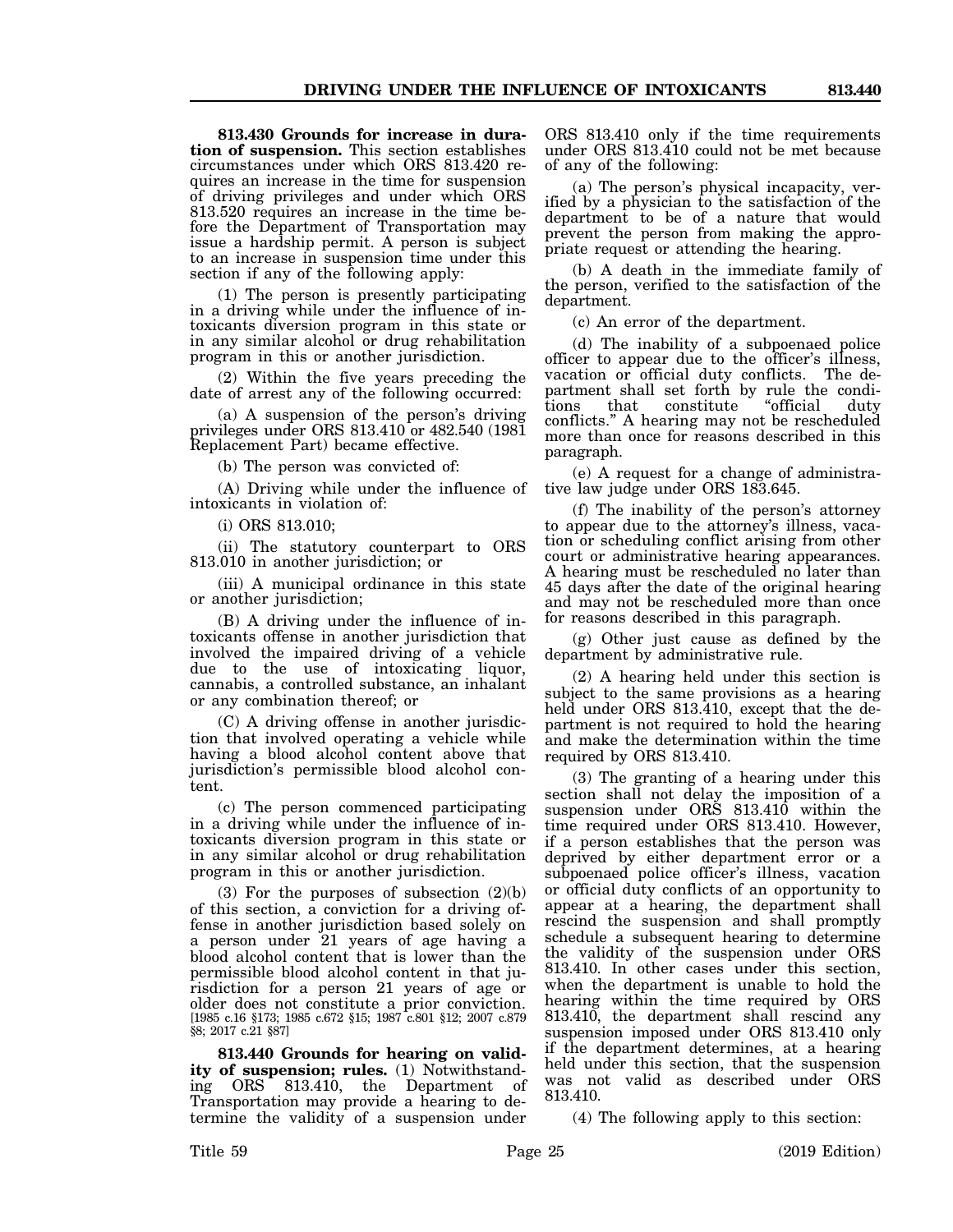**813.430 Grounds for increase in duration of suspension.** This section establishes circumstances under which ORS 813.420 requires an increase in the time for suspension of driving privileges and under which ORS 813.520 requires an increase in the time before the Department of Transportation may issue a hardship permit. A person is subject to an increase in suspension time under this section if any of the following apply:

(1) The person is presently participating in a driving while under the influence of intoxicants diversion program in this state or in any similar alcohol or drug rehabilitation program in this or another jurisdiction.

(2) Within the five years preceding the date of arrest any of the following occurred:

(a) A suspension of the person's driving privileges under ORS 813.410 or 482.540 (1981 Replacement Part) became effective.

(b) The person was convicted of:

(A) Driving while under the influence of intoxicants in violation of:

(i) ORS 813.010;

(ii) The statutory counterpart to ORS 813.010 in another jurisdiction; or

(iii) A municipal ordinance in this state or another jurisdiction;

(B) A driving under the influence of intoxicants offense in another jurisdiction that involved the impaired driving of a vehicle due to the use of intoxicating liquor, cannabis, a controlled substance, an inhalant or any combination thereof; or

(C) A driving offense in another jurisdiction that involved operating a vehicle while having a blood alcohol content above that jurisdiction's permissible blood alcohol content.

(c) The person commenced participating in a driving while under the influence of intoxicants diversion program in this state or in any similar alcohol or drug rehabilitation program in this or another jurisdiction.

(3) For the purposes of subsection (2)(b) of this section, a conviction for a driving offense in another jurisdiction based solely on a person under 21 years of age having a blood alcohol content that is lower than the permissible blood alcohol content in that jurisdiction for a person 21 years of age or older does not constitute a prior conviction. [1985 c.16 §173; 1985 c.672 §15; 1987 c.801 §12; 2007 c.879 §8; 2017 c.21 §87]

**813.440 Grounds for hearing on validity of suspension; rules.** (1) Notwithstanding ORS 813.410, the Department of Transportation may provide a hearing to determine the validity of a suspension under ORS 813.410 only if the time requirements under ORS 813.410 could not be met because of any of the following:

(a) The person's physical incapacity, verified by a physician to the satisfaction of the department to be of a nature that would prevent the person from making the appropriate request or attending the hearing.

(b) A death in the immediate family of the person, verified to the satisfaction of the department.

(c) An error of the department.

(d) The inability of a subpoenaed police officer to appear due to the officer's illness, vacation or official duty conflicts. The department shall set forth by rule the conditions that constitute "official duty conflicts." A hearing may not be rescheduled more than once for reasons described in this paragraph.

(e) A request for a change of administrative law judge under ORS 183.645.

(f) The inability of the person's attorney to appear due to the attorney's illness, vacation or scheduling conflict arising from other court or administrative hearing appearances. A hearing must be rescheduled no later than 45 days after the date of the original hearing and may not be rescheduled more than once for reasons described in this paragraph.

(g) Other just cause as defined by the department by administrative rule.

(2) A hearing held under this section is subject to the same provisions as a hearing held under ORS 813.410, except that the department is not required to hold the hearing and make the determination within the time required by ORS 813.410.

(3) The granting of a hearing under this section shall not delay the imposition of a suspension under ORS 813.410 within the time required under ORS 813.410. However, if a person establishes that the person was deprived by either department error or a subpoenaed police officer's illness, vacation or official duty conflicts of an opportunity to appear at a hearing, the department shall rescind the suspension and shall promptly schedule a subsequent hearing to determine the validity of the suspension under ORS 813.410. In other cases under this section, when the department is unable to hold the hearing within the time required by ORS 813.410, the department shall rescind any suspension imposed under ORS 813.410 only if the department determines, at a hearing held under this section, that the suspension was not valid as described under ORS 813.410.

(4) The following apply to this section: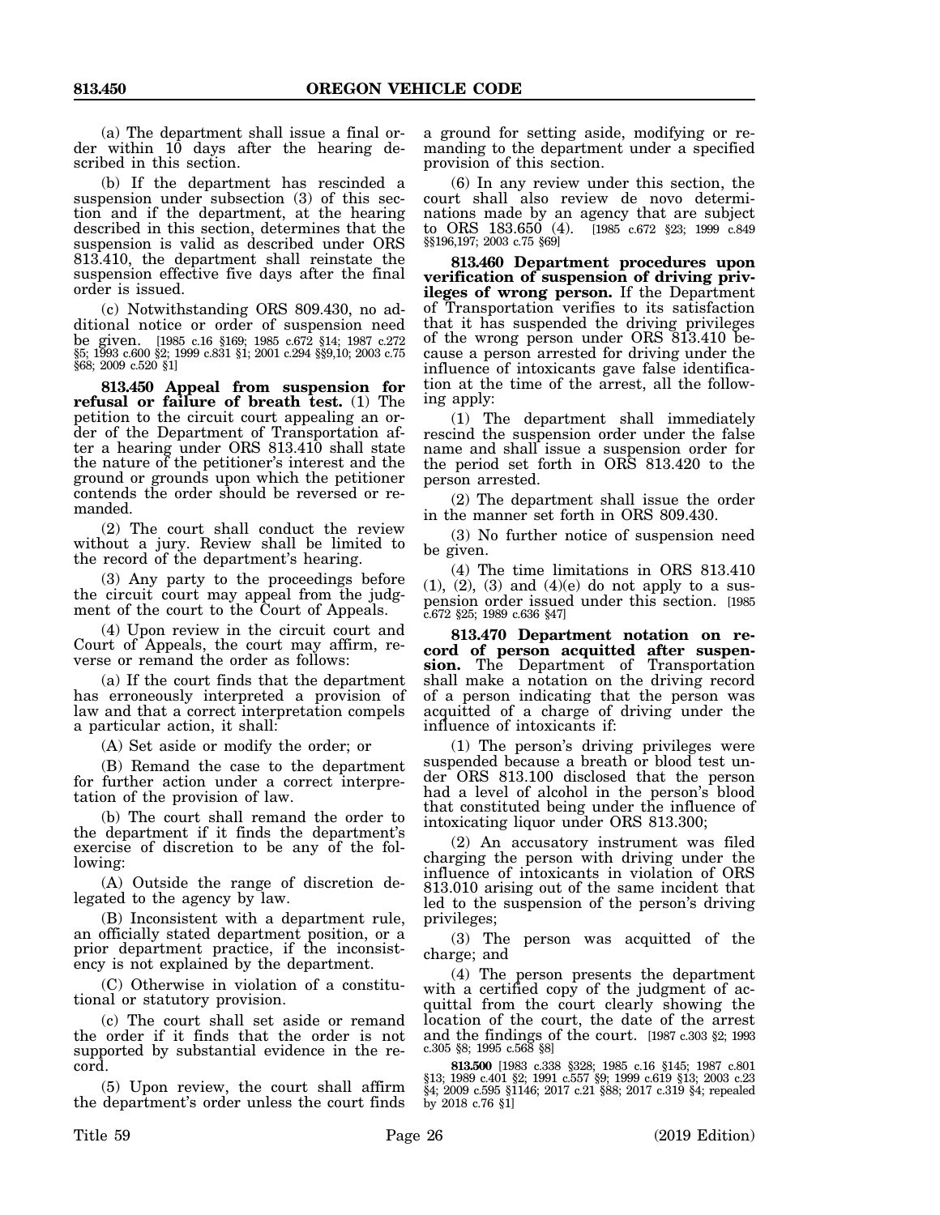(a) The department shall issue a final order within 10 days after the hearing described in this section.

(b) If the department has rescinded a suspension under subsection (3) of this section and if the department, at the hearing described in this section, determines that the suspension is valid as described under ORS 813.410, the department shall reinstate the suspension effective five days after the final order is issued.

(c) Notwithstanding ORS 809.430, no additional notice or order of suspension need be given. [1985 c.16 §169; 1985 c.672 §14; 1987 c.272 §5; 1993 c.600 §2; 1999 c.831 §1; 2001 c.294 §§9,10; 2003 c.75 §68; 2009 c.520 §1]

**813.450 Appeal from suspension for refusal or failure of breath test.** (1) The petition to the circuit court appealing an order of the Department of Transportation after a hearing under ORS 813.410 shall state the nature of the petitioner's interest and the ground or grounds upon which the petitioner contends the order should be reversed or remanded.

(2) The court shall conduct the review without a jury. Review shall be limited to the record of the department's hearing.

(3) Any party to the proceedings before the circuit court may appeal from the judgment of the court to the Court of Appeals.

(4) Upon review in the circuit court and Court of Appeals, the court may affirm, reverse or remand the order as follows:

(a) If the court finds that the department has erroneously interpreted a provision of law and that a correct interpretation compels a particular action, it shall:

(A) Set aside or modify the order; or

(B) Remand the case to the department for further action under a correct interpretation of the provision of law.

(b) The court shall remand the order to the department if it finds the department's exercise of discretion to be any of the following:

(A) Outside the range of discretion delegated to the agency by law.

(B) Inconsistent with a department rule, an officially stated department position, or a prior department practice, if the inconsistency is not explained by the department.

(C) Otherwise in violation of a constitutional or statutory provision.

(c) The court shall set aside or remand the order if it finds that the order is not supported by substantial evidence in the record.

(5) Upon review, the court shall affirm the department's order unless the court finds a ground for setting aside, modifying or remanding to the department under a specified provision of this section.

(6) In any review under this section, the court shall also review de novo determinations made by an agency that are subject to ORS 183.650 (4). [1985 c.672 §23; 1999 c.849 §§196,197; 2003 c.75 §69]

**813.460 Department procedures upon verification of suspension of driving privileges of wrong person.** If the Department of Transportation verifies to its satisfaction that it has suspended the driving privileges of the wrong person under ORS 813.410 because a person arrested for driving under the influence of intoxicants gave false identification at the time of the arrest, all the following apply:

(1) The department shall immediately rescind the suspension order under the false name and shall issue a suspension order for the period set forth in ORS 813.420 to the person arrested.

(2) The department shall issue the order in the manner set forth in ORS 809.430.

(3) No further notice of suspension need be given.

(4) The time limitations in ORS 813.410 (1), (2), (3) and (4)(e) do not apply to a suspension order issued under this section. [1985 c.672 §25; 1989 c.636 §47]

**813.470 Department notation on record of person acquitted after suspension.** The Department of Transportation shall make a notation on the driving record of a person indicating that the person was acquitted of a charge of driving under the influence of intoxicants if:

(1) The person's driving privileges were suspended because a breath or blood test under ORS 813.100 disclosed that the person had a level of alcohol in the person's blood that constituted being under the influence of intoxicating liquor under ORS 813.300;

(2) An accusatory instrument was filed charging the person with driving under the influence of intoxicants in violation of ORS 813.010 arising out of the same incident that led to the suspension of the person's driving privileges;

(3) The person was acquitted of the charge; and

(4) The person presents the department with a certified copy of the judgment of acquittal from the court clearly showing the location of the court, the date of the arrest and the findings of the court. [1987 c.303 §2; 1993 c.305 §8; 1995 c.568 §8]

**813.500** [1983 c.338 §328; 1985 c.16 §145; 1987 c.801 §13; 1989 c.401 §2; 1991 c.557 §9; 1999 c.619 §13; 2003 c.23 §4; 2009 c.595 §1146; 2017 c.21 §88; 2017 c.319 §4; repealed by 2018 c.76 §1]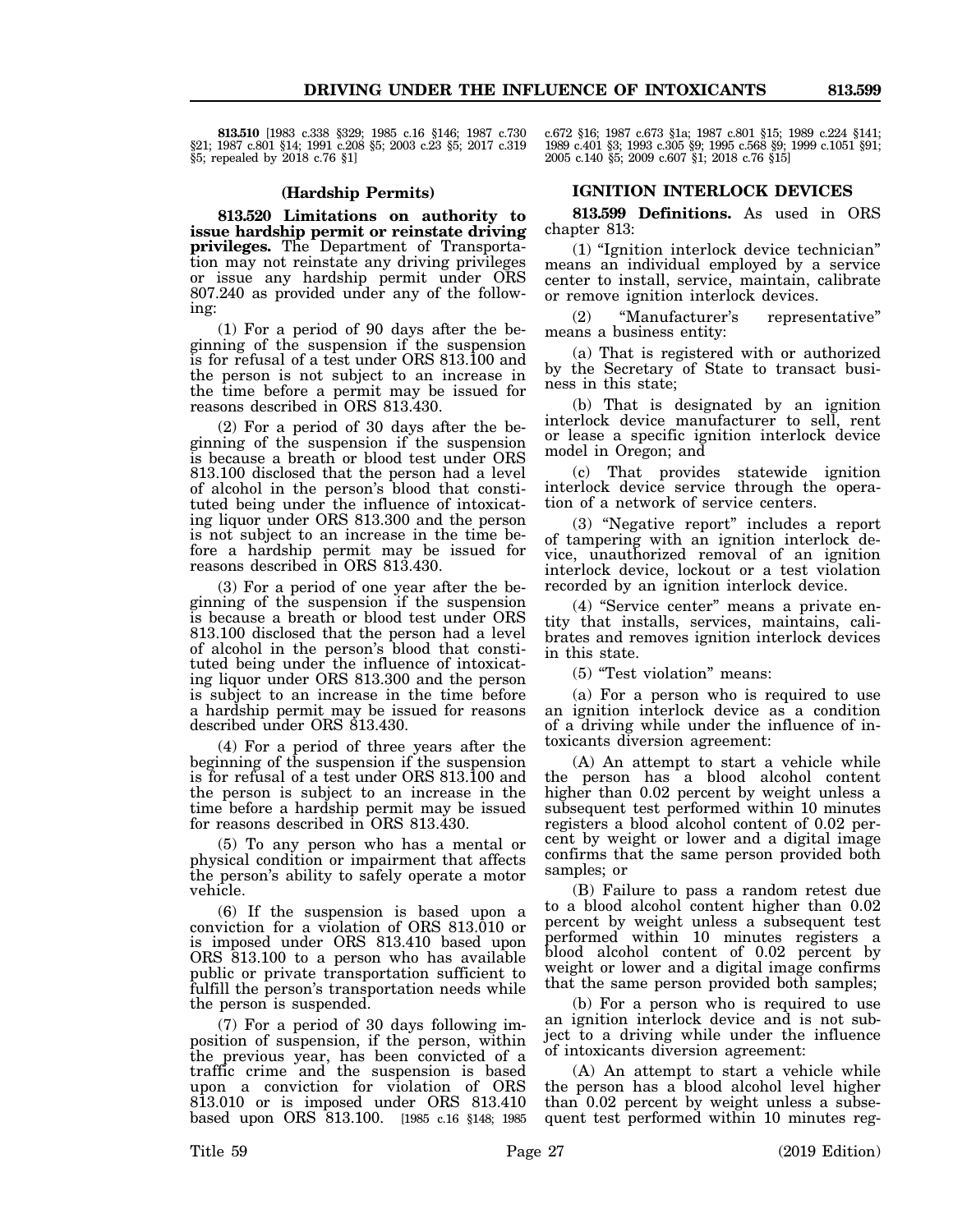**813.510** [1983 c.338 §329; 1985 c.16 §146; 1987 c.730 §21; 1987 c.801 §14; 1991 c.208 §5; 2003 c.23 §5; 2017 c.319 §5; repealed by 2018 c.76 §1]

### (Hardship Permits)

**813.520 Limitations on authority to issue hardship permit or reinstate driving privileges.** The Department of Transportation may not reinstate any driving privileges or issue any hardship permit under ORS 807.240 as provided under any of the following:

(1) For a period of 90 days after the beginning of the suspension if the suspension is for refusal of a test under ORS 813.100 and the person is not subject to an increase in the time before a permit may be issued for reasons described in ORS 813.430.

(2) For a period of 30 days after the beginning of the suspension if the suspension is because a breath or blood test under ORS 813.100 disclosed that the person had a level of alcohol in the person's blood that constituted being under the influence of intoxicating liquor under ORS 813.300 and the person is not subject to an increase in the time before a hardship permit may be issued for reasons described in ORS 813.430.

(3) For a period of one year after the beginning of the suspension if the suspension is because a breath or blood test under ORS 813.100 disclosed that the person had a level of alcohol in the person's blood that constituted being under the influence of intoxicating liquor under ORS 813.300 and the person is subject to an increase in the time before a hardship permit may be issued for reasons described under ORS 813.430.

(4) For a period of three years after the beginning of the suspension if the suspension is for refusal of a test under ORS 813.100 and the person is subject to an increase in the time before a hardship permit may be issued for reasons described in ORS 813.430.

(5) To any person who has a mental or physical condition or impairment that affects the person's ability to safely operate a motor vehicle.

(6) If the suspension is based upon a conviction for a violation of ORS 813.010 or is imposed under ORS 813.410 based upon ORS 813.100 to a person who has available public or private transportation sufficient to fulfill the person's transportation needs while the person is suspended.

(7) For a period of 30 days following imposition of suspension, if the person, within the previous year, has been convicted of a traffic crime and the suspension is based upon a conviction for violation of ORS 813.010 or is imposed under ORS 813.410 based upon ORS 813.100. [1985 c.16 §148; 1985 c.672 §16; 1987 c.673 §1a; 1987 c.801 §15; 1989 c.224 §141; 1989 c.401 §3; 1993 c.305 §9; 1995 c.568 §9; 1999 c.1051 §91; 2005 c.140 §5; 2009 c.607 §1; 2018 c.76 §15]

## IGNITION INTERLOCK DEVICES

**813.599 Definitions.** As used in ORS chapter 813:

(1) "Ignition interlock device technician" means an individual employed by a service center to install, service, maintain, calibrate or remove ignition interlock devices.

(2) "Manufacturer's representative" means a business entity:

(a) That is registered with or authorized by the Secretary of State to transact business in this state;

(b) That is designated by an ignition interlock device manufacturer to sell, rent or lease a specific ignition interlock device model in Oregon; and

(c) That provides statewide ignition interlock device service through the operation of a network of service centers.

(3) "Negative report" includes a report of tampering with an ignition interlock device, unauthorized removal of an ignition interlock device, lockout or a test violation recorded by an ignition interlock device.

(4) "Service center" means a private entity that installs, services, maintains, calibrates and removes ignition interlock devices in this state.

(5) "Test violation" means:

(a) For a person who is required to use an ignition interlock device as a condition of a driving while under the influence of intoxicants diversion agreement:

(A) An attempt to start a vehicle while the person has a blood alcohol content higher than 0.02 percent by weight unless a subsequent test performed within 10 minutes registers a blood alcohol content of 0.02 percent by weight or lower and a digital image confirms that the same person provided both samples; or

(B) Failure to pass a random retest due to a blood alcohol content higher than 0.02 percent by weight unless a subsequent test performed within 10 minutes registers a blood alcohol content of 0.02 percent by weight or lower and a digital image confirms that the same person provided both samples;

(b) For a person who is required to use an ignition interlock device and is not subject to a driving while under the influence of intoxicants diversion agreement:

(A) An attempt to start a vehicle while the person has a blood alcohol level higher than 0.02 percent by weight unless a subsequent test performed within 10 minutes reg-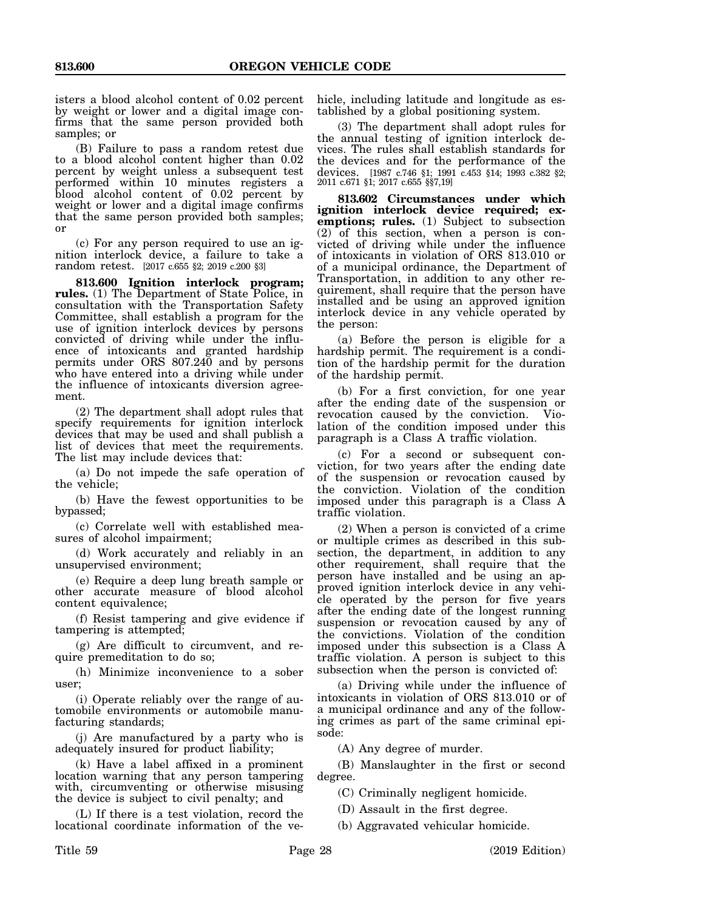isters a blood alcohol content of 0.02 percent by weight or lower and a digital image confirms that the same person provided both samples; or

(B) Failure to pass a random retest due to a blood alcohol content higher than 0.02 percent by weight unless a subsequent test performed within 10 minutes registers a blood alcohol content of 0.02 percent by weight or lower and a digital image confirms that the same person provided both samples; or

(c) For any person required to use an ignition interlock device, a failure to take a random retest. [2017 c.655 §2; 2019 c.200 §3]

**813.600 Ignition interlock program; rules.** (1) The Department of State Police, in consultation with the Transportation Safety Committee, shall establish a program for the use of ignition interlock devices by persons convicted of driving while under the influence of intoxicants and granted hardship permits under ORS 807.240 and by persons who have entered into a driving while under the influence of intoxicants diversion agreement.

(2) The department shall adopt rules that specify requirements for ignition interlock devices that may be used and shall publish a list of devices that meet the requirements. The list may include devices that:

(a) Do not impede the safe operation of the vehicle;

(b) Have the fewest opportunities to be bypassed;

(c) Correlate well with established measures of alcohol impairment;

(d) Work accurately and reliably in an unsupervised environment;

(e) Require a deep lung breath sample or other accurate measure of blood alcohol content equivalence;

(f) Resist tampering and give evidence if tampering is attempted;

(g) Are difficult to circumvent, and require premeditation to do so;

(h) Minimize inconvenience to a sober user;

(i) Operate reliably over the range of automobile environments or automobile manufacturing standards;

(j) Are manufactured by a party who is adequately insured for product liability;

(k) Have a label affixed in a prominent location warning that any person tampering with, circumventing or otherwise misusing the device is subject to civil penalty; and

(L) If there is a test violation, record the locational coordinate information of the vehicle, including latitude and longitude as established by a global positioning system.

(3) The department shall adopt rules for the annual testing of ignition interlock devices. The rules shall establish standards for the devices and for the performance of the devices. [1987 c.746 §1; 1991 c.453 §14; 1993 c.382 §2; 2011 c.671 §1; 2017 c.655 §§7,19]

**813.602 Circumstances under which ignition interlock device required; exemptions; rules.** (1) Subject to subsection (2) of this section, when a person is convicted of driving while under the influence of intoxicants in violation of ORS 813.010 or of a municipal ordinance, the Department of Transportation, in addition to any other requirement, shall require that the person have installed and be using an approved ignition interlock device in any vehicle operated by the person:

(a) Before the person is eligible for a hardship permit. The requirement is a condition of the hardship permit for the duration of the hardship permit.

(b) For a first conviction, for one year after the ending date of the suspension or revocation caused by the conviction. Violation of the condition imposed under this paragraph is a Class A traffic violation.

(c) For a second or subsequent conviction, for two years after the ending date of the suspension or revocation caused by the conviction. Violation of the condition imposed under this paragraph is a Class A traffic violation.

(2) When a person is convicted of a crime or multiple crimes as described in this subsection, the department, in addition to any other requirement, shall require that the person have installed and be using an approved ignition interlock device in any vehicle operated by the person for five years after the ending date of the longest running suspension or revocation caused by any of the convictions. Violation of the condition imposed under this subsection is a Class A traffic violation. A person is subject to this subsection when the person is convicted of:

(a) Driving while under the influence of intoxicants in violation of ORS 813.010 or of a municipal ordinance and any of the following crimes as part of the same criminal episode:

(A) Any degree of murder.

(B) Manslaughter in the first or second degree.

(C) Criminally negligent homicide.

(D) Assault in the first degree.

(b) Aggravated vehicular homicide.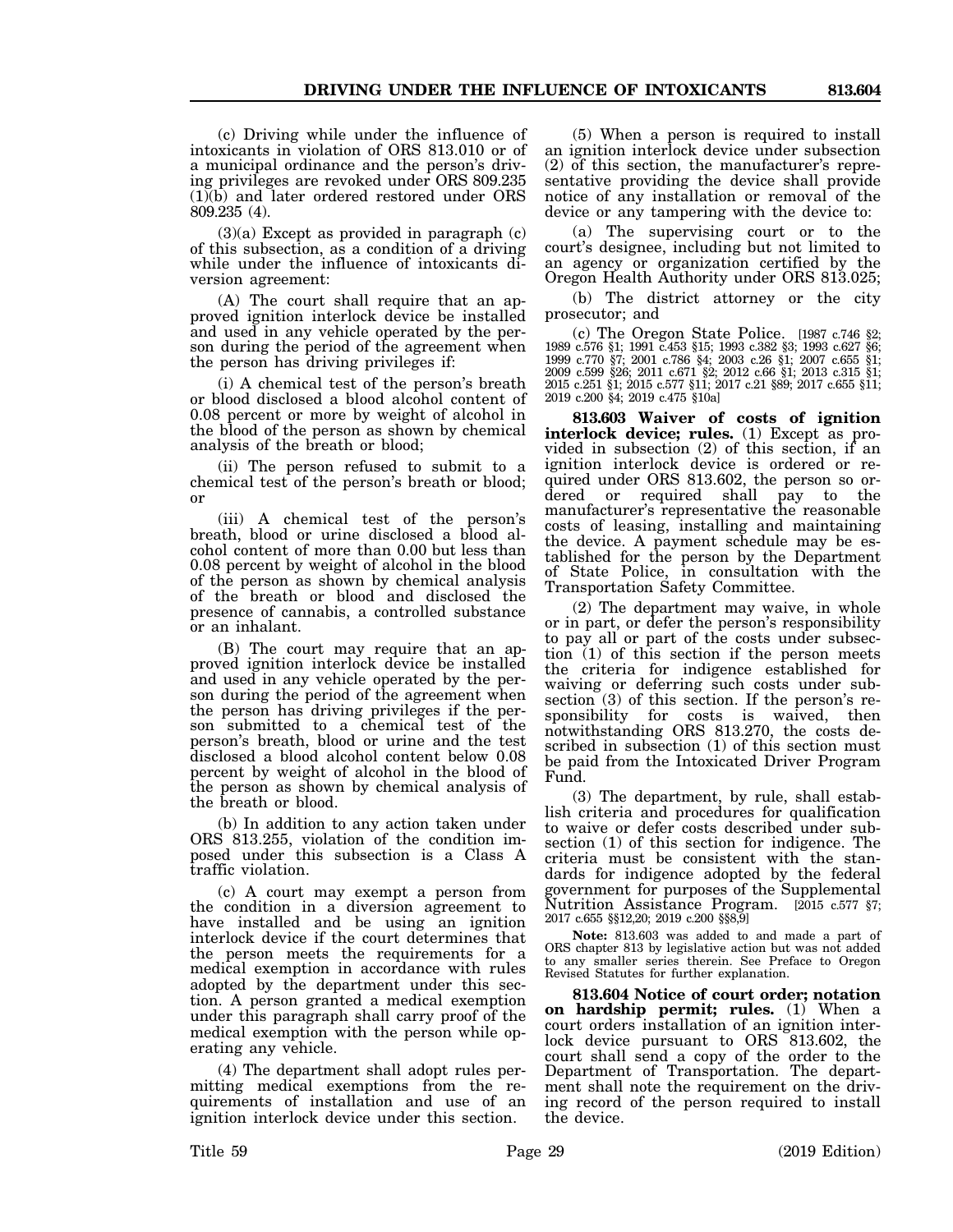(c) Driving while under the influence of intoxicants in violation of ORS 813.010 or of a municipal ordinance and the person's driving privileges are revoked under ORS 809.235 (1)(b) and later ordered restored under ORS 809.235 (4).

(3)(a) Except as provided in paragraph (c) of this subsection, as a condition of a driving while under the influence of intoxicants diversion agreement:

(A) The court shall require that an approved ignition interlock device be installed and used in any vehicle operated by the person during the period of the agreement when the person has driving privileges if:

(i) A chemical test of the person's breath or blood disclosed a blood alcohol content of 0.08 percent or more by weight of alcohol in the blood of the person as shown by chemical analysis of the breath or blood;

(ii) The person refused to submit to a chemical test of the person's breath or blood; or

(iii) A chemical test of the person's breath, blood or urine disclosed a blood alcohol content of more than 0.00 but less than 0.08 percent by weight of alcohol in the blood of the person as shown by chemical analysis of the breath or blood and disclosed the presence of cannabis, a controlled substance or an inhalant.

(B) The court may require that an approved ignition interlock device be installed and used in any vehicle operated by the person during the period of the agreement when the person has driving privileges if the person submitted to a chemical test of the person's breath, blood or urine and the test disclosed a blood alcohol content below 0.08 percent by weight of alcohol in the blood of the person as shown by chemical analysis of the breath or blood.

(b) In addition to any action taken under ORS 813.255, violation of the condition imposed under this subsection is a Class A traffic violation.

(c) A court may exempt a person from the condition in a diversion agreement to have installed and be using an ignition interlock device if the court determines that the person meets the requirements for a medical exemption in accordance with rules adopted by the department under this section. A person granted a medical exemption under this paragraph shall carry proof of the medical exemption with the person while operating any vehicle.

(4) The department shall adopt rules permitting medical exemptions from the requirements of installation and use of an ignition interlock device under this section.

(5) When a person is required to install an ignition interlock device under subsection (2) of this section, the manufacturer's representative providing the device shall provide notice of any installation or removal of the device or any tampering with the device to:

(a) The supervising court or to the court's designee, including but not limited to an agency or organization certified by the Oregon Health Authority under ORS 813.025;

(b) The district attorney or the city prosecutor; and

(c) The Oregon State Police. [1987 c.746 §2; 1989 c.576 §1; 1991 c.453 §15; 1993 c.382 §3; 1993 c.627 §6; 1999 c.770 §7; 2001 c.786 §4; 2003 c.26 §1; 2007 c.655 §1; 2009 c.599 §26; 2011 c.671 §2; 2012 c.66 §1; 2013 c.315 §1; 2015 c.251 §1; 2015 c.577 §11; 2017 c.21 §89; 2017 c.655 §11; 2019 c.200 §4; 2019 c.475 §10a]

**813.603 Waiver of costs of ignition interlock device; rules.** (1) Except as provided in subsection (2) of this section, if an ignition interlock device is ordered or required under ORS 813.602, the person so ordered or required shall pay to the manufacturer's representative the reasonable costs of leasing, installing and maintaining the device. A payment schedule may be established for the person by the Department of State Police, in consultation with the Transportation Safety Committee.

(2) The department may waive, in whole or in part, or defer the person's responsibility to pay all or part of the costs under subsection (1) of this section if the person meets the criteria for indigence established for waiving or deferring such costs under subsection (3) of this section. If the person's responsibility for costs is waived, then notwithstanding ORS 813.270, the costs described in subsection (1) of this section must be paid from the Intoxicated Driver Program Fund.

(3) The department, by rule, shall establish criteria and procedures for qualification to waive or defer costs described under subsection (1) of this section for indigence. The criteria must be consistent with the standards for indigence adopted by the federal government for purposes of the Supplemental Nutrition Assistance Program. [2015 c.577 §7; 2017 c.655 §§12,20; 2019 c.200 §§8,9]

**Note:** 813.603 was added to and made a part of ORS chapter 813 by legislative action but was not added to any smaller series therein. See Preface to Oregon Revised Statutes for further explanation.

**813.604 Notice of court order; notation on hardship permit; rules.** (1) When a court orders installation of an ignition interlock device pursuant to ORS 813.602, the court shall send a copy of the order to the Department of Transportation. The department shall note the requirement on the driving record of the person required to install the device.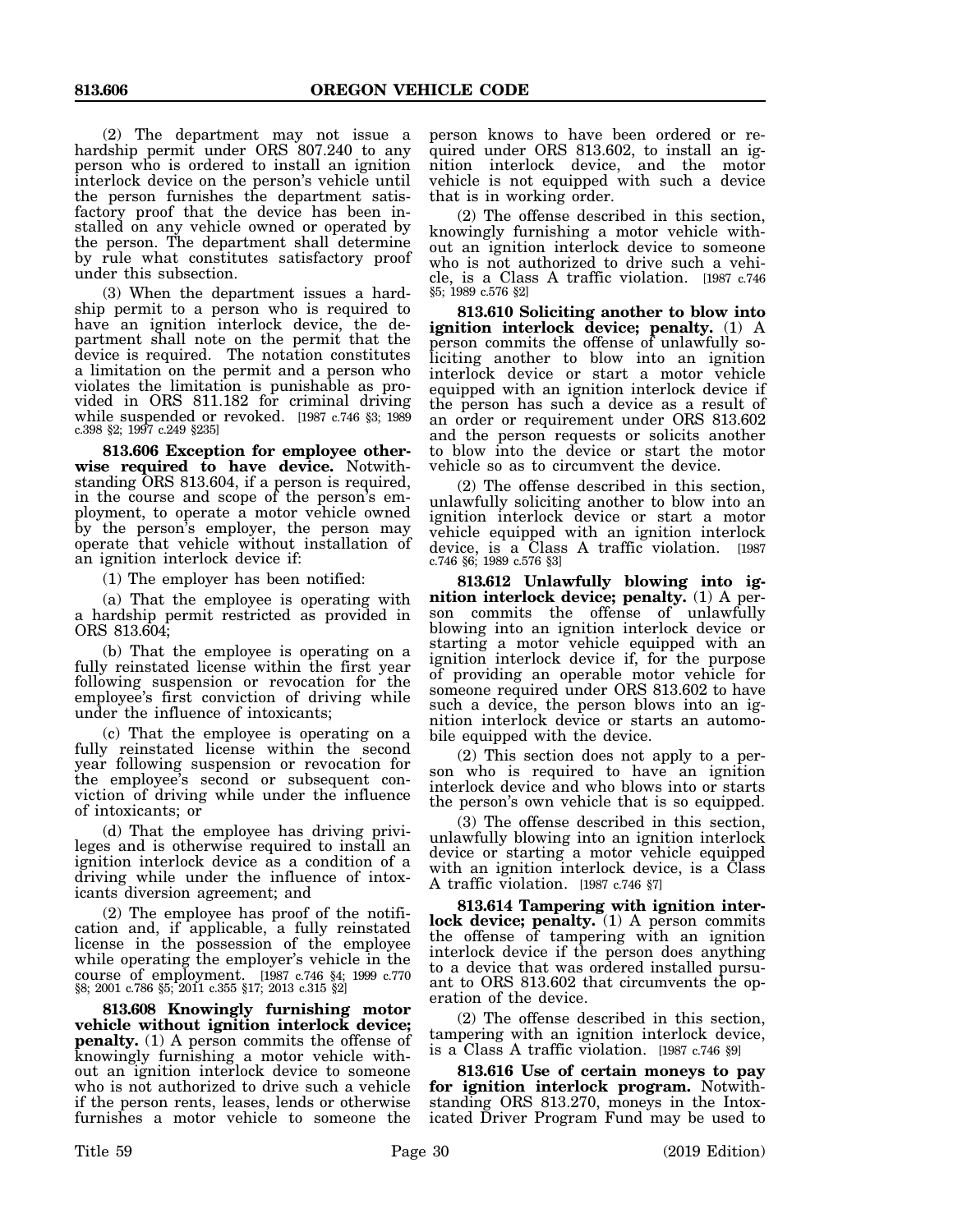(2) The department may not issue a hardship permit under ORS 807.240 to any person who is ordered to install an ignition interlock device on the person's vehicle until the person furnishes the department satisfactory proof that the device has been installed on any vehicle owned or operated by the person. The department shall determine by rule what constitutes satisfactory proof under this subsection.

(3) When the department issues a hardship permit to a person who is required to have an ignition interlock device, the department shall note on the permit that the device is required. The notation constitutes a limitation on the permit and a person who violates the limitation is punishable as provided in ORS 811.182 for criminal driving while suspended or revoked. [1987 c.746 §3; 1989 c.398 §2; 1997 c.249 §235]

**813.606 Exception for employee otherwise required to have device.** Notwithstanding ORS 813.604, if a person is required, in the course and scope of the person's employment, to operate a motor vehicle owned by the person's employer, the person may operate that vehicle without installation of an ignition interlock device if:

(1) The employer has been notified:

(a) That the employee is operating with a hardship permit restricted as provided in ORS 813.604;

(b) That the employee is operating on a fully reinstated license within the first year following suspension or revocation for the employee's first conviction of driving while under the influence of intoxicants;

(c) That the employee is operating on a fully reinstated license within the second year following suspension or revocation for the employee's second or subsequent conviction of driving while under the influence of intoxicants; or

(d) That the employee has driving privileges and is otherwise required to install an ignition interlock device as a condition of a driving while under the influence of intoxicants diversion agreement; and

(2) The employee has proof of the notification and, if applicable, a fully reinstated license in the possession of the employee while operating the employer's vehicle in the course of employment. [1987 c.746 §4; 1999 c.770 §8; 2001 c.786 §5; 2011 c.355 §17; 2013 c.315 §2]

**813.608 Knowingly furnishing motor vehicle without ignition interlock device; penalty.** (1) A person commits the offense of knowingly furnishing a motor vehicle without an ignition interlock device to someone who is not authorized to drive such a vehicle if the person rents, leases, lends or otherwise furnishes a motor vehicle to someone the person knows to have been ordered or required under ORS 813.602, to install an ignition interlock device, and the motor vehicle is not equipped with such a device that is in working order.

(2) The offense described in this section, knowingly furnishing a motor vehicle without an ignition interlock device to someone who is not authorized to drive such a vehicle, is a Class A traffic violation. [1987 c.746 §5; 1989 c.576 §2]

**813.610 Soliciting another to blow into ignition interlock device; penalty.** (1) A person commits the offense of unlawfully soliciting another to blow into an ignition interlock device or start a motor vehicle equipped with an ignition interlock device if the person has such a device as a result of an order or requirement under ORS 813.602 and the person requests or solicits another to blow into the device or start the motor vehicle so as to circumvent the device.

(2) The offense described in this section, unlawfully soliciting another to blow into an ignition interlock device or start a motor vehicle equipped with an ignition interlock device, is a Class A traffic violation. [1987 c.746 §6; 1989 c.576 §3]

**813.612 Unlawfully blowing into ignition interlock device; penalty.** (1) A person commits the offense of unlawfully blowing into an ignition interlock device or starting a motor vehicle equipped with an ignition interlock device if, for the purpose of providing an operable motor vehicle for someone required under ORS 813.602 to have such a device, the person blows into an ignition interlock device or starts an automobile equipped with the device.

(2) This section does not apply to a person who is required to have an ignition interlock device and who blows into or starts the person's own vehicle that is so equipped.

(3) The offense described in this section, unlawfully blowing into an ignition interlock device or starting a motor vehicle equipped with an ignition interlock device, is a Class A traffic violation. [1987 c.746 §7]

**813.614 Tampering with ignition interlock device; penalty.** (1) A person commits the offense of tampering with an ignition interlock device if the person does anything to a device that was ordered installed pursuant to ORS 813.602 that circumvents the operation of the device.

(2) The offense described in this section, tampering with an ignition interlock device, is a Class A traffic violation. [1987 c.746 §9]

**813.616 Use of certain moneys to pay for ignition interlock program.** Notwithstanding ORS 813.270, moneys in the Intoxicated Driver Program Fund may be used to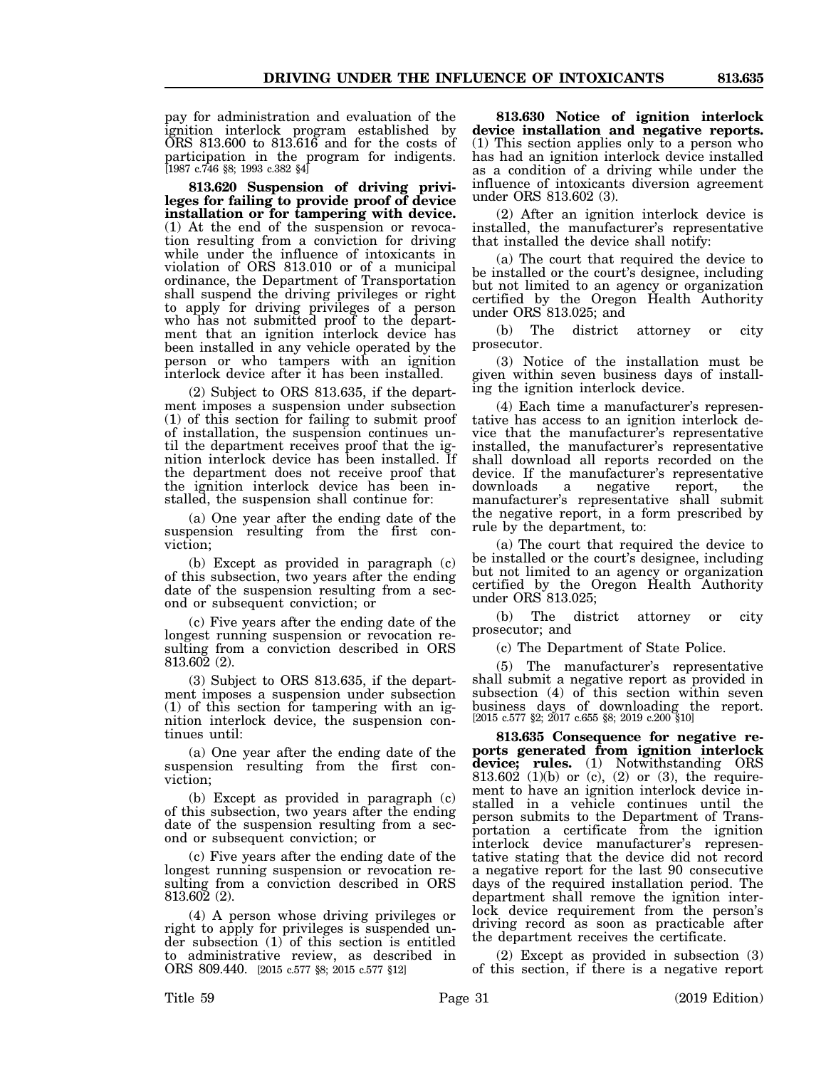pay for administration and evaluation of the ignition interlock program established by ORS 813.600 to 813.616 and for the costs of participation in the program for indigents. [1987 c.746 §8; 1993 c.382 §4]

**813.620 Suspension of driving privileges for failing to provide proof of device installation or for tampering with device.** (1) At the end of the suspension or revocation resulting from a conviction for driving while under the influence of intoxicants in violation of ORS 813.010 or of a municipal ordinance, the Department of Transportation shall suspend the driving privileges or right to apply for driving privileges of a person who has not submitted proof to the department that an ignition interlock device has been installed in any vehicle operated by the person or who tampers with an ignition interlock device after it has been installed.

(2) Subject to ORS 813.635, if the department imposes a suspension under subsection (1) of this section for failing to submit proof of installation, the suspension continues until the department receives proof that the ignition interlock device has been installed. If the department does not receive proof that the ignition interlock device has been installed, the suspension shall continue for:

(a) One year after the ending date of the suspension resulting from the first conviction;

(b) Except as provided in paragraph (c) of this subsection, two years after the ending date of the suspension resulting from a second or subsequent conviction; or

(c) Five years after the ending date of the longest running suspension or revocation resulting from a conviction described in ORS 813.602 (2).

(3) Subject to ORS 813.635, if the department imposes a suspension under subsection (1) of this section for tampering with an ignition interlock device, the suspension continues until:

(a) One year after the ending date of the suspension resulting from the first conviction;

(b) Except as provided in paragraph (c) of this subsection, two years after the ending date of the suspension resulting from a second or subsequent conviction; or

(c) Five years after the ending date of the longest running suspension or revocation resulting from a conviction described in ORS 813.602 (2).

(4) A person whose driving privileges or right to apply for privileges is suspended under subsection (1) of this section is entitled to administrative review, as described in ORS 809.440. [2015 c.577 §8; 2015 c.577 §12]

**813.630 Notice of ignition interlock device installation and negative reports.** (1) This section applies only to a person who has had an ignition interlock device installed as a condition of a driving while under the influence of intoxicants diversion agreement under ORS 813.602 (3).

(2) After an ignition interlock device is installed, the manufacturer's representative that installed the device shall notify:

(a) The court that required the device to be installed or the court's designee, including but not limited to an agency or organization certified by the Oregon Health Authority under ORS 813.025; and

(b) The district attorney or city prosecutor.

(3) Notice of the installation must be given within seven business days of installing the ignition interlock device.

(4) Each time a manufacturer's representative has access to an ignition interlock device that the manufacturer's representative installed, the manufacturer's representative shall download all reports recorded on the device. If the manufacturer's representative downloads a negative report, the manufacturer's representative shall submit the negative report, in a form prescribed by rule by the department, to:

(a) The court that required the device to be installed or the court's designee, including but not limited to an agency or organization certified by the Oregon Health Authority under ORS 813.025;

(b) The district attorney or city prosecutor; and

(c) The Department of State Police.

(5) The manufacturer's representative shall submit a negative report as provided in subsection (4) of this section within seven business days of downloading the report. [2015 c.577 §2; 2017 c.655 §8; 2019 c.200 §10]

**813.635 Consequence for negative reports generated from ignition interlock device; rules.** (1) Notwithstanding ORS 813.602 (1)(b) or (c), (2) or (3), the requirement to have an ignition interlock device installed in a vehicle continues until the person submits to the Department of Transportation a certificate from the ignition interlock device manufacturer's representative stating that the device did not record a negative report for the last 90 consecutive days of the required installation period. The department shall remove the ignition interlock device requirement from the person's driving record as soon as practicable after the department receives the certificate.

(2) Except as provided in subsection (3) of this section, if there is a negative report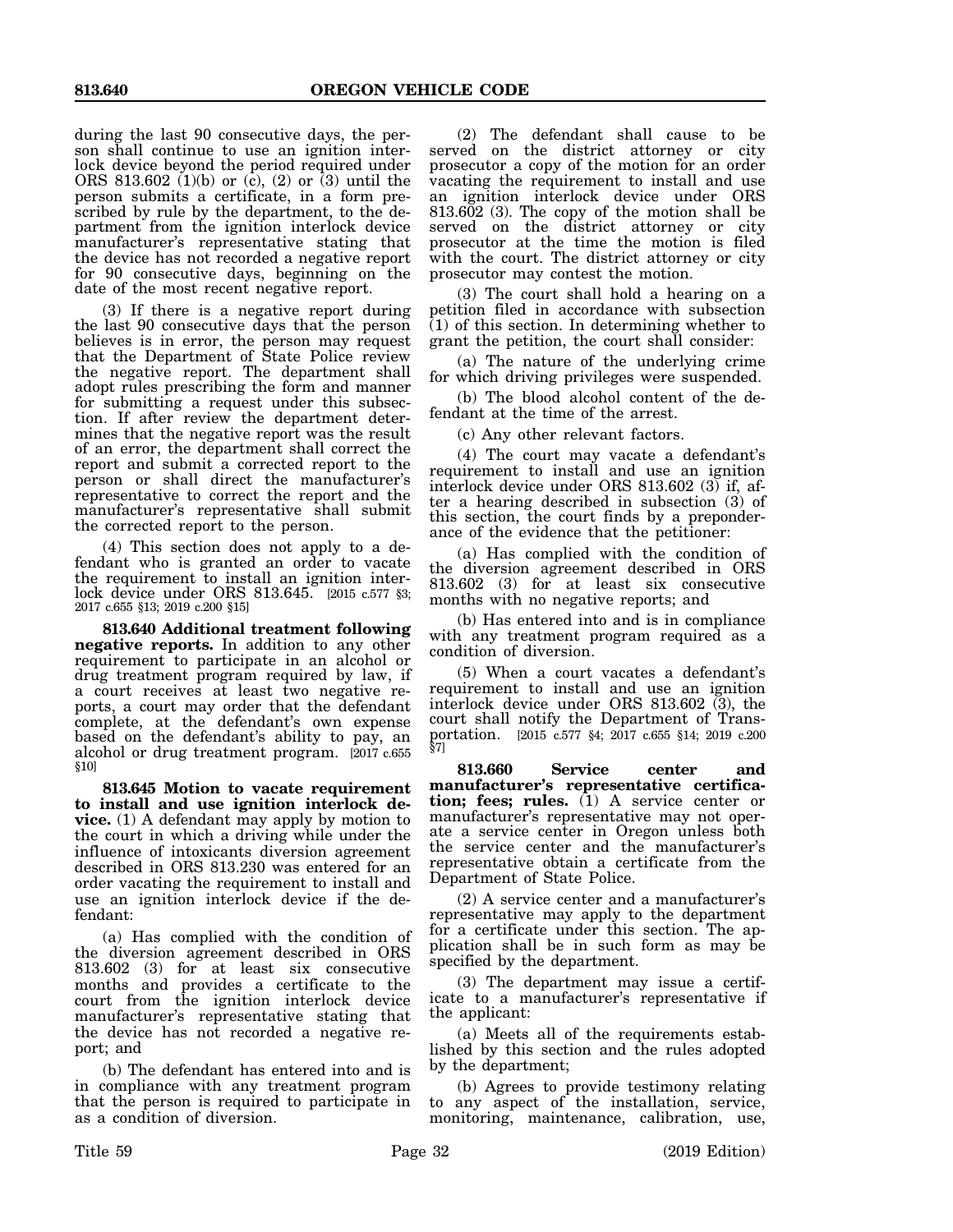during the last 90 consecutive days, the person shall continue to use an ignition interlock device beyond the period required under ORS 813.602 (1)(b) or (c), (2) or (3) until the person submits a certificate, in a form prescribed by rule by the department, to the department from the ignition interlock device manufacturer's representative stating that the device has not recorded a negative report for 90 consecutive days, beginning on the date of the most recent negative report.

(3) If there is a negative report during the last 90 consecutive days that the person believes is in error, the person may request that the Department of State Police review the negative report. The department shall adopt rules prescribing the form and manner for submitting a request under this subsection. If after review the department determines that the negative report was the result of an error, the department shall correct the report and submit a corrected report to the person or shall direct the manufacturer's representative to correct the report and the manufacturer's representative shall submit the corrected report to the person.

(4) This section does not apply to a defendant who is granted an order to vacate the requirement to install an ignition interlock device under ORS 813.645. [2015 c.577 §3; 2017 c.655 §13; 2019 c.200 §15]

**813.640 Additional treatment following negative reports.** In addition to any other requirement to participate in an alcohol or drug treatment program required by law, if a court receives at least two negative reports, a court may order that the defendant complete, at the defendant's own expense based on the defendant's ability to pay, an alcohol or drug treatment program. [2017 c.655 §10]

**813.645 Motion to vacate requirement to install and use ignition interlock device.** (1) A defendant may apply by motion to the court in which a driving while under the influence of intoxicants diversion agreement described in ORS 813.230 was entered for an order vacating the requirement to install and use an ignition interlock device if the defendant:

(a) Has complied with the condition of the diversion agreement described in ORS 813.602 (3) for at least six consecutive months and provides a certificate to the court from the ignition interlock device manufacturer's representative stating that the device has not recorded a negative report; and

(b) The defendant has entered into and is in compliance with any treatment program that the person is required to participate in as a condition of diversion.

(2) The defendant shall cause to be served on the district attorney or city prosecutor a copy of the motion for an order vacating the requirement to install and use an ignition interlock device under ORS 813.602 (3). The copy of the motion shall be served on the district attorney or city prosecutor at the time the motion is filed with the court. The district attorney or city prosecutor may contest the motion.

(3) The court shall hold a hearing on a petition filed in accordance with subsection (1) of this section. In determining whether to grant the petition, the court shall consider:

(a) The nature of the underlying crime for which driving privileges were suspended.

(b) The blood alcohol content of the defendant at the time of the arrest.

(c) Any other relevant factors.

(4) The court may vacate a defendant's requirement to install and use an ignition interlock device under ORS 813.602 (3) if, after a hearing described in subsection (3) of this section, the court finds by a preponderance of the evidence that the petitioner:

(a) Has complied with the condition of the diversion agreement described in ORS 813.602 (3) for at least six consecutive months with no negative reports; and

(b) Has entered into and is in compliance with any treatment program required as a condition of diversion.

(5) When a court vacates a defendant's requirement to install and use an ignition interlock device under ORS 813.602 (3), the court shall notify the Department of Transportation. [2015 c.577 §4; 2017 c.655 §14; 2019 c.200 §7]

**813.660 Service center and manufacturer's representative certification; fees; rules.** (1) A service center or manufacturer's representative may not operate a service center in Oregon unless both the service center and the manufacturer's representative obtain a certificate from the Department of State Police.

(2) A service center and a manufacturer's representative may apply to the department for a certificate under this section. The application shall be in such form as may be specified by the department.

(3) The department may issue a certificate to a manufacturer's representative if the applicant:

(a) Meets all of the requirements established by this section and the rules adopted by the department;

(b) Agrees to provide testimony relating to any aspect of the installation, service, monitoring, maintenance, calibration, use,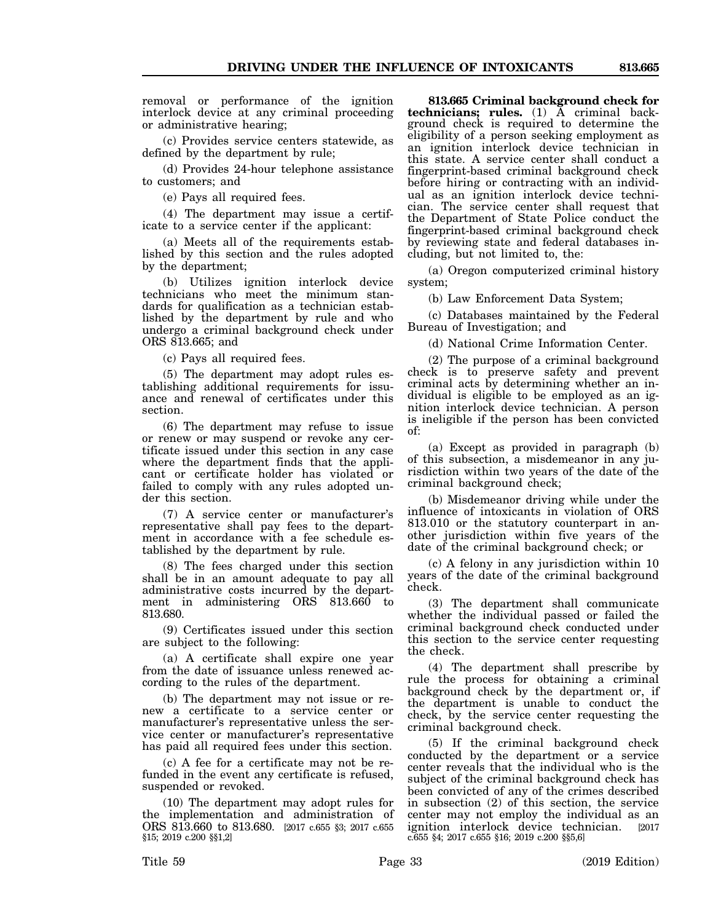removal or performance of the ignition interlock device at any criminal proceeding or administrative hearing;

(c) Provides service centers statewide, as defined by the department by rule;

(d) Provides 24-hour telephone assistance to customers; and

(e) Pays all required fees.

(4) The department may issue a certificate to a service center if the applicant:

(a) Meets all of the requirements established by this section and the rules adopted by the department;

(b) Utilizes ignition interlock device technicians who meet the minimum standards for qualification as a technician established by the department by rule and who undergo a criminal background check under ORS 813.665; and

(c) Pays all required fees.

(5) The department may adopt rules establishing additional requirements for issuance and renewal of certificates under this section.

(6) The department may refuse to issue or renew or may suspend or revoke any certificate issued under this section in any case where the department finds that the applicant or certificate holder has violated or failed to comply with any rules adopted under this section.

(7) A service center or manufacturer's representative shall pay fees to the department in accordance with a fee schedule established by the department by rule.

(8) The fees charged under this section shall be in an amount adequate to pay all administrative costs incurred by the department in administering ORS 813.660 to 813.680.

(9) Certificates issued under this section are subject to the following:

(a) A certificate shall expire one year from the date of issuance unless renewed according to the rules of the department.

(b) The department may not issue or renew a certificate to a service center or manufacturer's representative unless the service center or manufacturer's representative has paid all required fees under this section.

(c) A fee for a certificate may not be refunded in the event any certificate is refused, suspended or revoked.

(10) The department may adopt rules for the implementation and administration of ORS 813.660 to 813.680. [2017 c.655 §3; 2017 c.655 §15; 2019 c.200 §§1,2]

**813.665 Criminal background check for technicians; rules.** (1) A criminal background check is required to determine the eligibility of a person seeking employment as an ignition interlock device technician in this state. A service center shall conduct a fingerprint-based criminal background check before hiring or contracting with an individual as an ignition interlock device technician. The service center shall request that the Department of State Police conduct the fingerprint-based criminal background check by reviewing state and federal databases including, but not limited to, the:

(a) Oregon computerized criminal history system;

(b) Law Enforcement Data System;

(c) Databases maintained by the Federal Bureau of Investigation; and

(d) National Crime Information Center.

(2) The purpose of a criminal background check is to preserve safety and prevent criminal acts by determining whether an individual is eligible to be employed as an ignition interlock device technician. A person is ineligible if the person has been convicted of:

(a) Except as provided in paragraph (b) of this subsection, a misdemeanor in any jurisdiction within two years of the date of the criminal background check;

(b) Misdemeanor driving while under the influence of intoxicants in violation of ORS 813.010 or the statutory counterpart in another jurisdiction within five years of the date of the criminal background check; or

(c) A felony in any jurisdiction within 10 years of the date of the criminal background check.

(3) The department shall communicate whether the individual passed or failed the criminal background check conducted under this section to the service center requesting the check.

(4) The department shall prescribe by rule the process for obtaining a criminal background check by the department or, if the department is unable to conduct the check, by the service center requesting the criminal background check.

(5) If the criminal background check conducted by the department or a service center reveals that the individual who is the subject of the criminal background check has been convicted of any of the crimes described in subsection (2) of this section, the service center may not employ the individual as an ignition interlock device technician. [2017 c.655 §4; 2017 c.655 §16; 2019 c.200 §§5,6]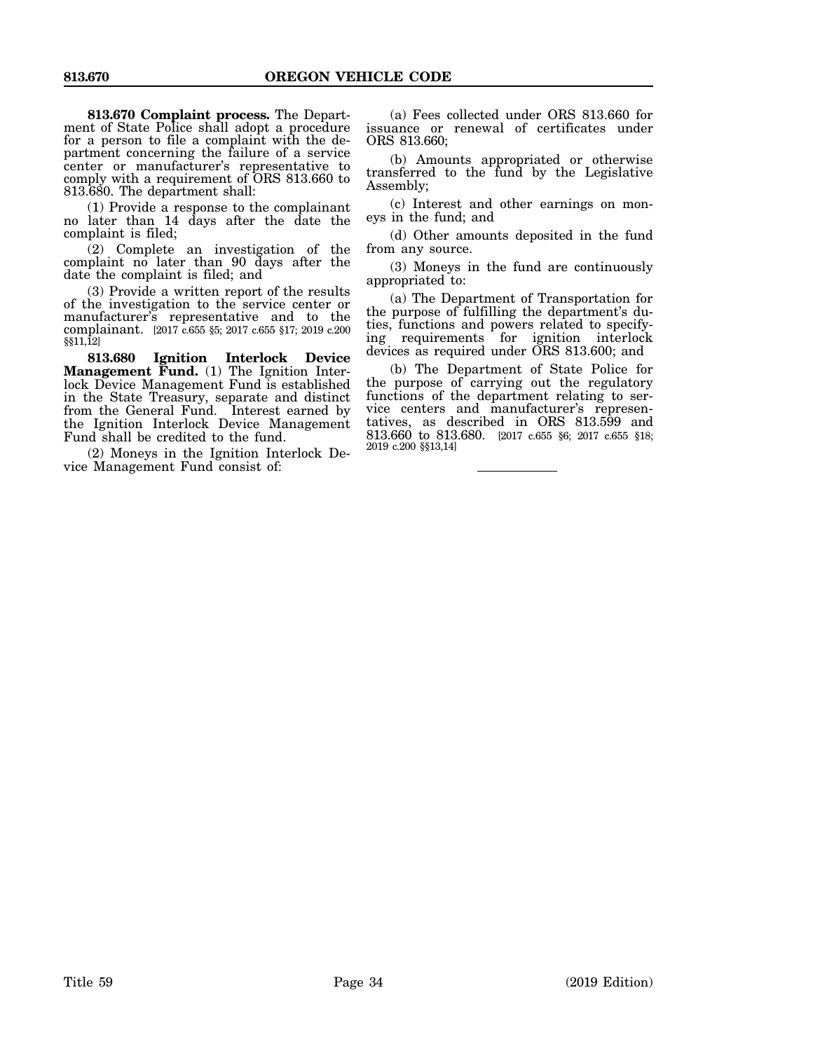**813.670 Complaint process.** The Department of State Police shall adopt a procedure for a person to file a complaint with the department concerning the failure of a service center or manufacturer's representative to comply with a requirement of ORS 813.660 to 813.680. The department shall:

(1) Provide a response to the complainant no later than 14 days after the date the complaint is filed;

(2) Complete an investigation of the complaint no later than 90 days after the date the complaint is filed; and

(3) Provide a written report of the results of the investigation to the service center or manufacturer's representative and to the complainant. [2017 c.655 §5; 2017 c.655 §17; 2019 c.200 §§11,12]

**813.680 Ignition Interlock Device Management Fund.** (1) The Ignition Interlock Device Management Fund is established in the State Treasury, separate and distinct from the General Fund. Interest earned by the Ignition Interlock Device Management Fund shall be credited to the fund.

(2) Moneys in the Ignition Interlock Device Management Fund consist of:

(a) Fees collected under ORS 813.660 for issuance or renewal of certificates under ORS 813.660;

(b) Amounts appropriated or otherwise transferred to the fund by the Legislative Assembly;

(c) Interest and other earnings on moneys in the fund; and

(d) Other amounts deposited in the fund from any source.

(3) Moneys in the fund are continuously appropriated to:

(a) The Department of Transportation for the purpose of fulfilling the department's duties, functions and powers related to specifying requirements for ignition interlock devices as required under ORS 813.600; and

(b) The Department of State Police for the purpose of carrying out the regulatory functions of the department relating to service centers and manufacturer's representatives, as described in ORS 813.599 and 813.660 to 813.680. [2017 c.655 §6; 2017 c.655 §18; 2019 c.200 §§13,14]